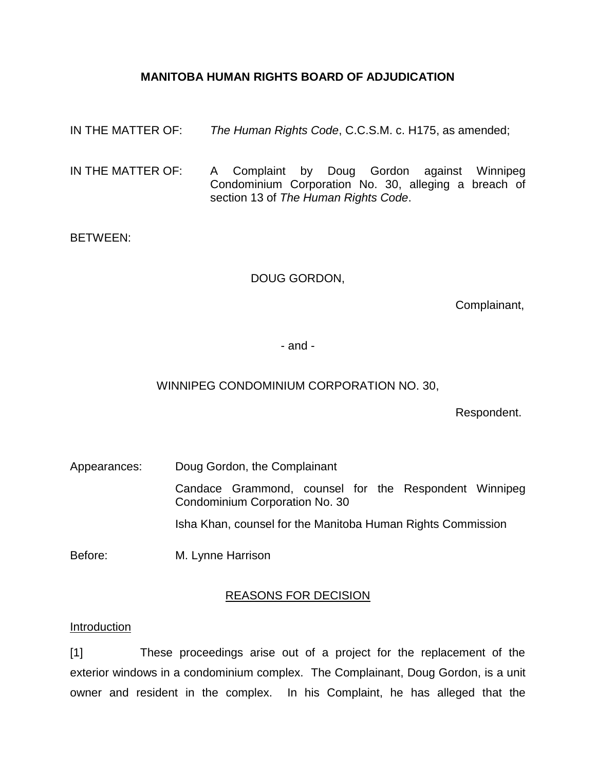**MANITOBA HUMAN RIGHTS BOARD OF ADJUDICATION**

IN THE MATTER OF: *The Human Rights Code*, C.C.S.M. c. H175, as amended;

IN THE MATTER OF: A Complaint by Doug Gordon against Winnipeg Condominium Corporation No. 30, alleging a breach of section 13 of *The Human Rights Code*.

BETWEEN:

DOUG GORDON,

Complainant,

- and -

WINNIPEG CONDOMINIUM CORPORATION NO. 30,

Respondent.

Appearances: Doug Gordon, the Complainant

Candace Grammond, counsel for the Respondent Winnipeg Condominium Corporation No. 30

Isha Khan, counsel for the Manitoba Human Rights Commission

Before: M. Lynne Harrison

REASONS FOR DECISION

Introduction

[1] These proceedings arise out of a project for the replacement of the exterior windows in a condominium complex. The Complainant, Doug Gordon, is a unit owner and resident in the complex. In his Complaint, he has alleged that the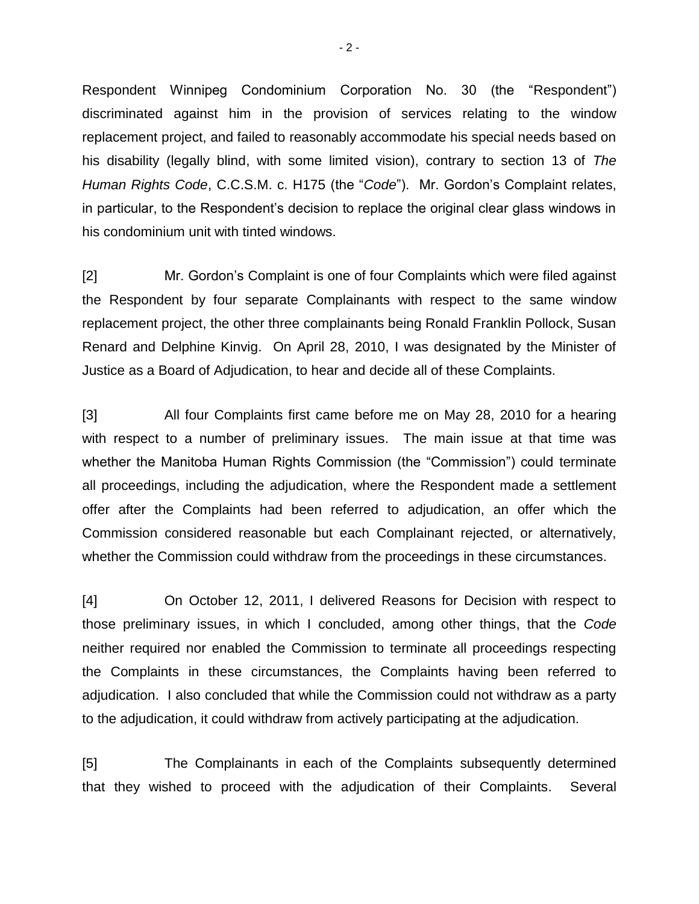Respondent Winnipeg Condominium Corporation No. 30 (the "Respondent") discriminated against him in the provision of services relating to the window replacement project, and failed to reasonably accommodate his special needs based on his disability (legally blind, with some limited vision), contrary to section 13 of *The Human Rights Code*, C.C.S.M. c. H175 (the "*Code*"). Mr. Gordon's Complaint relates, in particular, to the Respondent's decision to replace the original clear glass windows in his condominium unit with tinted windows.

[2] Mr. Gordon's Complaint is one of four Complaints which were filed against the Respondent by four separate Complainants with respect to the same window replacement project, the other three complainants being Ronald Franklin Pollock, Susan Renard and Delphine Kinvig. On April 28, 2010, I was designated by the Minister of Justice as a Board of Adjudication, to hear and decide all of these Complaints.

[3] All four Complaints first came before me on May 28, 2010 for a hearing with respect to a number of preliminary issues. The main issue at that time was whether the Manitoba Human Rights Commission (the "Commission") could terminate all proceedings, including the adjudication, where the Respondent made a settlement offer after the Complaints had been referred to adjudication, an offer which the Commission considered reasonable but each Complainant rejected, or alternatively, whether the Commission could withdraw from the proceedings in these circumstances.

[4] On October 12, 2011, I delivered Reasons for Decision with respect to those preliminary issues, in which I concluded, among other things, that the *Code* neither required nor enabled the Commission to terminate all proceedings respecting the Complaints in these circumstances, the Complaints having been referred to adjudication. I also concluded that while the Commission could not withdraw as a party to the adjudication, it could withdraw from actively participating at the adjudication.

[5] The Complainants in each of the Complaints subsequently determined that they wished to proceed with the adjudication of their Complaints. Several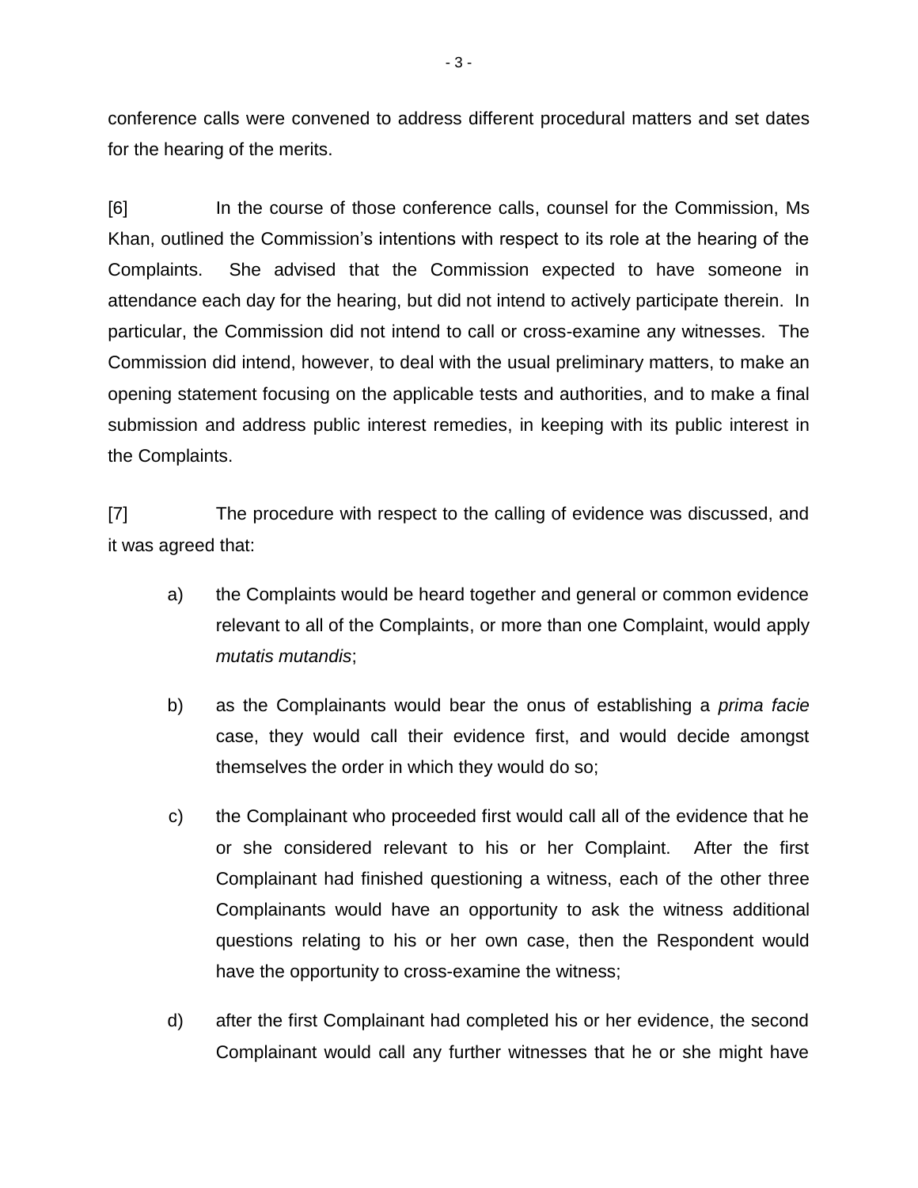conference calls were convened to address different procedural matters and set dates for the hearing of the merits.

[6] In the course of those conference calls, counsel for the Commission, Ms Khan, outlined the Commission's intentions with respect to its role at the hearing of the Complaints. She advised that the Commission expected to have someone in attendance each day for the hearing, but did not intend to actively participate therein. In particular, the Commission did not intend to call or cross-examine any witnesses. The Commission did intend, however, to deal with the usual preliminary matters, to make an opening statement focusing on the applicable tests and authorities, and to make a final submission and address public interest remedies, in keeping with its public interest in the Complaints.

[7] The procedure with respect to the calling of evidence was discussed, and it was agreed that:

a) the Complaints would be heard together and general or common evidence relevant to all of the Complaints, or more than one Complaint, would apply *mutatis mutandis*;

b) as the Complainants would bear the onus of establishing a *prima facie* case, they would call their evidence first, and would decide amongst themselves the order in which they would do so;

c) the Complainant who proceeded first would call all of the evidence that he or she considered relevant to his or her Complaint. After the first Complainant had finished questioning a witness, each of the other three Complainants would have an opportunity to ask the witness additional questions relating to his or her own case, then the Respondent would have the opportunity to cross-examine the witness;

d) after the first Complainant had completed his or her evidence, the second Complainant would call any further witnesses that he or she might have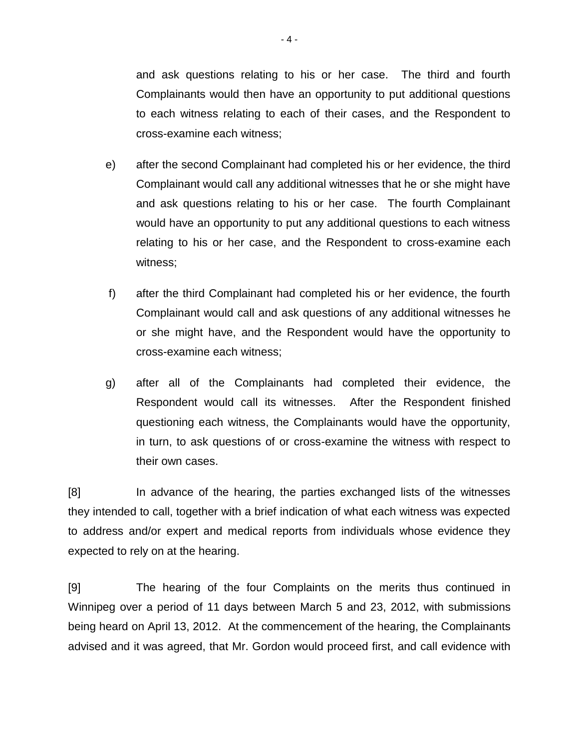and ask questions relating to his or her case. The third and fourth Complainants would then have an opportunity to put additional questions to each witness relating to each of their cases, and the Respondent to cross-examine each witness;

e) after the second Complainant had completed his or her evidence, the third Complainant would call any additional witnesses that he or she might have and ask questions relating to his or her case. The fourth Complainant would have an opportunity to put any additional questions to each witness relating to his or her case, and the Respondent to cross-examine each witness;

f) after the third Complainant had completed his or her evidence, the fourth Complainant would call and ask questions of any additional witnesses he or she might have, and the Respondent would have the opportunity to cross-examine each witness;

g) after all of the Complainants had completed their evidence, the Respondent would call its witnesses. After the Respondent finished questioning each witness, the Complainants would have the opportunity, in turn, to ask questions of or cross-examine the witness with respect to their own cases.

[8] In advance of the hearing, the parties exchanged lists of the witnesses they intended to call, together with a brief indication of what each witness was expected to address and/or expert and medical reports from individuals whose evidence they expected to rely on at the hearing.

[9] The hearing of the four Complaints on the merits thus continued in Winnipeg over a period of 11 days between March 5 and 23, 2012, with submissions being heard on April 13, 2012. At the commencement of the hearing, the Complainants advised and it was agreed, that Mr. Gordon would proceed first, and call evidence with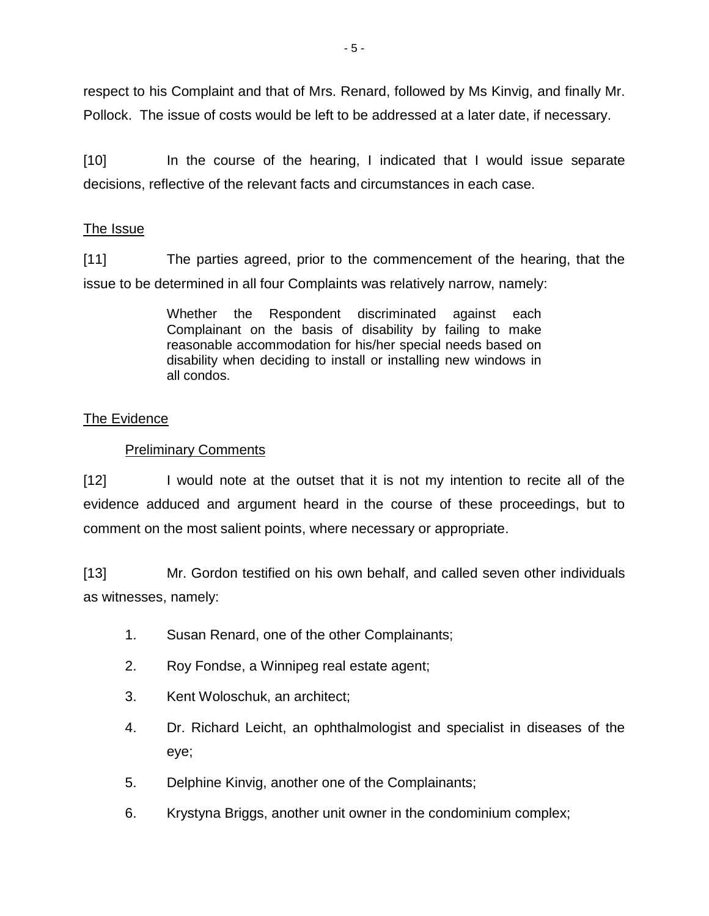respect to his Complaint and that of Mrs. Renard, followed by Ms Kinvig, and finally Mr. Pollock. The issue of costs would be left to be addressed at a later date, if necessary.

[10] In the course of the hearing, I indicated that I would issue separate decisions, reflective of the relevant facts and circumstances in each case.

## The Issue

[11] The parties agreed, prior to the commencement of the hearing, that the issue to be determined in all four Complaints was relatively narrow, namely:

> Whether the Respondent discriminated against each Complainant on the basis of disability by failing to make reasonable accommodation for his/her special needs based on disability when deciding to install or installing new windows in all condos.

## The Evidence

### Preliminary Comments

[12] I would note at the outset that it is not my intention to recite all of the evidence adduced and argument heard in the course of these proceedings, but to comment on the most salient points, where necessary or appropriate.

[13] Mr. Gordon testified on his own behalf, and called seven other individuals as witnesses, namely:

1. Susan Renard, one of the other Complainants;
2. Roy Fondse, a Winnipeg real estate agent;
3. Kent Woloschuk, an architect;
4. Dr. Richard Leicht, an ophthalmologist and specialist in diseases of the eye;
5. Delphine Kinvig, another one of the Complainants;
6. Krystyna Briggs, another unit owner in the condominium complex;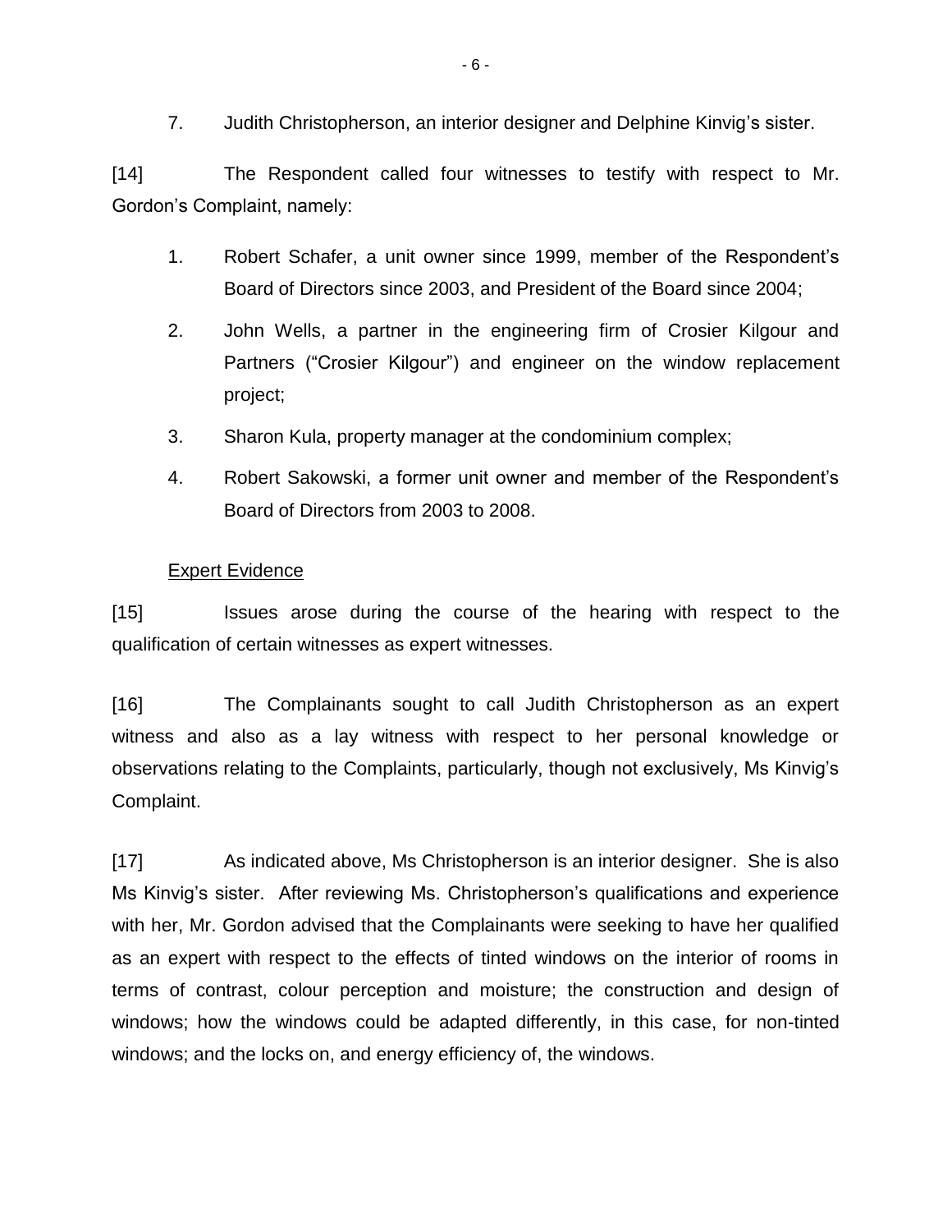7. Judith Christopherson, an interior designer and Delphine Kinvig's sister.

[14] The Respondent called four witnesses to testify with respect to Mr. Gordon's Complaint, namely:

1. Robert Schafer, a unit owner since 1999, member of the Respondent's Board of Directors since 2003, and President of the Board since 2004;
2. John Wells, a partner in the engineering firm of Crosier Kilgour and Partners ("Crosier Kilgour") and engineer on the window replacement project;
3. Sharon Kula, property manager at the condominium complex;
4. Robert Sakowski, a former unit owner and member of the Respondent's Board of Directors from 2003 to 2008.

<u>Expert Evidence</u>

[15] Issues arose during the course of the hearing with respect to the qualification of certain witnesses as expert witnesses.

[16] The Complainants sought to call Judith Christopherson as an expert witness and also as a lay witness with respect to her personal knowledge or observations relating to the Complaints, particularly, though not exclusively, Ms Kinvig's Complaint.

[17] As indicated above, Ms Christopherson is an interior designer. She is also Ms Kinvig's sister. After reviewing Ms. Christopherson's qualifications and experience with her, Mr. Gordon advised that the Complainants were seeking to have her qualified as an expert with respect to the effects of tinted windows on the interior of rooms in terms of contrast, colour perception and moisture; the construction and design of windows; how the windows could be adapted differently, in this case, for non-tinted windows; and the locks on, and energy efficiency of, the windows.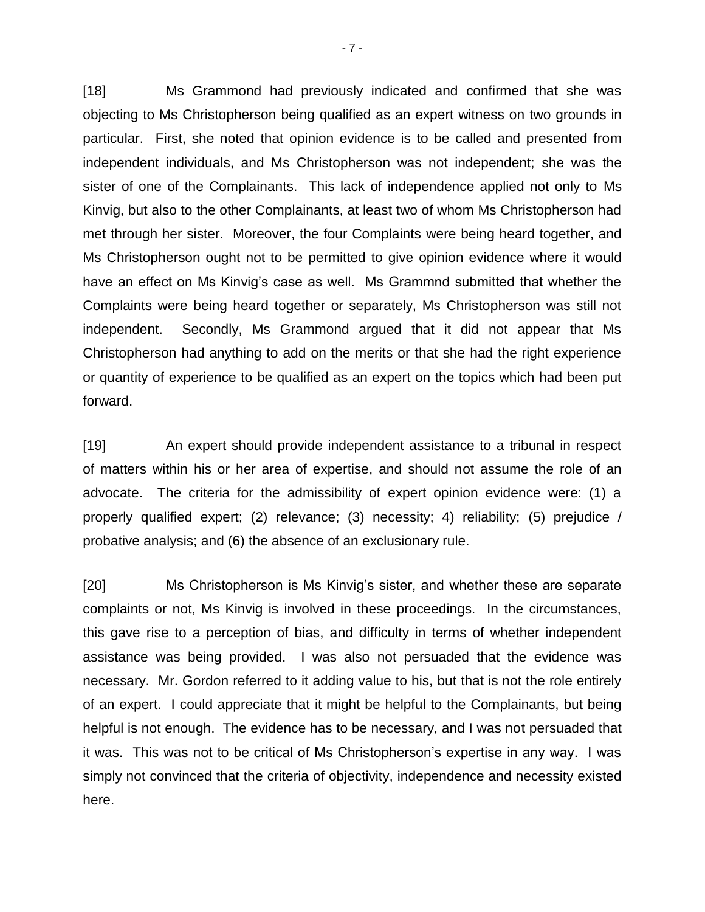[18] Ms Grammond had previously indicated and confirmed that she was objecting to Ms Christopherson being qualified as an expert witness on two grounds in particular. First, she noted that opinion evidence is to be called and presented from independent individuals, and Ms Christopherson was not independent; she was the sister of one of the Complainants. This lack of independence applied not only to Ms Kinvig, but also to the other Complainants, at least two of whom Ms Christopherson had met through her sister. Moreover, the four Complaints were being heard together, and Ms Christopherson ought not to be permitted to give opinion evidence where it would have an effect on Ms Kinvig's case as well. Ms Grammnd submitted that whether the Complaints were being heard together or separately, Ms Christopherson was still not independent. Secondly, Ms Grammond argued that it did not appear that Ms Christopherson had anything to add on the merits or that she had the right experience or quantity of experience to be qualified as an expert on the topics which had been put forward.

[19] An expert should provide independent assistance to a tribunal in respect of matters within his or her area of expertise, and should not assume the role of an advocate. The criteria for the admissibility of expert opinion evidence were: (1) a properly qualified expert; (2) relevance; (3) necessity; 4) reliability; (5) prejudice / probative analysis; and (6) the absence of an exclusionary rule.

[20] Ms Christopherson is Ms Kinvig's sister, and whether these are separate complaints or not, Ms Kinvig is involved in these proceedings. In the circumstances, this gave rise to a perception of bias, and difficulty in terms of whether independent assistance was being provided. I was also not persuaded that the evidence was necessary. Mr. Gordon referred to it adding value to his, but that is not the role entirely of an expert. I could appreciate that it might be helpful to the Complainants, but being helpful is not enough. The evidence has to be necessary, and I was not persuaded that it was. This was not to be critical of Ms Christopherson's expertise in any way. I was simply not convinced that the criteria of objectivity, independence and necessity existed here.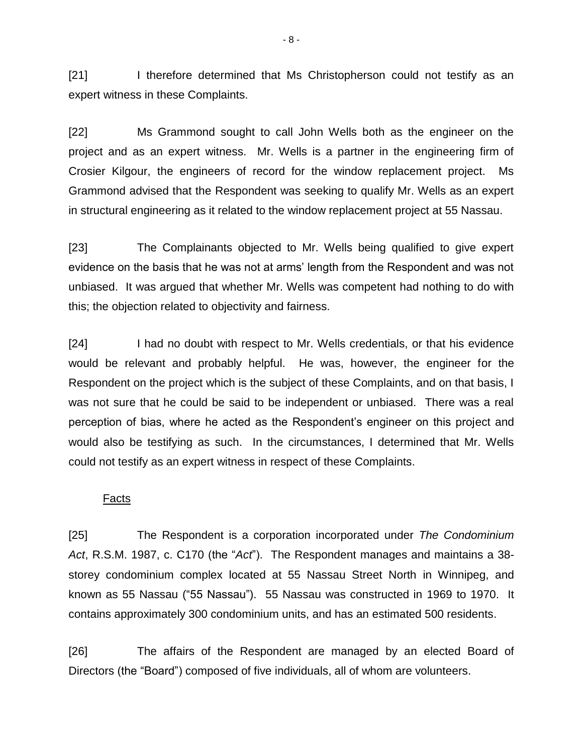[21] I therefore determined that Ms Christopherson could not testify as an expert witness in these Complaints.

[22] Ms Grammond sought to call John Wells both as the engineer on the project and as an expert witness. Mr. Wells is a partner in the engineering firm of Crosier Kilgour, the engineers of record for the window replacement project. Ms Grammond advised that the Respondent was seeking to qualify Mr. Wells as an expert in structural engineering as it related to the window replacement project at 55 Nassau.

[23] The Complainants objected to Mr. Wells being qualified to give expert evidence on the basis that he was not at arms' length from the Respondent and was not unbiased. It was argued that whether Mr. Wells was competent had nothing to do with this; the objection related to objectivity and fairness.

[24] I had no doubt with respect to Mr. Wells credentials, or that his evidence would be relevant and probably helpful. He was, however, the engineer for the Respondent on the project which is the subject of these Complaints, and on that basis, I was not sure that he could be said to be independent or unbiased. There was a real perception of bias, where he acted as the Respondent's engineer on this project and would also be testifying as such. In the circumstances, I determined that Mr. Wells could not testify as an expert witness in respect of these Complaints.

## Facts

[25] The Respondent is a corporation incorporated under *The Condominium Act*, R.S.M. 1987, c. C170 (the "*Act*"). The Respondent manages and maintains a 38-storey condominium complex located at 55 Nassau Street North in Winnipeg, and known as 55 Nassau ("55 Nassau"). 55 Nassau was constructed in 1969 to 1970. It contains approximately 300 condominium units, and has an estimated 500 residents.

[26] The affairs of the Respondent are managed by an elected Board of Directors (the "Board") composed of five individuals, all of whom are volunteers.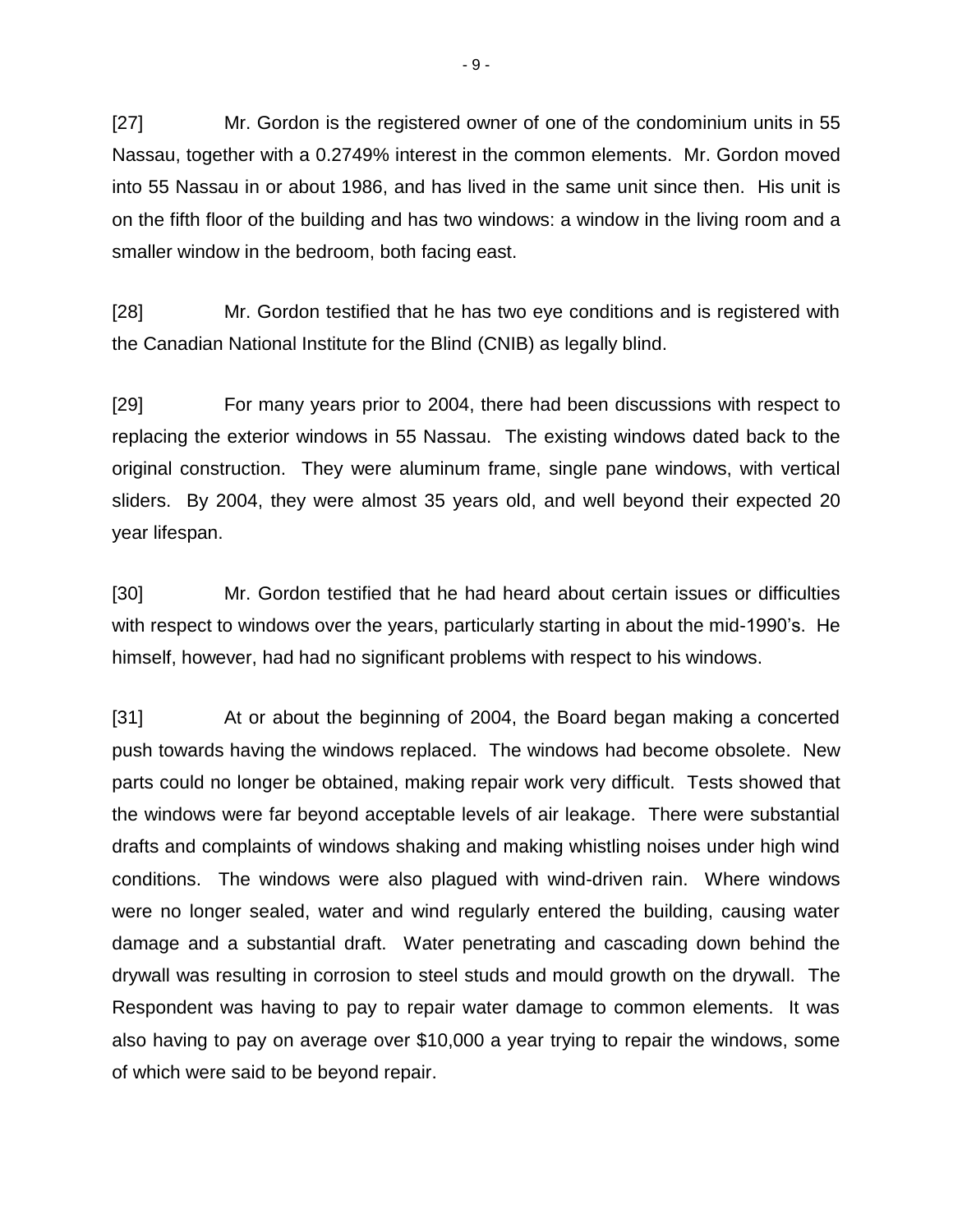[27] Mr. Gordon is the registered owner of one of the condominium units in 55 Nassau, together with a 0.2749% interest in the common elements. Mr. Gordon moved into 55 Nassau in or about 1986, and has lived in the same unit since then. His unit is on the fifth floor of the building and has two windows: a window in the living room and a smaller window in the bedroom, both facing east.

[28] Mr. Gordon testified that he has two eye conditions and is registered with the Canadian National Institute for the Blind (CNIB) as legally blind.

[29] For many years prior to 2004, there had been discussions with respect to replacing the exterior windows in 55 Nassau. The existing windows dated back to the original construction. They were aluminum frame, single pane windows, with vertical sliders. By 2004, they were almost 35 years old, and well beyond their expected 20 year lifespan.

[30] Mr. Gordon testified that he had heard about certain issues or difficulties with respect to windows over the years, particularly starting in about the mid-1990's. He himself, however, had had no significant problems with respect to his windows.

[31] At or about the beginning of 2004, the Board began making a concerted push towards having the windows replaced. The windows had become obsolete. New parts could no longer be obtained, making repair work very difficult. Tests showed that the windows were far beyond acceptable levels of air leakage. There were substantial drafts and complaints of windows shaking and making whistling noises under high wind conditions. The windows were also plagued with wind-driven rain. Where windows were no longer sealed, water and wind regularly entered the building, causing water damage and a substantial draft. Water penetrating and cascading down behind the drywall was resulting in corrosion to steel studs and mould growth on the drywall. The Respondent was having to pay to repair water damage to common elements. It was also having to pay on average over $10,000 a year trying to repair the windows, some of which were said to be beyond repair.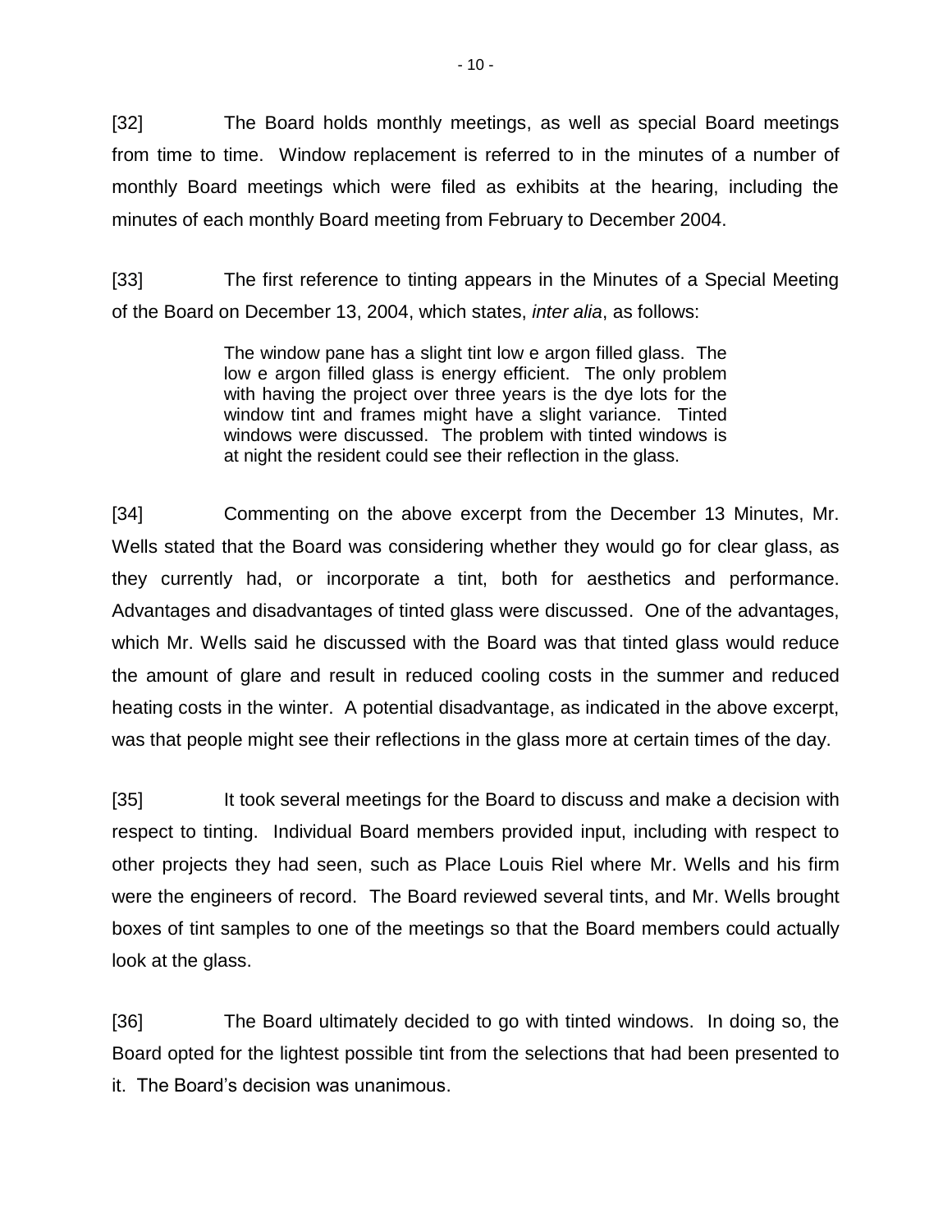[32] The Board holds monthly meetings, as well as special Board meetings from time to time. Window replacement is referred to in the minutes of a number of monthly Board meetings which were filed as exhibits at the hearing, including the minutes of each monthly Board meeting from February to December 2004.

[33] The first reference to tinting appears in the Minutes of a Special Meeting of the Board on December 13, 2004, which states, *inter alia*, as follows:

> The window pane has a slight tint low e argon filled glass. The low e argon filled glass is energy efficient. The only problem with having the project over three years is the dye lots for the window tint and frames might have a slight variance. Tinted windows were discussed. The problem with tinted windows is at night the resident could see their reflection in the glass.

[34] Commenting on the above excerpt from the December 13 Minutes, Mr. Wells stated that the Board was considering whether they would go for clear glass, as they currently had, or incorporate a tint, both for aesthetics and performance. Advantages and disadvantages of tinted glass were discussed. One of the advantages, which Mr. Wells said he discussed with the Board was that tinted glass would reduce the amount of glare and result in reduced cooling costs in the summer and reduced heating costs in the winter. A potential disadvantage, as indicated in the above excerpt, was that people might see their reflections in the glass more at certain times of the day.

[35] It took several meetings for the Board to discuss and make a decision with respect to tinting. Individual Board members provided input, including with respect to other projects they had seen, such as Place Louis Riel where Mr. Wells and his firm were the engineers of record. The Board reviewed several tints, and Mr. Wells brought boxes of tint samples to one of the meetings so that the Board members could actually look at the glass.

[36] The Board ultimately decided to go with tinted windows. In doing so, the Board opted for the lightest possible tint from the selections that had been presented to it. The Board's decision was unanimous.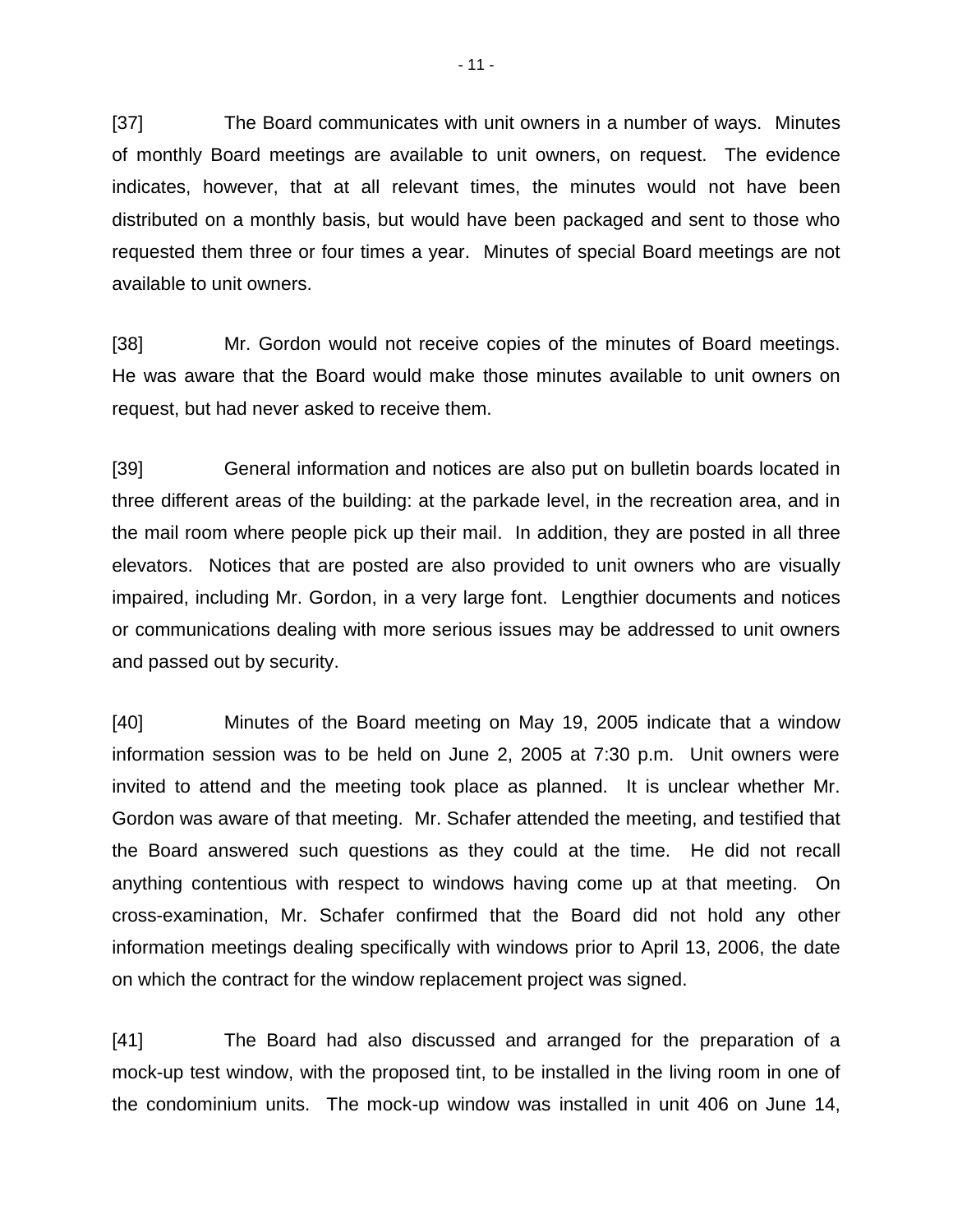[37] The Board communicates with unit owners in a number of ways. Minutes of monthly Board meetings are available to unit owners, on request. The evidence indicates, however, that at all relevant times, the minutes would not have been distributed on a monthly basis, but would have been packaged and sent to those who requested them three or four times a year. Minutes of special Board meetings are not available to unit owners.

[38] Mr. Gordon would not receive copies of the minutes of Board meetings. He was aware that the Board would make those minutes available to unit owners on request, but had never asked to receive them.

[39] General information and notices are also put on bulletin boards located in three different areas of the building: at the parkade level, in the recreation area, and in the mail room where people pick up their mail. In addition, they are posted in all three elevators. Notices that are posted are also provided to unit owners who are visually impaired, including Mr. Gordon, in a very large font. Lengthier documents and notices or communications dealing with more serious issues may be addressed to unit owners and passed out by security.

[40] Minutes of the Board meeting on May 19, 2005 indicate that a window information session was to be held on June 2, 2005 at 7:30 p.m. Unit owners were invited to attend and the meeting took place as planned. It is unclear whether Mr. Gordon was aware of that meeting. Mr. Schafer attended the meeting, and testified that the Board answered such questions as they could at the time. He did not recall anything contentious with respect to windows having come up at that meeting. On cross-examination, Mr. Schafer confirmed that the Board did not hold any other information meetings dealing specifically with windows prior to April 13, 2006, the date on which the contract for the window replacement project was signed.

[41] The Board had also discussed and arranged for the preparation of a mock-up test window, with the proposed tint, to be installed in the living room in one of the condominium units. The mock-up window was installed in unit 406 on June 14,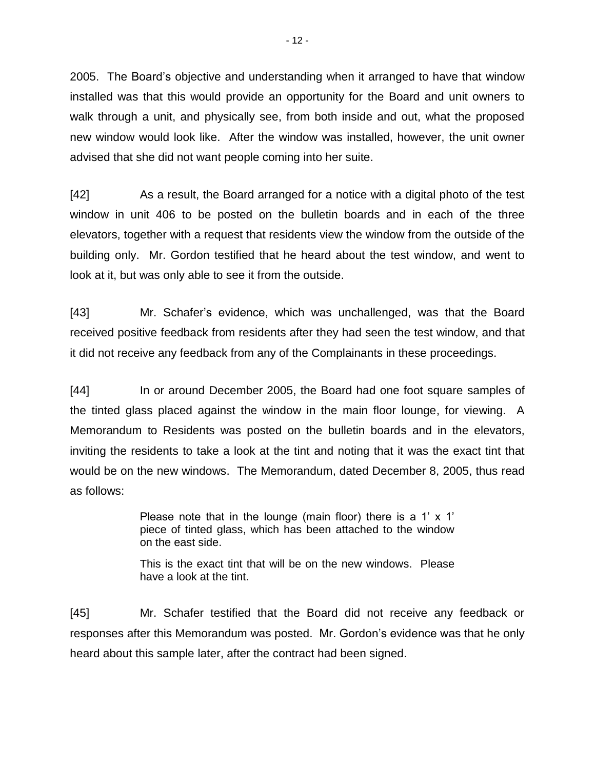2005. The Board's objective and understanding when it arranged to have that window installed was that this would provide an opportunity for the Board and unit owners to walk through a unit, and physically see, from both inside and out, what the proposed new window would look like. After the window was installed, however, the unit owner advised that she did not want people coming into her suite.

[42] As a result, the Board arranged for a notice with a digital photo of the test window in unit 406 to be posted on the bulletin boards and in each of the three elevators, together with a request that residents view the window from the outside of the building only. Mr. Gordon testified that he heard about the test window, and went to look at it, but was only able to see it from the outside.

[43] Mr. Schafer's evidence, which was unchallenged, was that the Board received positive feedback from residents after they had seen the test window, and that it did not receive any feedback from any of the Complainants in these proceedings.

[44] In or around December 2005, the Board had one foot square samples of the tinted glass placed against the window in the main floor lounge, for viewing. A Memorandum to Residents was posted on the bulletin boards and in the elevators, inviting the residents to take a look at the tint and noting that it was the exact tint that would be on the new windows. The Memorandum, dated December 8, 2005, thus read as follows:

> Please note that in the lounge (main floor) there is a 1' x 1' piece of tinted glass, which has been attached to the window on the east side.
>
> This is the exact tint that will be on the new windows. Please have a look at the tint.

[45] Mr. Schafer testified that the Board did not receive any feedback or responses after this Memorandum was posted. Mr. Gordon's evidence was that he only heard about this sample later, after the contract had been signed.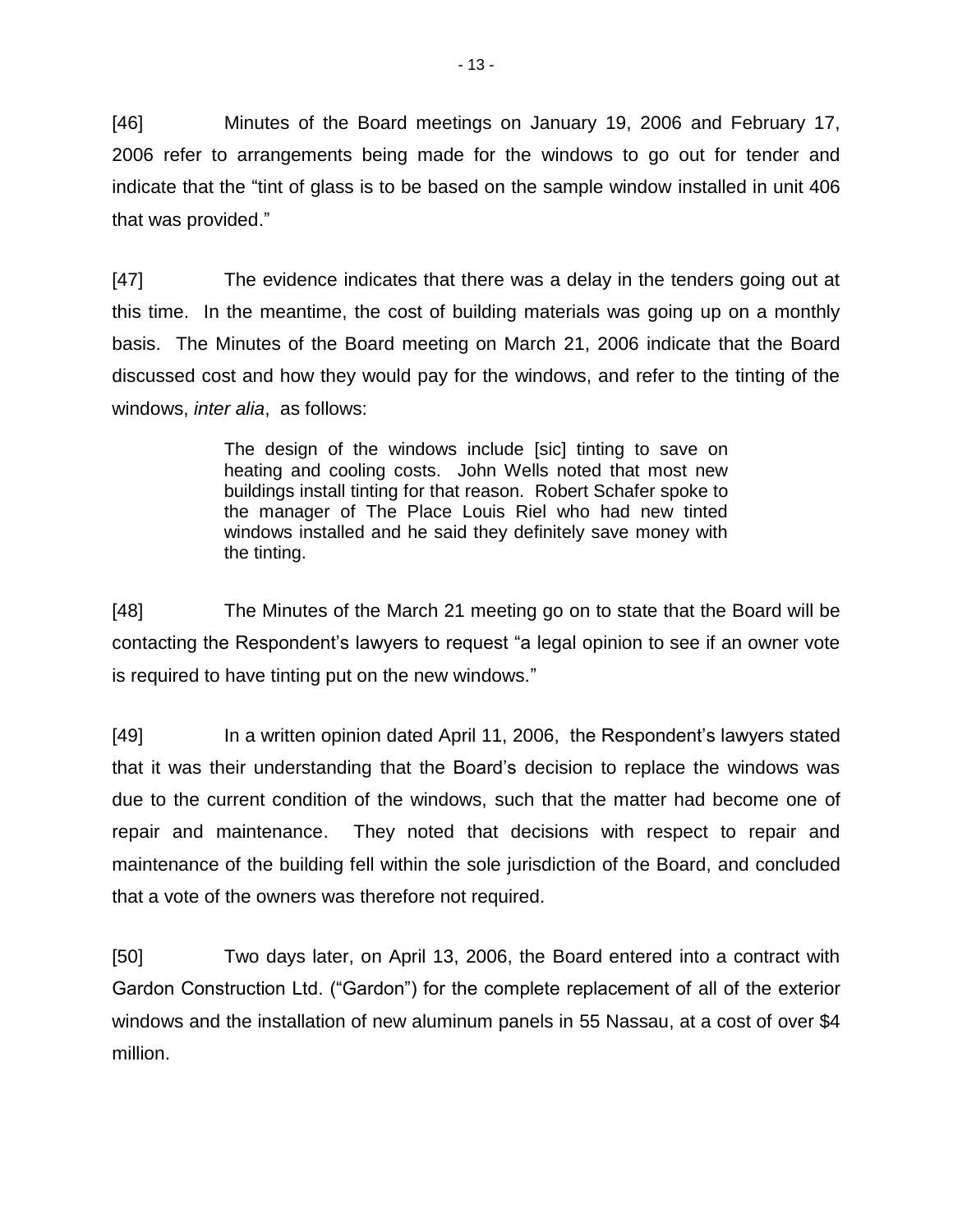[46] Minutes of the Board meetings on January 19, 2006 and February 17, 2006 refer to arrangements being made for the windows to go out for tender and indicate that the "tint of glass is to be based on the sample window installed in unit 406 that was provided."

[47] The evidence indicates that there was a delay in the tenders going out at this time. In the meantime, the cost of building materials was going up on a monthly basis. The Minutes of the Board meeting on March 21, 2006 indicate that the Board discussed cost and how they would pay for the windows, and refer to the tinting of the windows, *inter alia*, as follows:

> The design of the windows include [sic] tinting to save on heating and cooling costs. John Wells noted that most new buildings install tinting for that reason. Robert Schafer spoke to the manager of The Place Louis Riel who had new tinted windows installed and he said they definitely save money with the tinting.

[48] The Minutes of the March 21 meeting go on to state that the Board will be contacting the Respondent's lawyers to request "a legal opinion to see if an owner vote is required to have tinting put on the new windows."

[49] In a written opinion dated April 11, 2006, the Respondent's lawyers stated that it was their understanding that the Board's decision to replace the windows was due to the current condition of the windows, such that the matter had become one of repair and maintenance. They noted that decisions with respect to repair and maintenance of the building fell within the sole jurisdiction of the Board, and concluded that a vote of the owners was therefore not required.

[50] Two days later, on April 13, 2006, the Board entered into a contract with Gardon Construction Ltd. ("Gardon") for the complete replacement of all of the exterior windows and the installation of new aluminum panels in 55 Nassau, at a cost of over $4 million.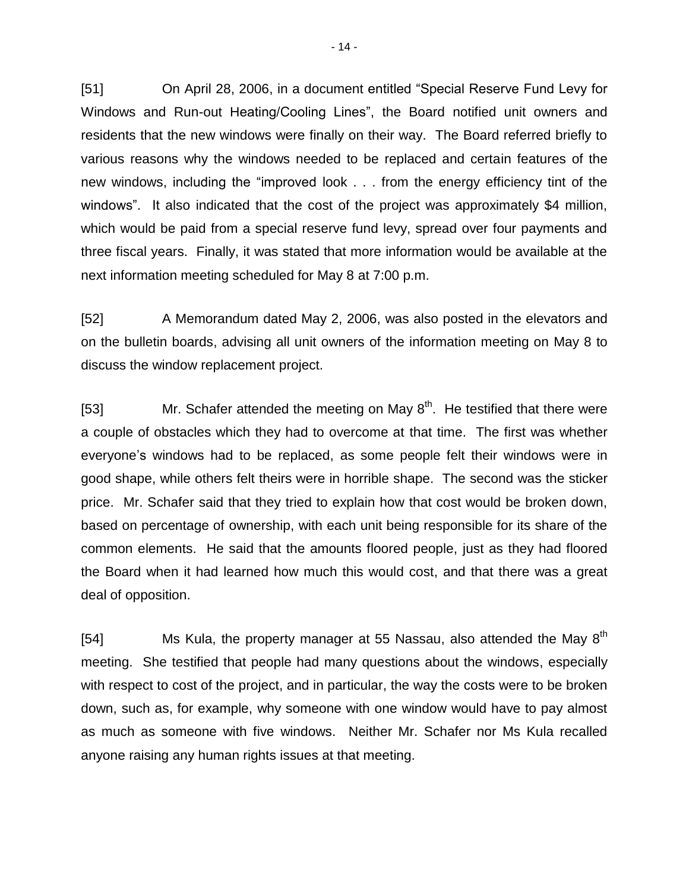[51] On April 28, 2006, in a document entitled "Special Reserve Fund Levy for Windows and Run-out Heating/Cooling Lines", the Board notified unit owners and residents that the new windows were finally on their way. The Board referred briefly to various reasons why the windows needed to be replaced and certain features of the new windows, including the "improved look . . . from the energy efficiency tint of the windows". It also indicated that the cost of the project was approximately $4 million, which would be paid from a special reserve fund levy, spread over four payments and three fiscal years. Finally, it was stated that more information would be available at the next information meeting scheduled for May 8 at 7:00 p.m.

[52] A Memorandum dated May 2, 2006, was also posted in the elevators and on the bulletin boards, advising all unit owners of the information meeting on May 8 to discuss the window replacement project.

[53] Mr. Schafer attended the meeting on May 8th. He testified that there were a couple of obstacles which they had to overcome at that time. The first was whether everyone's windows had to be replaced, as some people felt their windows were in good shape, while others felt theirs were in horrible shape. The second was the sticker price. Mr. Schafer said that they tried to explain how that cost would be broken down, based on percentage of ownership, with each unit being responsible for its share of the common elements. He said that the amounts floored people, just as they had floored the Board when it had learned how much this would cost, and that there was a great deal of opposition.

[54] Ms Kula, the property manager at 55 Nassau, also attended the May 8th meeting. She testified that people had many questions about the windows, especially with respect to cost of the project, and in particular, the way the costs were to be broken down, such as, for example, why someone with one window would have to pay almost as much as someone with five windows. Neither Mr. Schafer nor Ms Kula recalled anyone raising any human rights issues at that meeting.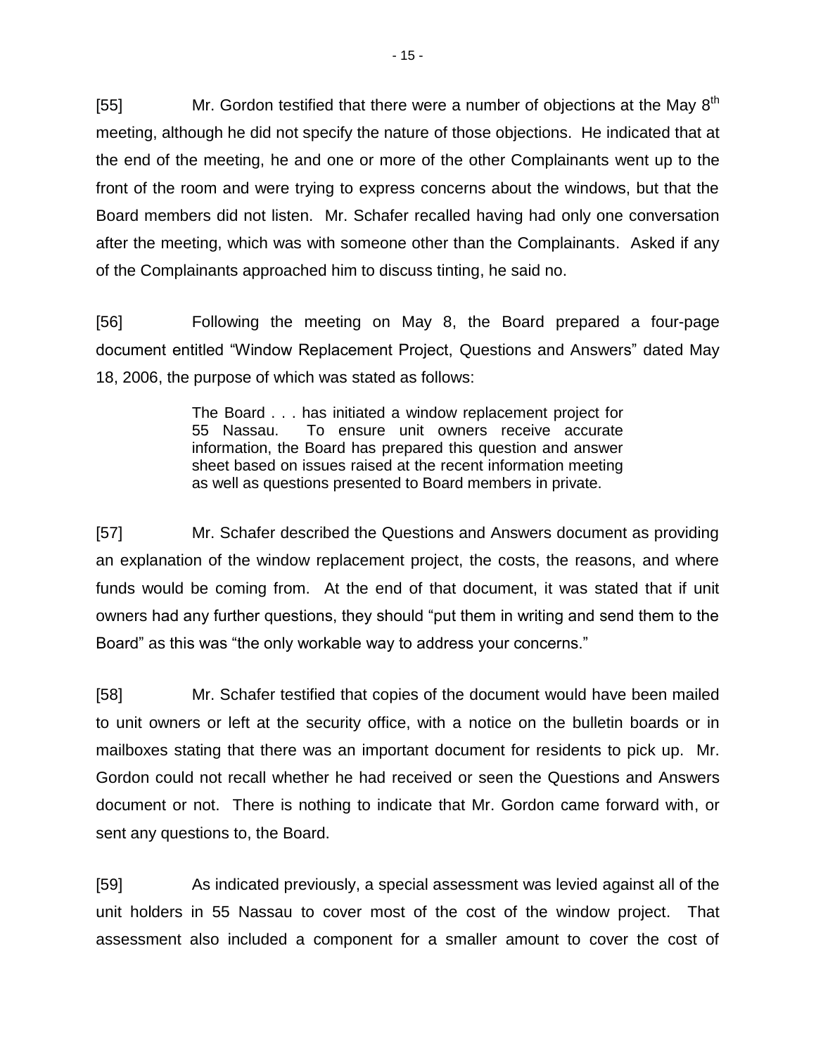[55] Mr. Gordon testified that there were a number of objections at the May 8th meeting, although he did not specify the nature of those objections. He indicated that at the end of the meeting, he and one or more of the other Complainants went up to the front of the room and were trying to express concerns about the windows, but that the Board members did not listen. Mr. Schafer recalled having had only one conversation after the meeting, which was with someone other than the Complainants. Asked if any of the Complainants approached him to discuss tinting, he said no.

[56] Following the meeting on May 8, the Board prepared a four-page document entitled "Window Replacement Project, Questions and Answers" dated May 18, 2006, the purpose of which was stated as follows:

> The Board . . . has initiated a window replacement project for 55 Nassau. To ensure unit owners receive accurate information, the Board has prepared this question and answer sheet based on issues raised at the recent information meeting as well as questions presented to Board members in private.

[57] Mr. Schafer described the Questions and Answers document as providing an explanation of the window replacement project, the costs, the reasons, and where funds would be coming from. At the end of that document, it was stated that if unit owners had any further questions, they should "put them in writing and send them to the Board" as this was "the only workable way to address your concerns."

[58] Mr. Schafer testified that copies of the document would have been mailed to unit owners or left at the security office, with a notice on the bulletin boards or in mailboxes stating that there was an important document for residents to pick up. Mr. Gordon could not recall whether he had received or seen the Questions and Answers document or not. There is nothing to indicate that Mr. Gordon came forward with, or sent any questions to, the Board.

[59] As indicated previously, a special assessment was levied against all of the unit holders in 55 Nassau to cover most of the cost of the window project. That assessment also included a component for a smaller amount to cover the cost of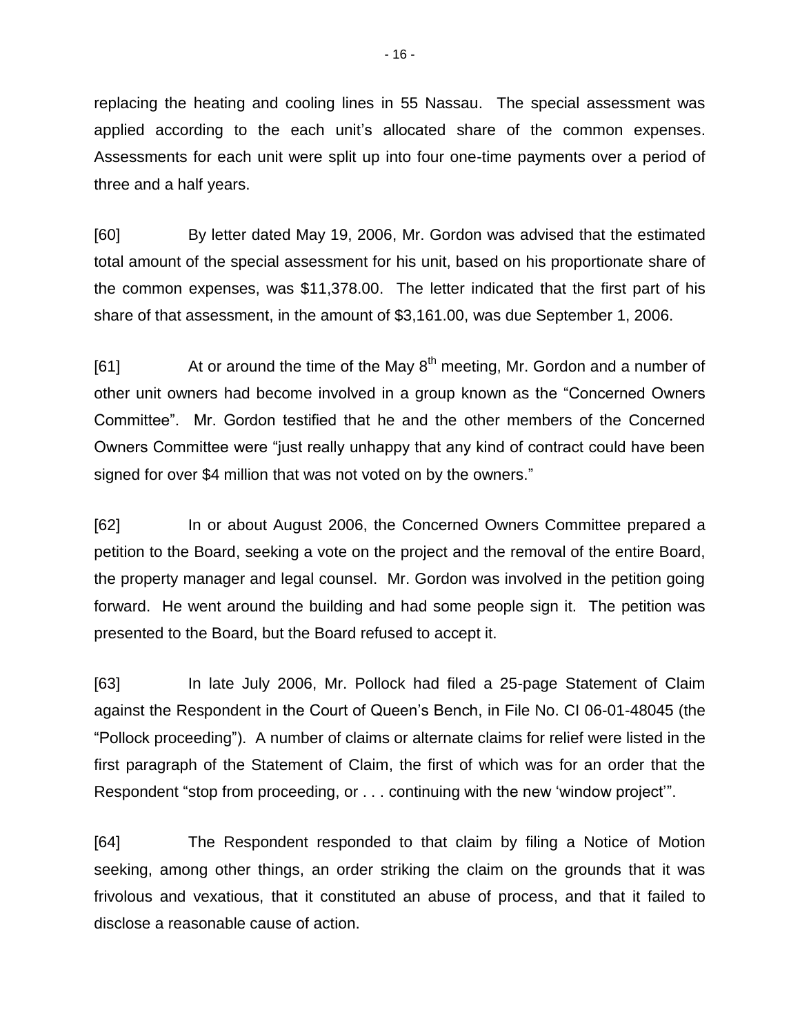replacing the heating and cooling lines in 55 Nassau. The special assessment was applied according to the each unit's allocated share of the common expenses. Assessments for each unit were split up into four one-time payments over a period of three and a half years.

[60] By letter dated May 19, 2006, Mr. Gordon was advised that the estimated total amount of the special assessment for his unit, based on his proportionate share of the common expenses, was $11,378.00. The letter indicated that the first part of his share of that assessment, in the amount of $3,161.00, was due September 1, 2006.

[61] At or around the time of the May 8th meeting, Mr. Gordon and a number of other unit owners had become involved in a group known as the "Concerned Owners Committee". Mr. Gordon testified that he and the other members of the Concerned Owners Committee were "just really unhappy that any kind of contract could have been signed for over $4 million that was not voted on by the owners."

[62] In or about August 2006, the Concerned Owners Committee prepared a petition to the Board, seeking a vote on the project and the removal of the entire Board, the property manager and legal counsel. Mr. Gordon was involved in the petition going forward. He went around the building and had some people sign it. The petition was presented to the Board, but the Board refused to accept it.

[63] In late July 2006, Mr. Pollock had filed a 25-page Statement of Claim against the Respondent in the Court of Queen's Bench, in File No. CI 06-01-48045 (the "Pollock proceeding"). A number of claims or alternate claims for relief were listed in the first paragraph of the Statement of Claim, the first of which was for an order that the Respondent "stop from proceeding, or . . . continuing with the new 'window project'".

[64] The Respondent responded to that claim by filing a Notice of Motion seeking, among other things, an order striking the claim on the grounds that it was frivolous and vexatious, that it constituted an abuse of process, and that it failed to disclose a reasonable cause of action.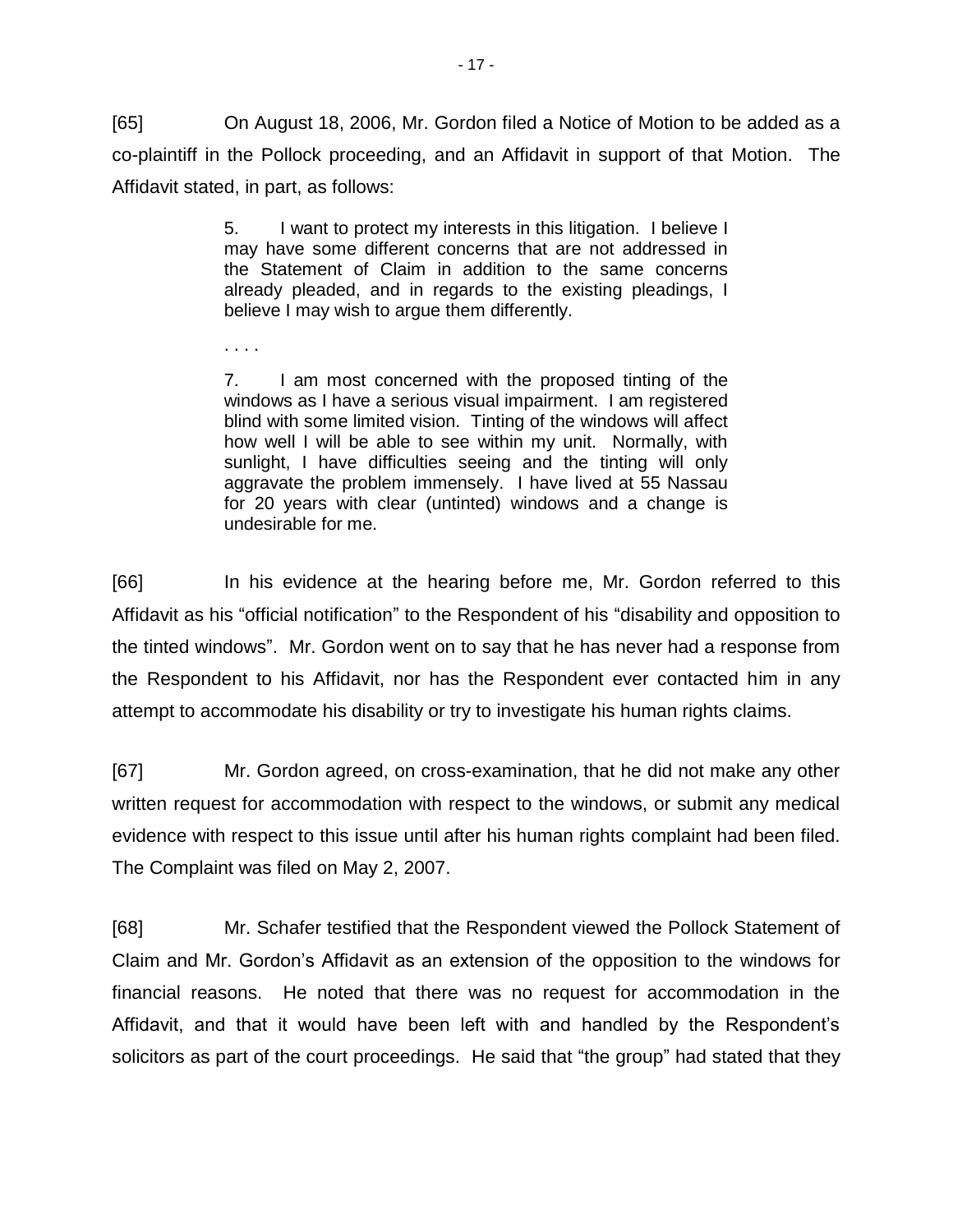[65] On August 18, 2006, Mr. Gordon filed a Notice of Motion to be added as a co-plaintiff in the Pollock proceeding, and an Affidavit in support of that Motion. The Affidavit stated, in part, as follows:

> 5. I want to protect my interests in this litigation. I believe I may have some different concerns that are not addressed in the Statement of Claim in addition to the same concerns already pleaded, and in regards to the existing pleadings, I believe I may wish to argue them differently.
>
> . . . .
>
> 7. I am most concerned with the proposed tinting of the windows as I have a serious visual impairment. I am registered blind with some limited vision. Tinting of the windows will affect how well I will be able to see within my unit. Normally, with sunlight, I have difficulties seeing and the tinting will only aggravate the problem immensely. I have lived at 55 Nassau for 20 years with clear (untinted) windows and a change is undesirable for me.

[66] In his evidence at the hearing before me, Mr. Gordon referred to this Affidavit as his "official notification" to the Respondent of his "disability and opposition to the tinted windows". Mr. Gordon went on to say that he has never had a response from the Respondent to his Affidavit, nor has the Respondent ever contacted him in any attempt to accommodate his disability or try to investigate his human rights claims.

[67] Mr. Gordon agreed, on cross-examination, that he did not make any other written request for accommodation with respect to the windows, or submit any medical evidence with respect to this issue until after his human rights complaint had been filed. The Complaint was filed on May 2, 2007.

[68] Mr. Schafer testified that the Respondent viewed the Pollock Statement of Claim and Mr. Gordon's Affidavit as an extension of the opposition to the windows for financial reasons. He noted that there was no request for accommodation in the Affidavit, and that it would have been left with and handled by the Respondent's solicitors as part of the court proceedings. He said that "the group" had stated that they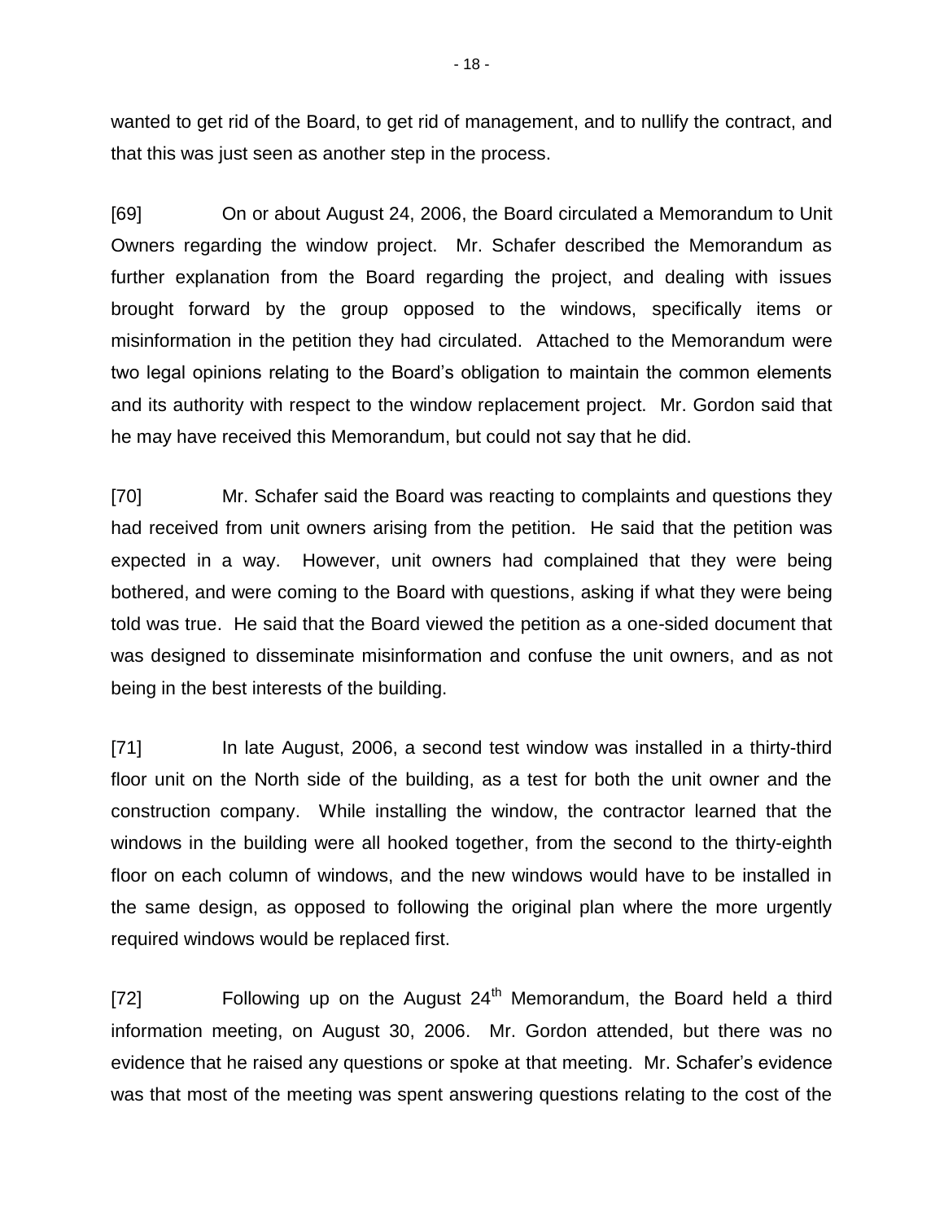wanted to get rid of the Board, to get rid of management, and to nullify the contract, and that this was just seen as another step in the process.

[69] On or about August 24, 2006, the Board circulated a Memorandum to Unit Owners regarding the window project. Mr. Schafer described the Memorandum as further explanation from the Board regarding the project, and dealing with issues brought forward by the group opposed to the windows, specifically items or misinformation in the petition they had circulated. Attached to the Memorandum were two legal opinions relating to the Board's obligation to maintain the common elements and its authority with respect to the window replacement project. Mr. Gordon said that he may have received this Memorandum, but could not say that he did.

[70] Mr. Schafer said the Board was reacting to complaints and questions they had received from unit owners arising from the petition. He said that the petition was expected in a way. However, unit owners had complained that they were being bothered, and were coming to the Board with questions, asking if what they were being told was true. He said that the Board viewed the petition as a one-sided document that was designed to disseminate misinformation and confuse the unit owners, and as not being in the best interests of the building.

[71] In late August, 2006, a second test window was installed in a thirty-third floor unit on the North side of the building, as a test for both the unit owner and the construction company. While installing the window, the contractor learned that the windows in the building were all hooked together, from the second to the thirty-eighth floor on each column of windows, and the new windows would have to be installed in the same design, as opposed to following the original plan where the more urgently required windows would be replaced first.

[72] Following up on the August 24th Memorandum, the Board held a third information meeting, on August 30, 2006. Mr. Gordon attended, but there was no evidence that he raised any questions or spoke at that meeting. Mr. Schafer's evidence was that most of the meeting was spent answering questions relating to the cost of the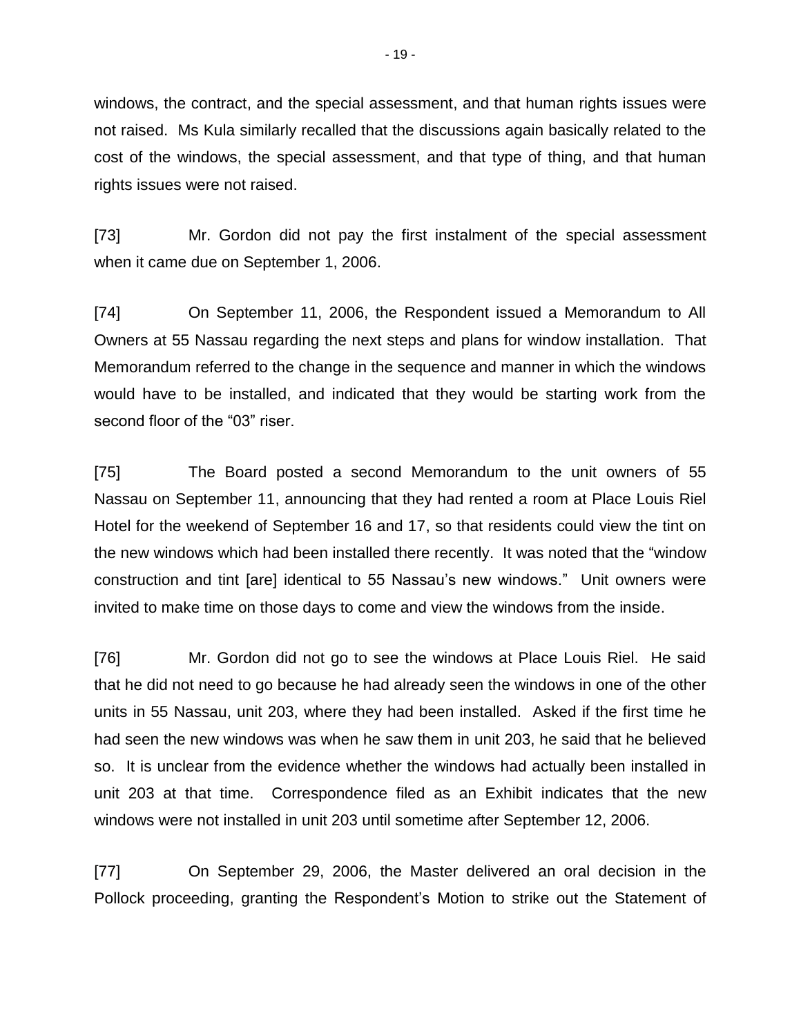windows, the contract, and the special assessment, and that human rights issues were not raised. Ms Kula similarly recalled that the discussions again basically related to the cost of the windows, the special assessment, and that type of thing, and that human rights issues were not raised.

[73] Mr. Gordon did not pay the first instalment of the special assessment when it came due on September 1, 2006.

[74] On September 11, 2006, the Respondent issued a Memorandum to All Owners at 55 Nassau regarding the next steps and plans for window installation. That Memorandum referred to the change in the sequence and manner in which the windows would have to be installed, and indicated that they would be starting work from the second floor of the "03" riser.

[75] The Board posted a second Memorandum to the unit owners of 55 Nassau on September 11, announcing that they had rented a room at Place Louis Riel Hotel for the weekend of September 16 and 17, so that residents could view the tint on the new windows which had been installed there recently. It was noted that the "window construction and tint [are] identical to 55 Nassau's new windows." Unit owners were invited to make time on those days to come and view the windows from the inside.

[76] Mr. Gordon did not go to see the windows at Place Louis Riel. He said that he did not need to go because he had already seen the windows in one of the other units in 55 Nassau, unit 203, where they had been installed. Asked if the first time he had seen the new windows was when he saw them in unit 203, he said that he believed so. It is unclear from the evidence whether the windows had actually been installed in unit 203 at that time. Correspondence filed as an Exhibit indicates that the new windows were not installed in unit 203 until sometime after September 12, 2006.

[77] On September 29, 2006, the Master delivered an oral decision in the Pollock proceeding, granting the Respondent's Motion to strike out the Statement of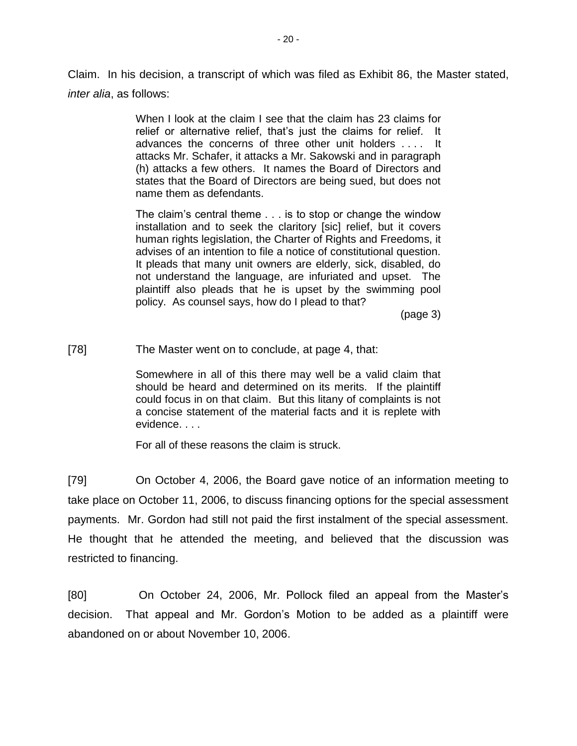Claim. In his decision, a transcript of which was filed as Exhibit 86, the Master stated, *inter alia*, as follows:

> When I look at the claim I see that the claim has 23 claims for relief or alternative relief, that's just the claims for relief. It advances the concerns of three other unit holders . . . . It attacks Mr. Schafer, it attacks a Mr. Sakowski and in paragraph (h) attacks a few others. It names the Board of Directors and states that the Board of Directors are being sued, but does not name them as defendants.
>
> The claim's central theme . . . is to stop or change the window installation and to seek the claritory [sic] relief, but it covers human rights legislation, the Charter of Rights and Freedoms, it advises of an intention to file a notice of constitutional question. It pleads that many unit owners are elderly, sick, disabled, do not understand the language, are infuriated and upset. The plaintiff also pleads that he is upset by the swimming pool policy. As counsel says, how do I plead to that?
>
> (page 3)

[78] The Master went on to conclude, at page 4, that:

> Somewhere in all of this there may well be a valid claim that should be heard and determined on its merits. If the plaintiff could focus in on that claim. But this litany of complaints is not a concise statement of the material facts and it is replete with evidence. . . .
>
> For all of these reasons the claim is struck.

[79] On October 4, 2006, the Board gave notice of an information meeting to take place on October 11, 2006, to discuss financing options for the special assessment payments. Mr. Gordon had still not paid the first instalment of the special assessment. He thought that he attended the meeting, and believed that the discussion was restricted to financing.

[80] On October 24, 2006, Mr. Pollock filed an appeal from the Master's decision. That appeal and Mr. Gordon's Motion to be added as a plaintiff were abandoned on or about November 10, 2006.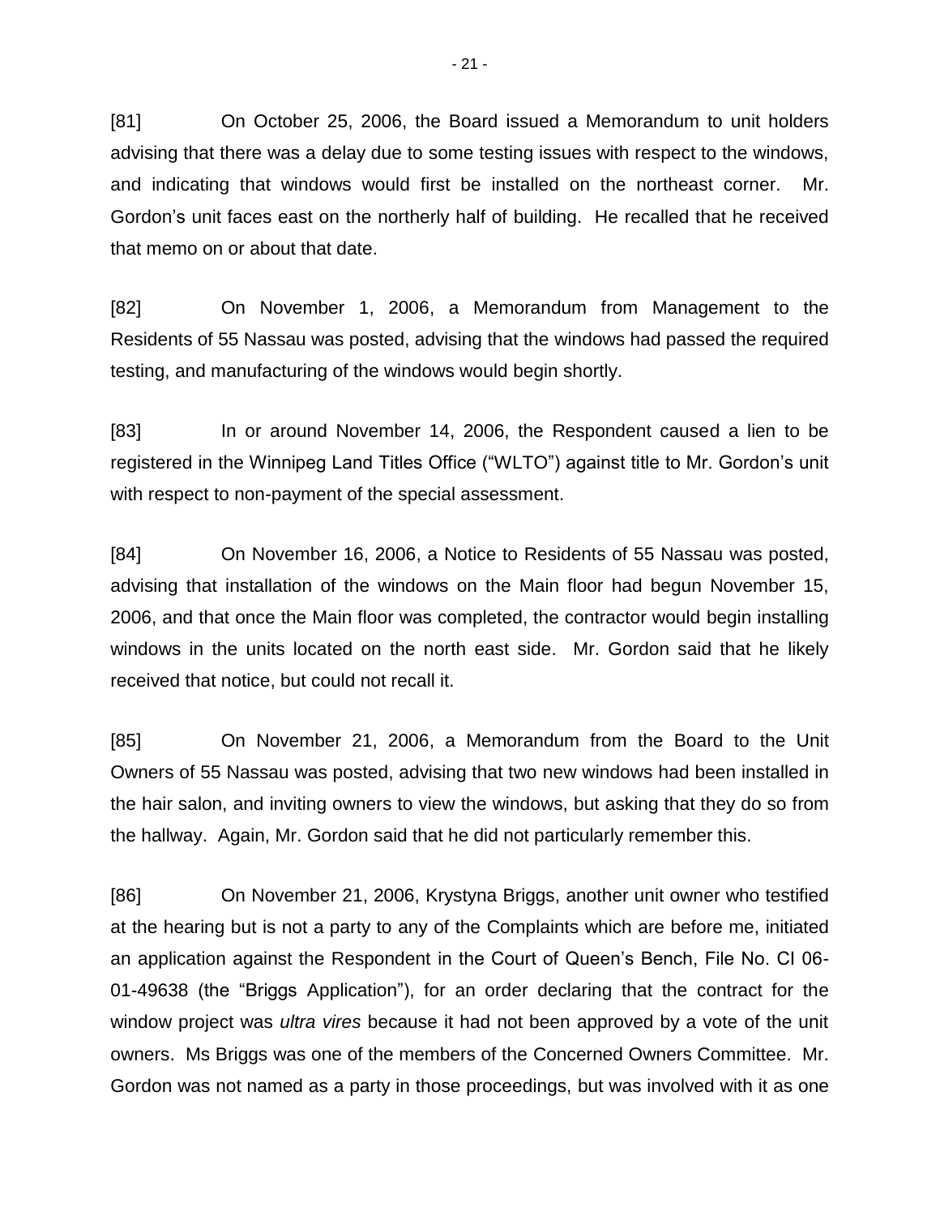[81] On October 25, 2006, the Board issued a Memorandum to unit holders advising that there was a delay due to some testing issues with respect to the windows, and indicating that windows would first be installed on the northeast corner. Mr. Gordon's unit faces east on the northerly half of building. He recalled that he received that memo on or about that date.

[82] On November 1, 2006, a Memorandum from Management to the Residents of 55 Nassau was posted, advising that the windows had passed the required testing, and manufacturing of the windows would begin shortly.

[83] In or around November 14, 2006, the Respondent caused a lien to be registered in the Winnipeg Land Titles Office ("WLTO") against title to Mr. Gordon's unit with respect to non-payment of the special assessment.

[84] On November 16, 2006, a Notice to Residents of 55 Nassau was posted, advising that installation of the windows on the Main floor had begun November 15, 2006, and that once the Main floor was completed, the contractor would begin installing windows in the units located on the north east side. Mr. Gordon said that he likely received that notice, but could not recall it.

[85] On November 21, 2006, a Memorandum from the Board to the Unit Owners of 55 Nassau was posted, advising that two new windows had been installed in the hair salon, and inviting owners to view the windows, but asking that they do so from the hallway. Again, Mr. Gordon said that he did not particularly remember this.

[86] On November 21, 2006, Krystyna Briggs, another unit owner who testified at the hearing but is not a party to any of the Complaints which are before me, initiated an application against the Respondent in the Court of Queen's Bench, File No. CI 06-01-49638 (the "Briggs Application"), for an order declaring that the contract for the window project was *ultra vires* because it had not been approved by a vote of the unit owners. Ms Briggs was one of the members of the Concerned Owners Committee. Mr. Gordon was not named as a party in those proceedings, but was involved with it as one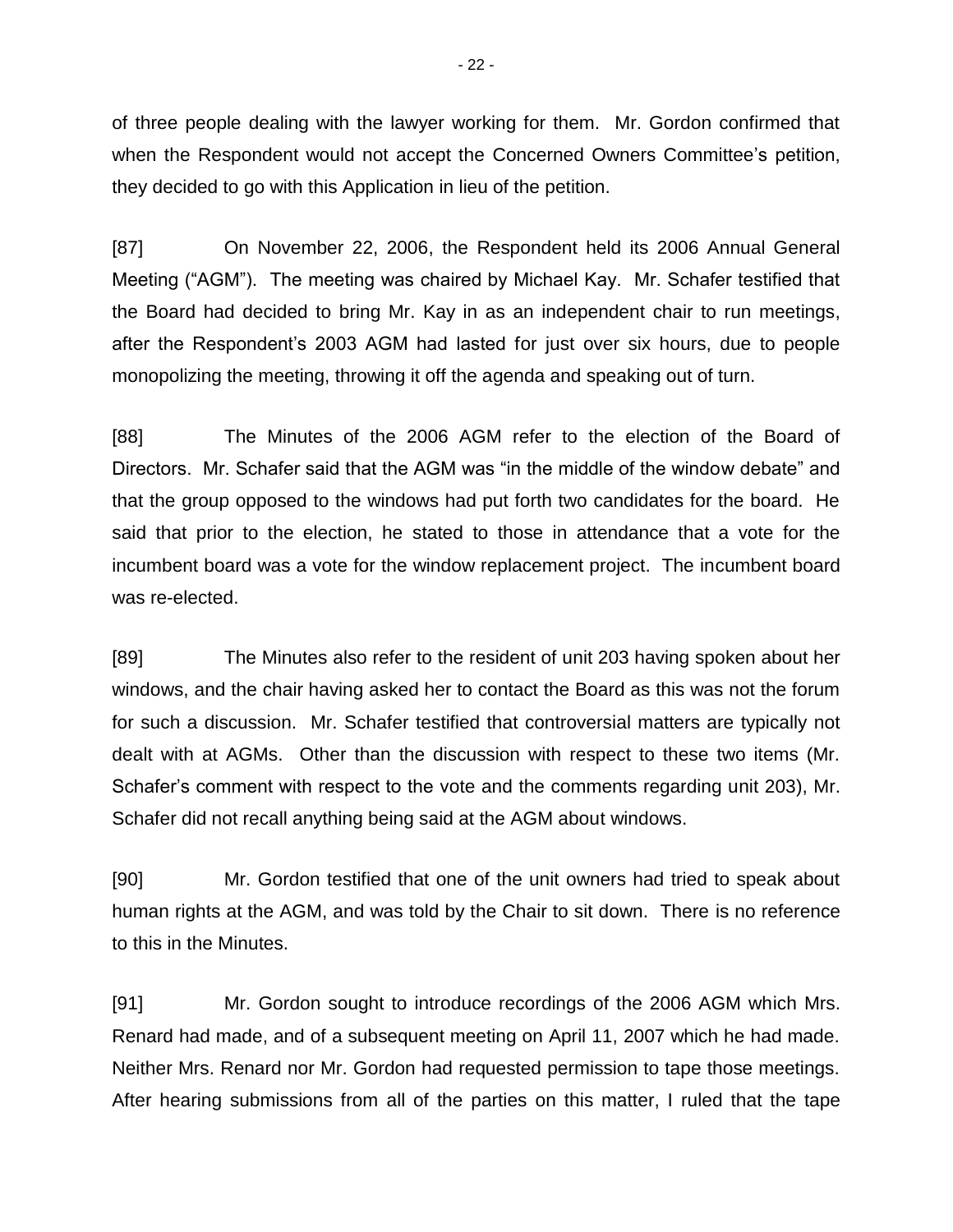of three people dealing with the lawyer working for them. Mr. Gordon confirmed that when the Respondent would not accept the Concerned Owners Committee's petition, they decided to go with this Application in lieu of the petition.

[87] On November 22, 2006, the Respondent held its 2006 Annual General Meeting ("AGM"). The meeting was chaired by Michael Kay. Mr. Schafer testified that the Board had decided to bring Mr. Kay in as an independent chair to run meetings, after the Respondent's 2003 AGM had lasted for just over six hours, due to people monopolizing the meeting, throwing it off the agenda and speaking out of turn.

[88] The Minutes of the 2006 AGM refer to the election of the Board of Directors. Mr. Schafer said that the AGM was "in the middle of the window debate" and that the group opposed to the windows had put forth two candidates for the board. He said that prior to the election, he stated to those in attendance that a vote for the incumbent board was a vote for the window replacement project. The incumbent board was re-elected.

[89] The Minutes also refer to the resident of unit 203 having spoken about her windows, and the chair having asked her to contact the Board as this was not the forum for such a discussion. Mr. Schafer testified that controversial matters are typically not dealt with at AGMs. Other than the discussion with respect to these two items (Mr. Schafer's comment with respect to the vote and the comments regarding unit 203), Mr. Schafer did not recall anything being said at the AGM about windows.

[90] Mr. Gordon testified that one of the unit owners had tried to speak about human rights at the AGM, and was told by the Chair to sit down. There is no reference to this in the Minutes.

[91] Mr. Gordon sought to introduce recordings of the 2006 AGM which Mrs. Renard had made, and of a subsequent meeting on April 11, 2007 which he had made. Neither Mrs. Renard nor Mr. Gordon had requested permission to tape those meetings. After hearing submissions from all of the parties on this matter, I ruled that the tape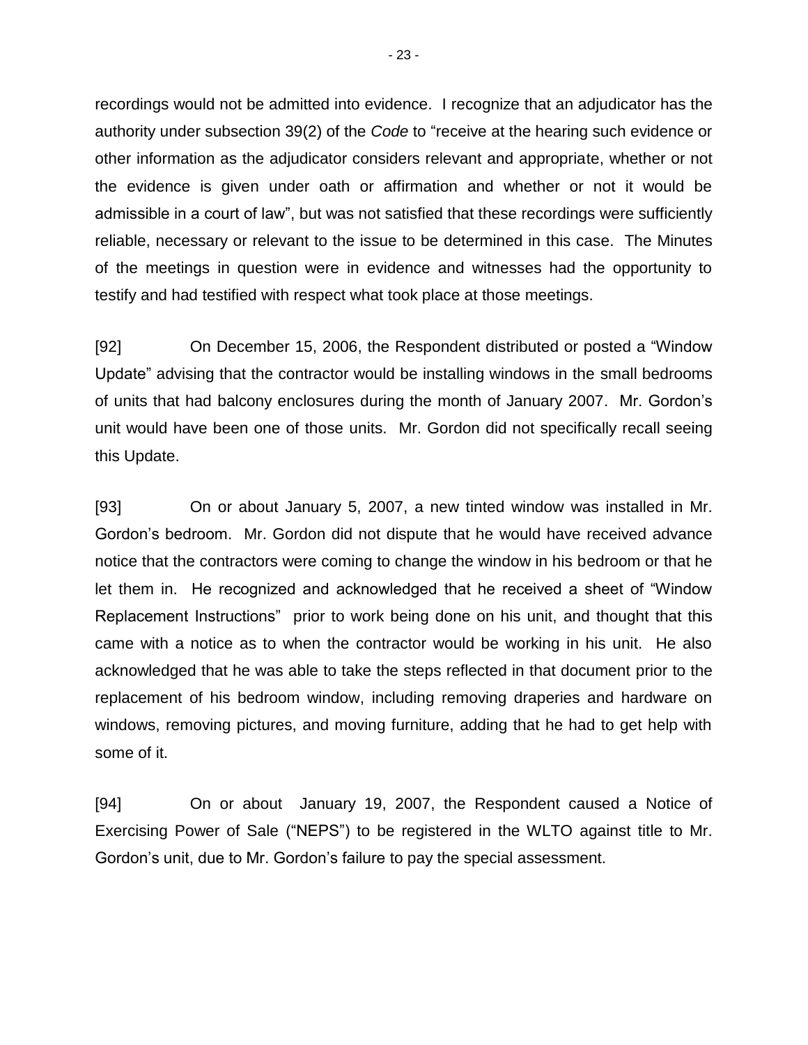recordings would not be admitted into evidence. I recognize that an adjudicator has the authority under subsection 39(2) of the *Code* to "receive at the hearing such evidence or other information as the adjudicator considers relevant and appropriate, whether or not the evidence is given under oath or affirmation and whether or not it would be admissible in a court of law", but was not satisfied that these recordings were sufficiently reliable, necessary or relevant to the issue to be determined in this case. The Minutes of the meetings in question were in evidence and witnesses had the opportunity to testify and had testified with respect what took place at those meetings.

[92] On December 15, 2006, the Respondent distributed or posted a "Window Update" advising that the contractor would be installing windows in the small bedrooms of units that had balcony enclosures during the month of January 2007. Mr. Gordon's unit would have been one of those units. Mr. Gordon did not specifically recall seeing this Update.

[93] On or about January 5, 2007, a new tinted window was installed in Mr. Gordon's bedroom. Mr. Gordon did not dispute that he would have received advance notice that the contractors were coming to change the window in his bedroom or that he let them in. He recognized and acknowledged that he received a sheet of "Window Replacement Instructions" prior to work being done on his unit, and thought that this came with a notice as to when the contractor would be working in his unit. He also acknowledged that he was able to take the steps reflected in that document prior to the replacement of his bedroom window, including removing draperies and hardware on windows, removing pictures, and moving furniture, adding that he had to get help with some of it.

[94] On or about January 19, 2007, the Respondent caused a Notice of Exercising Power of Sale ("NEPS") to be registered in the WLTO against title to Mr. Gordon's unit, due to Mr. Gordon's failure to pay the special assessment.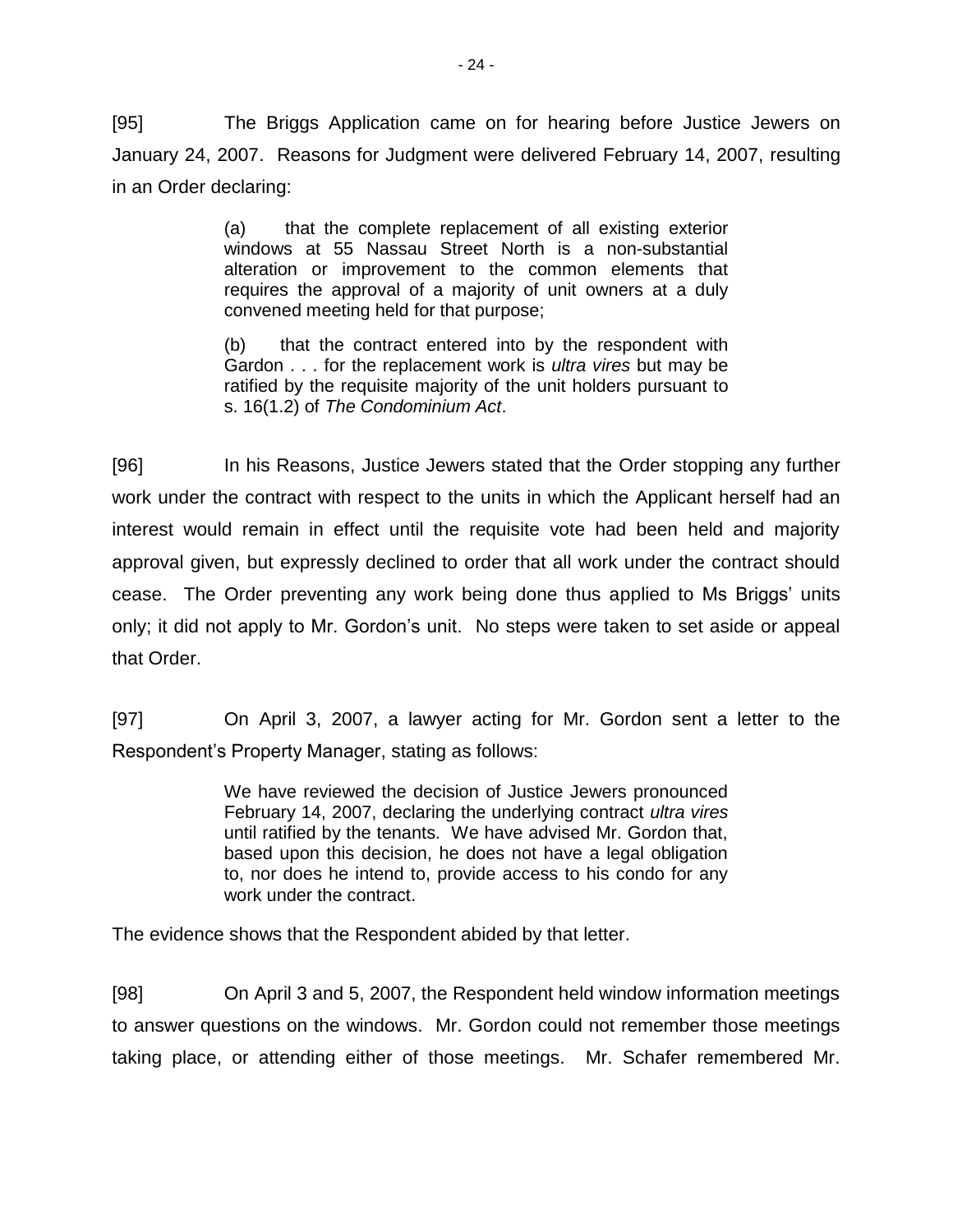[95] The Briggs Application came on for hearing before Justice Jewers on January 24, 2007. Reasons for Judgment were delivered February 14, 2007, resulting in an Order declaring:

> (a) that the complete replacement of all existing exterior windows at 55 Nassau Street North is a non-substantial alteration or improvement to the common elements that requires the approval of a majority of unit owners at a duly convened meeting held for that purpose;
>
> (b) that the contract entered into by the respondent with Gardon . . . for the replacement work is *ultra vires* but may be ratified by the requisite majority of the unit holders pursuant to s. 16(1.2) of *The Condominium Act*.

[96] In his Reasons, Justice Jewers stated that the Order stopping any further work under the contract with respect to the units in which the Applicant herself had an interest would remain in effect until the requisite vote had been held and majority approval given, but expressly declined to order that all work under the contract should cease. The Order preventing any work being done thus applied to Ms Briggs' units only; it did not apply to Mr. Gordon's unit. No steps were taken to set aside or appeal that Order.

[97] On April 3, 2007, a lawyer acting for Mr. Gordon sent a letter to the Respondent's Property Manager, stating as follows:

> We have reviewed the decision of Justice Jewers pronounced February 14, 2007, declaring the underlying contract *ultra vires* until ratified by the tenants. We have advised Mr. Gordon that, based upon this decision, he does not have a legal obligation to, nor does he intend to, provide access to his condo for any work under the contract.

The evidence shows that the Respondent abided by that letter.

[98] On April 3 and 5, 2007, the Respondent held window information meetings to answer questions on the windows. Mr. Gordon could not remember those meetings taking place, or attending either of those meetings. Mr. Schafer remembered Mr.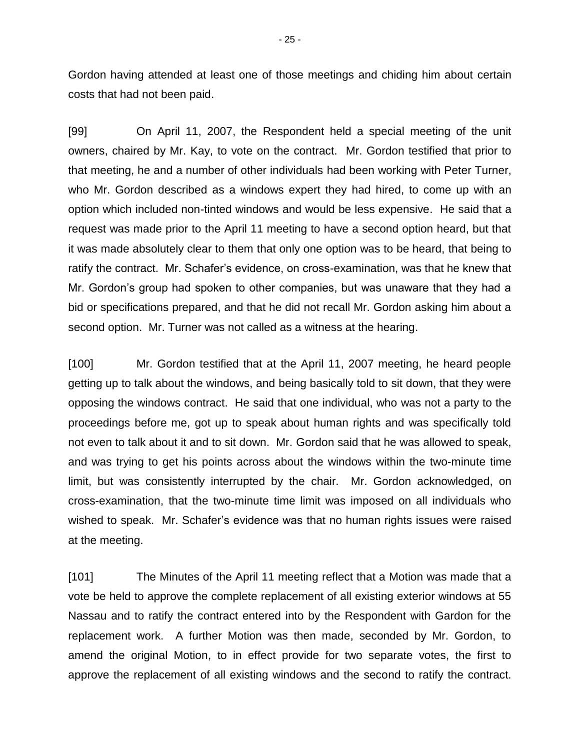Gordon having attended at least one of those meetings and chiding him about certain costs that had not been paid.

[99] On April 11, 2007, the Respondent held a special meeting of the unit owners, chaired by Mr. Kay, to vote on the contract. Mr. Gordon testified that prior to that meeting, he and a number of other individuals had been working with Peter Turner, who Mr. Gordon described as a windows expert they had hired, to come up with an option which included non-tinted windows and would be less expensive. He said that a request was made prior to the April 11 meeting to have a second option heard, but that it was made absolutely clear to them that only one option was to be heard, that being to ratify the contract. Mr. Schafer's evidence, on cross-examination, was that he knew that Mr. Gordon's group had spoken to other companies, but was unaware that they had a bid or specifications prepared, and that he did not recall Mr. Gordon asking him about a second option. Mr. Turner was not called as a witness at the hearing.

[100] Mr. Gordon testified that at the April 11, 2007 meeting, he heard people getting up to talk about the windows, and being basically told to sit down, that they were opposing the windows contract. He said that one individual, who was not a party to the proceedings before me, got up to speak about human rights and was specifically told not even to talk about it and to sit down. Mr. Gordon said that he was allowed to speak, and was trying to get his points across about the windows within the two-minute time limit, but was consistently interrupted by the chair. Mr. Gordon acknowledged, on cross-examination, that the two-minute time limit was imposed on all individuals who wished to speak. Mr. Schafer's evidence was that no human rights issues were raised at the meeting.

[101] The Minutes of the April 11 meeting reflect that a Motion was made that a vote be held to approve the complete replacement of all existing exterior windows at 55 Nassau and to ratify the contract entered into by the Respondent with Gardon for the replacement work. A further Motion was then made, seconded by Mr. Gordon, to amend the original Motion, to in effect provide for two separate votes, the first to approve the replacement of all existing windows and the second to ratify the contract.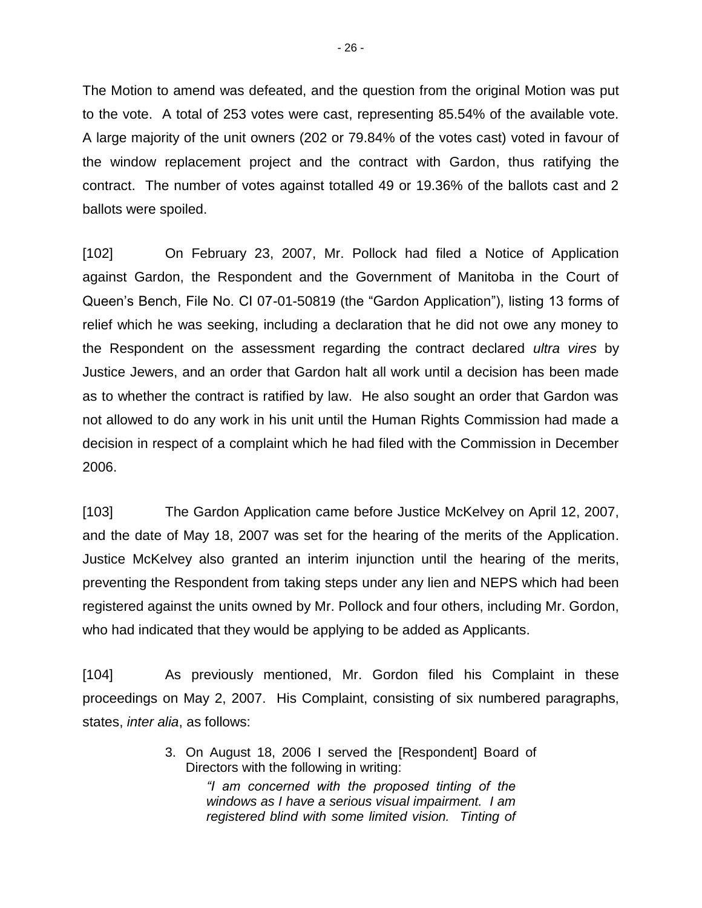The Motion to amend was defeated, and the question from the original Motion was put to the vote. A total of 253 votes were cast, representing 85.54% of the available vote. A large majority of the unit owners (202 or 79.84% of the votes cast) voted in favour of the window replacement project and the contract with Gardon, thus ratifying the contract. The number of votes against totalled 49 or 19.36% of the ballots cast and 2 ballots were spoiled.

[102] On February 23, 2007, Mr. Pollock had filed a Notice of Application against Gardon, the Respondent and the Government of Manitoba in the Court of Queen's Bench, File No. CI 07-01-50819 (the "Gardon Application"), listing 13 forms of relief which he was seeking, including a declaration that he did not owe any money to the Respondent on the assessment regarding the contract declared *ultra vires* by Justice Jewers, and an order that Gardon halt all work until a decision has been made as to whether the contract is ratified by law. He also sought an order that Gardon was not allowed to do any work in his unit until the Human Rights Commission had made a decision in respect of a complaint which he had filed with the Commission in December 2006.

[103] The Gardon Application came before Justice McKelvey on April 12, 2007, and the date of May 18, 2007 was set for the hearing of the merits of the Application. Justice McKelvey also granted an interim injunction until the hearing of the merits, preventing the Respondent from taking steps under any lien and NEPS which had been registered against the units owned by Mr. Pollock and four others, including Mr. Gordon, who had indicated that they would be applying to be added as Applicants.

[104] As previously mentioned, Mr. Gordon filed his Complaint in these proceedings on May 2, 2007. His Complaint, consisting of six numbered paragraphs, states, *inter alia*, as follows:

> 3. On August 18, 2006 I served the [Respondent] Board of Directors with the following in writing:
>
> > *"I am concerned with the proposed tinting of the windows as I have a serious visual impairment. I am registered blind with some limited vision. Tinting of*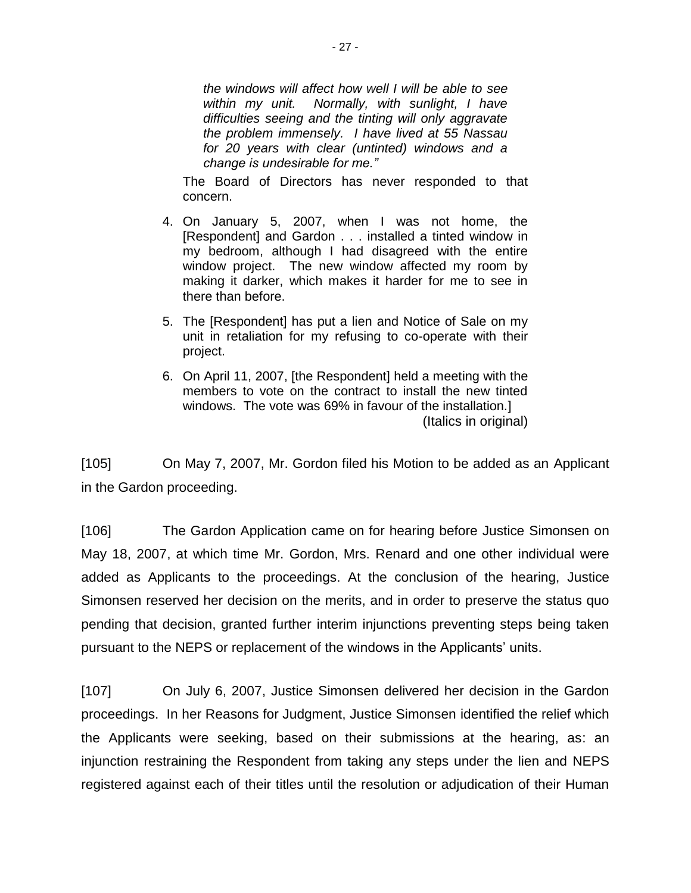> *the windows will affect how well I will be able to see within my unit. Normally, with sunlight, I have difficulties seeing and the tinting will only aggravate the problem immensely. I have lived at 55 Nassau for 20 years with clear (untinted) windows and a change is undesirable for me."*
>
> The Board of Directors has never responded to that concern.
>
> 4. On January 5, 2007, when I was not home, the [Respondent] and Gardon . . . installed a tinted window in my bedroom, although I had disagreed with the entire window project. The new window affected my room by making it darker, which makes it harder for me to see in there than before.
> 5. The [Respondent] has put a lien and Notice of Sale on my unit in retaliation for my refusing to co-operate with their project.
> 6. On April 11, 2007, [the Respondent] held a meeting with the members to vote on the contract to install the new tinted windows. The vote was 69% in favour of the installation.]
>
> (Italics in original)

[105] On May 7, 2007, Mr. Gordon filed his Motion to be added as an Applicant in the Gardon proceeding.

[106] The Gardon Application came on for hearing before Justice Simonsen on May 18, 2007, at which time Mr. Gordon, Mrs. Renard and one other individual were added as Applicants to the proceedings. At the conclusion of the hearing, Justice Simonsen reserved her decision on the merits, and in order to preserve the status quo pending that decision, granted further interim injunctions preventing steps being taken pursuant to the NEPS or replacement of the windows in the Applicants' units.

[107] On July 6, 2007, Justice Simonsen delivered her decision in the Gardon proceedings. In her Reasons for Judgment, Justice Simonsen identified the relief which the Applicants were seeking, based on their submissions at the hearing, as: an injunction restraining the Respondent from taking any steps under the lien and NEPS registered against each of their titles until the resolution or adjudication of their Human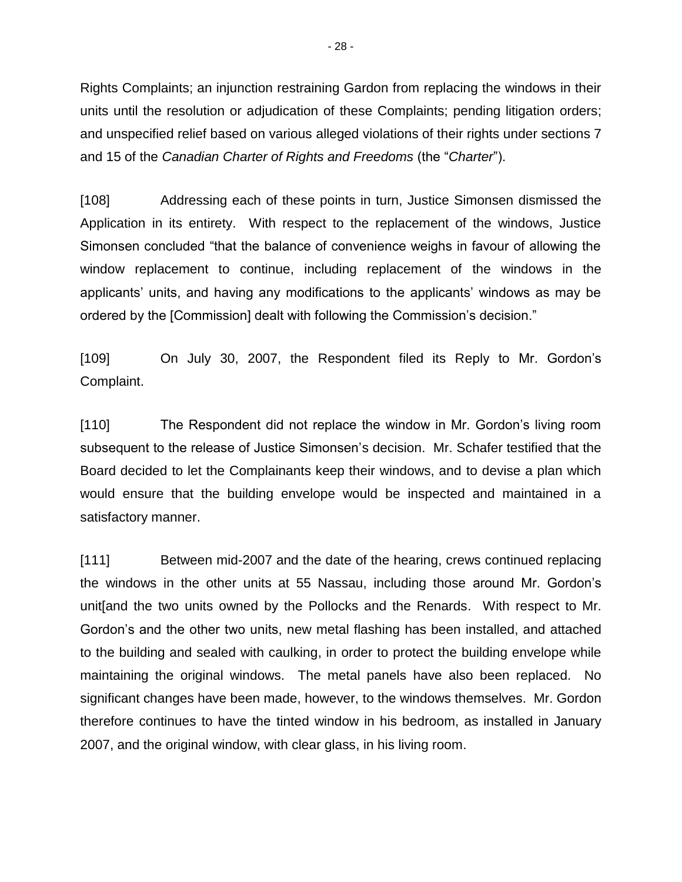Rights Complaints; an injunction restraining Gardon from replacing the windows in their units until the resolution or adjudication of these Complaints; pending litigation orders; and unspecified relief based on various alleged violations of their rights under sections 7 and 15 of the *Canadian Charter of Rights and Freedoms* (the "*Charter*").

[108] Addressing each of these points in turn, Justice Simonsen dismissed the Application in its entirety. With respect to the replacement of the windows, Justice Simonsen concluded "that the balance of convenience weighs in favour of allowing the window replacement to continue, including replacement of the windows in the applicants' units, and having any modifications to the applicants' windows as may be ordered by the [Commission] dealt with following the Commission's decision."

[109] On July 30, 2007, the Respondent filed its Reply to Mr. Gordon's Complaint.

[110] The Respondent did not replace the window in Mr. Gordon's living room subsequent to the release of Justice Simonsen's decision. Mr. Schafer testified that the Board decided to let the Complainants keep their windows, and to devise a plan which would ensure that the building envelope would be inspected and maintained in a satisfactory manner.

[111] Between mid-2007 and the date of the hearing, crews continued replacing the windows in the other units at 55 Nassau, including those around Mr. Gordon's unit[and the two units owned by the Pollocks and the Renards. With respect to Mr. Gordon's and the other two units, new metal flashing has been installed, and attached to the building and sealed with caulking, in order to protect the building envelope while maintaining the original windows. The metal panels have also been replaced. No significant changes have been made, however, to the windows themselves. Mr. Gordon therefore continues to have the tinted window in his bedroom, as installed in January 2007, and the original window, with clear glass, in his living room.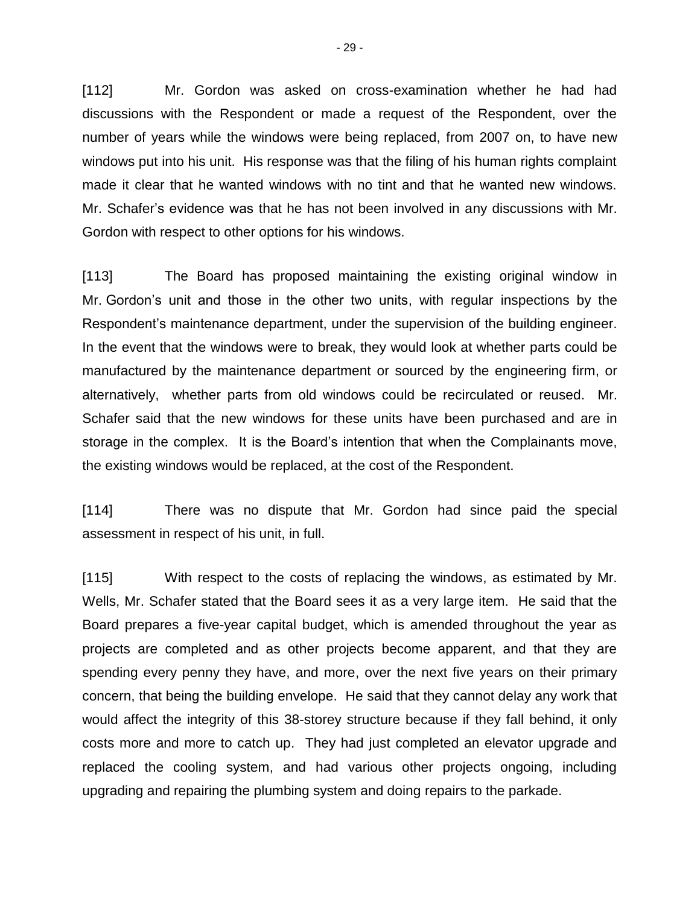[112] Mr. Gordon was asked on cross-examination whether he had had discussions with the Respondent or made a request of the Respondent, over the number of years while the windows were being replaced, from 2007 on, to have new windows put into his unit. His response was that the filing of his human rights complaint made it clear that he wanted windows with no tint and that he wanted new windows. Mr. Schafer's evidence was that he has not been involved in any discussions with Mr. Gordon with respect to other options for his windows.

[113] The Board has proposed maintaining the existing original window in Mr. Gordon's unit and those in the other two units, with regular inspections by the Respondent's maintenance department, under the supervision of the building engineer. In the event that the windows were to break, they would look at whether parts could be manufactured by the maintenance department or sourced by the engineering firm, or alternatively, whether parts from old windows could be recirculated or reused. Mr. Schafer said that the new windows for these units have been purchased and are in storage in the complex. It is the Board's intention that when the Complainants move, the existing windows would be replaced, at the cost of the Respondent.

[114] There was no dispute that Mr. Gordon had since paid the special assessment in respect of his unit, in full.

[115] With respect to the costs of replacing the windows, as estimated by Mr. Wells, Mr. Schafer stated that the Board sees it as a very large item. He said that the Board prepares a five-year capital budget, which is amended throughout the year as projects are completed and as other projects become apparent, and that they are spending every penny they have, and more, over the next five years on their primary concern, that being the building envelope. He said that they cannot delay any work that would affect the integrity of this 38-storey structure because if they fall behind, it only costs more and more to catch up. They had just completed an elevator upgrade and replaced the cooling system, and had various other projects ongoing, including upgrading and repairing the plumbing system and doing repairs to the parkade.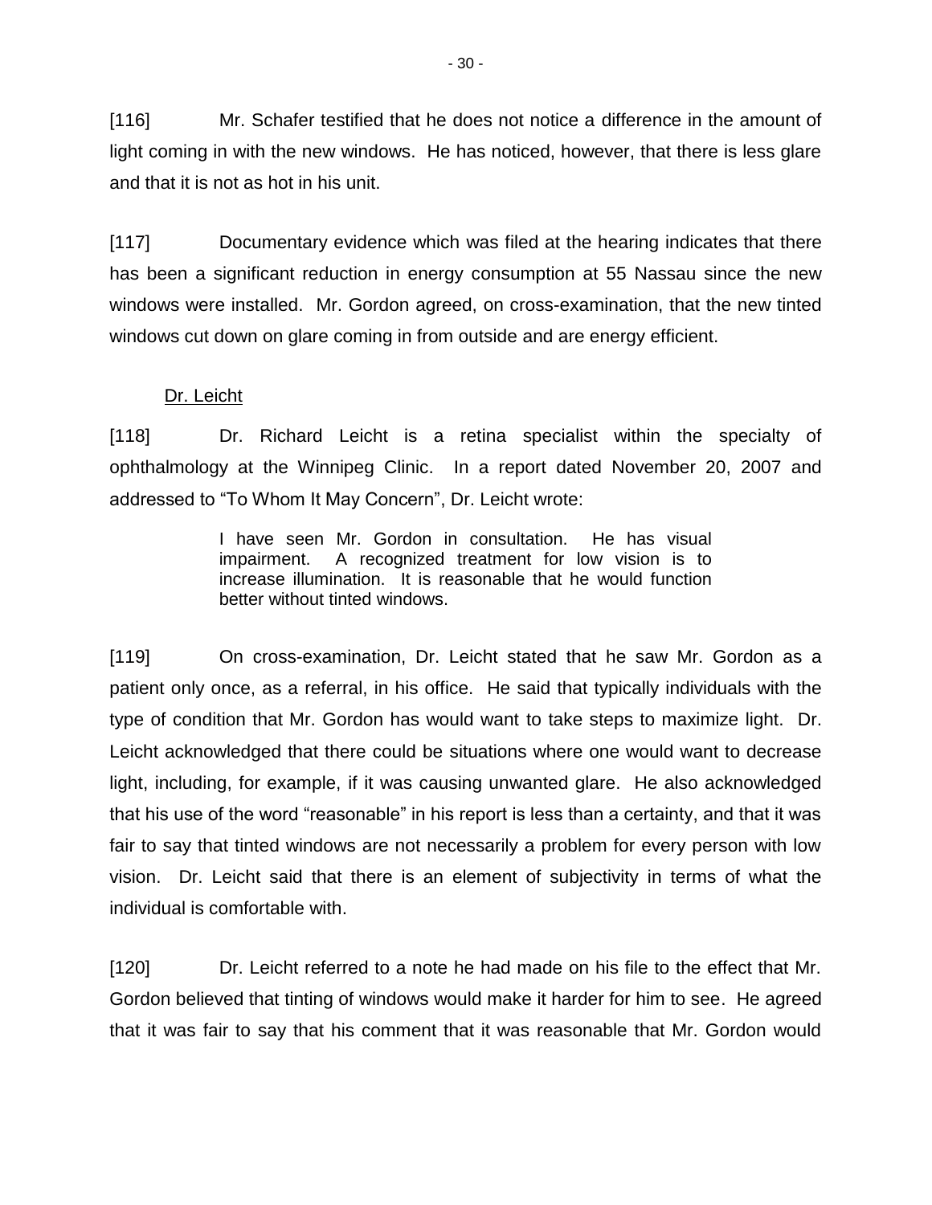[116] Mr. Schafer testified that he does not notice a difference in the amount of light coming in with the new windows. He has noticed, however, that there is less glare and that it is not as hot in his unit.

[117] Documentary evidence which was filed at the hearing indicates that there has been a significant reduction in energy consumption at 55 Nassau since the new windows were installed. Mr. Gordon agreed, on cross-examination, that the new tinted windows cut down on glare coming in from outside and are energy efficient.

Dr. Leicht

[118] Dr. Richard Leicht is a retina specialist within the specialty of ophthalmology at the Winnipeg Clinic. In a report dated November 20, 2007 and addressed to "To Whom It May Concern", Dr. Leicht wrote:

> I have seen Mr. Gordon in consultation. He has visual impairment. A recognized treatment for low vision is to increase illumination. It is reasonable that he would function better without tinted windows.

[119] On cross-examination, Dr. Leicht stated that he saw Mr. Gordon as a patient only once, as a referral, in his office. He said that typically individuals with the type of condition that Mr. Gordon has would want to take steps to maximize light. Dr. Leicht acknowledged that there could be situations where one would want to decrease light, including, for example, if it was causing unwanted glare. He also acknowledged that his use of the word "reasonable" in his report is less than a certainty, and that it was fair to say that tinted windows are not necessarily a problem for every person with low vision. Dr. Leicht said that there is an element of subjectivity in terms of what the individual is comfortable with.

[120] Dr. Leicht referred to a note he had made on his file to the effect that Mr. Gordon believed that tinting of windows would make it harder for him to see. He agreed that it was fair to say that his comment that it was reasonable that Mr. Gordon would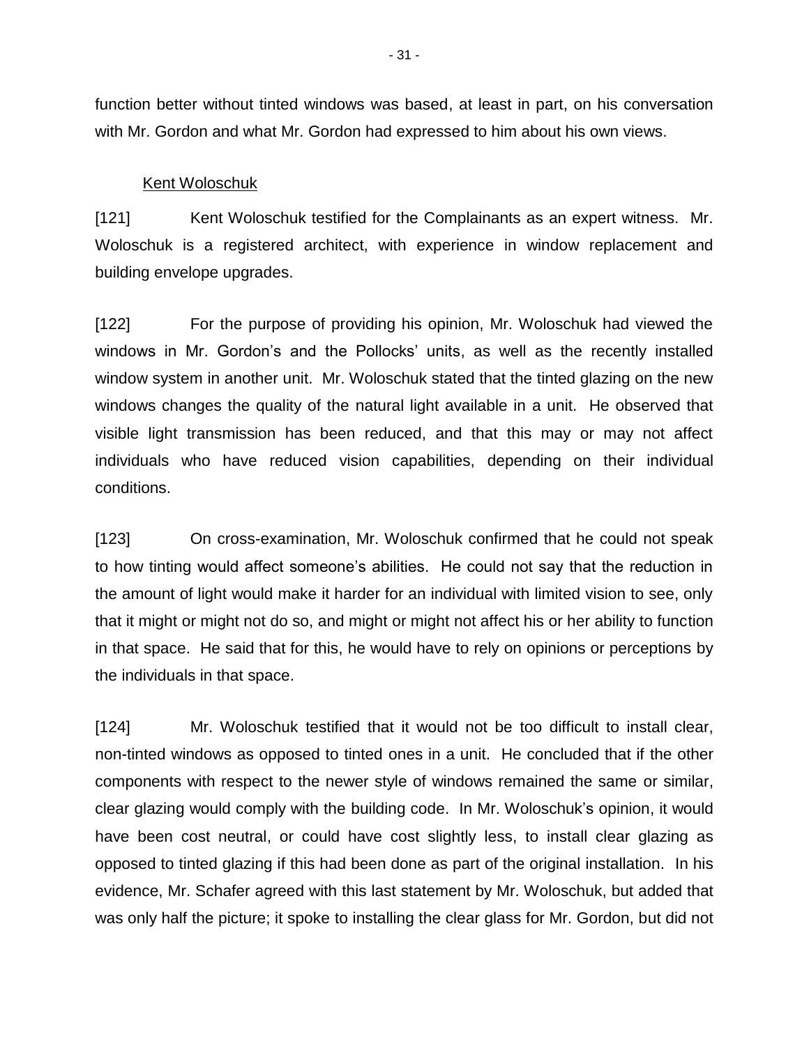function better without tinted windows was based, at least in part, on his conversation with Mr. Gordon and what Mr. Gordon had expressed to him about his own views.

Kent Woloschuk

[121] Kent Woloschuk testified for the Complainants as an expert witness. Mr. Woloschuk is a registered architect, with experience in window replacement and building envelope upgrades.

[122] For the purpose of providing his opinion, Mr. Woloschuk had viewed the windows in Mr. Gordon's and the Pollocks' units, as well as the recently installed window system in another unit. Mr. Woloschuk stated that the tinted glazing on the new windows changes the quality of the natural light available in a unit. He observed that visible light transmission has been reduced, and that this may or may not affect individuals who have reduced vision capabilities, depending on their individual conditions.

[123] On cross-examination, Mr. Woloschuk confirmed that he could not speak to how tinting would affect someone's abilities. He could not say that the reduction in the amount of light would make it harder for an individual with limited vision to see, only that it might or might not do so, and might or might not affect his or her ability to function in that space. He said that for this, he would have to rely on opinions or perceptions by the individuals in that space.

[124] Mr. Woloschuk testified that it would not be too difficult to install clear, non-tinted windows as opposed to tinted ones in a unit. He concluded that if the other components with respect to the newer style of windows remained the same or similar, clear glazing would comply with the building code. In Mr. Woloschuk's opinion, it would have been cost neutral, or could have cost slightly less, to install clear glazing as opposed to tinted glazing if this had been done as part of the original installation. In his evidence, Mr. Schafer agreed with this last statement by Mr. Woloschuk, but added that was only half the picture; it spoke to installing the clear glass for Mr. Gordon, but did not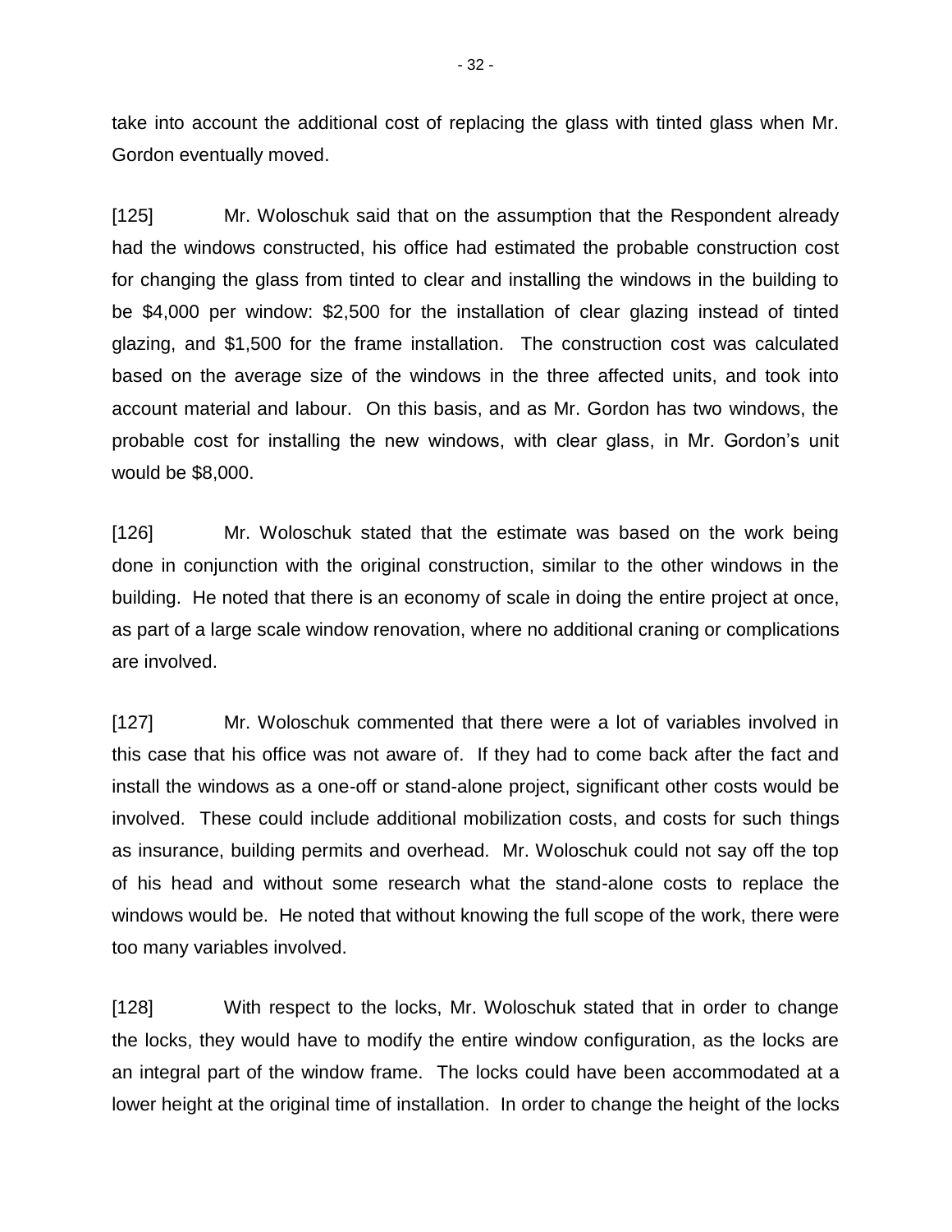take into account the additional cost of replacing the glass with tinted glass when Mr. Gordon eventually moved.

[125] Mr. Woloschuk said that on the assumption that the Respondent already had the windows constructed, his office had estimated the probable construction cost for changing the glass from tinted to clear and installing the windows in the building to be $4,000 per window: $2,500 for the installation of clear glazing instead of tinted glazing, and $1,500 for the frame installation. The construction cost was calculated based on the average size of the windows in the three affected units, and took into account material and labour. On this basis, and as Mr. Gordon has two windows, the probable cost for installing the new windows, with clear glass, in Mr. Gordon's unit would be $8,000.

[126] Mr. Woloschuk stated that the estimate was based on the work being done in conjunction with the original construction, similar to the other windows in the building. He noted that there is an economy of scale in doing the entire project at once, as part of a large scale window renovation, where no additional craning or complications are involved.

[127] Mr. Woloschuk commented that there were a lot of variables involved in this case that his office was not aware of. If they had to come back after the fact and install the windows as a one-off or stand-alone project, significant other costs would be involved. These could include additional mobilization costs, and costs for such things as insurance, building permits and overhead. Mr. Woloschuk could not say off the top of his head and without some research what the stand-alone costs to replace the windows would be. He noted that without knowing the full scope of the work, there were too many variables involved.

[128] With respect to the locks, Mr. Woloschuk stated that in order to change the locks, they would have to modify the entire window configuration, as the locks are an integral part of the window frame. The locks could have been accommodated at a lower height at the original time of installation. In order to change the height of the locks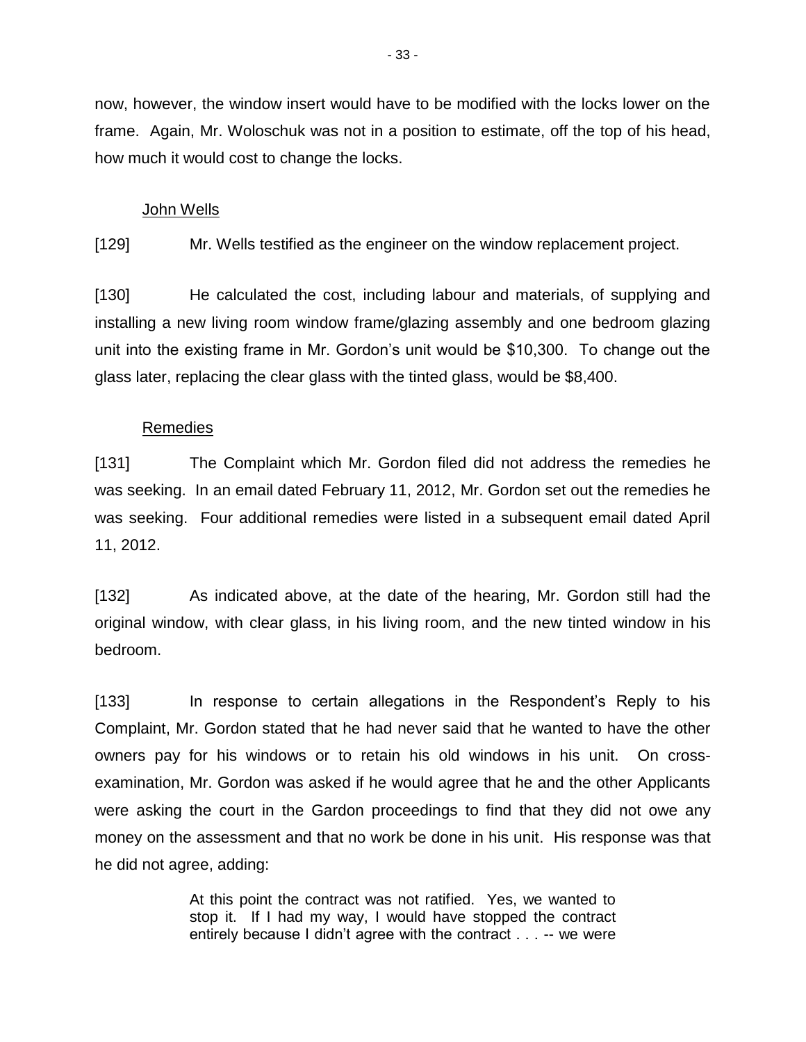now, however, the window insert would have to be modified with the locks lower on the frame. Again, Mr. Woloschuk was not in a position to estimate, off the top of his head, how much it would cost to change the locks.

### John Wells

[129] Mr. Wells testified as the engineer on the window replacement project.

[130] He calculated the cost, including labour and materials, of supplying and installing a new living room window frame/glazing assembly and one bedroom glazing unit into the existing frame in Mr. Gordon's unit would be $10,300. To change out the glass later, replacing the clear glass with the tinted glass, would be $8,400.

### Remedies

[131] The Complaint which Mr. Gordon filed did not address the remedies he was seeking. In an email dated February 11, 2012, Mr. Gordon set out the remedies he was seeking. Four additional remedies were listed in a subsequent email dated April 11, 2012.

[132] As indicated above, at the date of the hearing, Mr. Gordon still had the original window, with clear glass, in his living room, and the new tinted window in his bedroom.

[133] In response to certain allegations in the Respondent's Reply to his Complaint, Mr. Gordon stated that he had never said that he wanted to have the other owners pay for his windows or to retain his old windows in his unit. On cross-examination, Mr. Gordon was asked if he would agree that he and the other Applicants were asking the court in the Gardon proceedings to find that they did not owe any money on the assessment and that no work be done in his unit. His response was that he did not agree, adding:

> At this point the contract was not ratified. Yes, we wanted to stop it. If I had my way, I would have stopped the contract entirely because I didn't agree with the contract . . . -- we were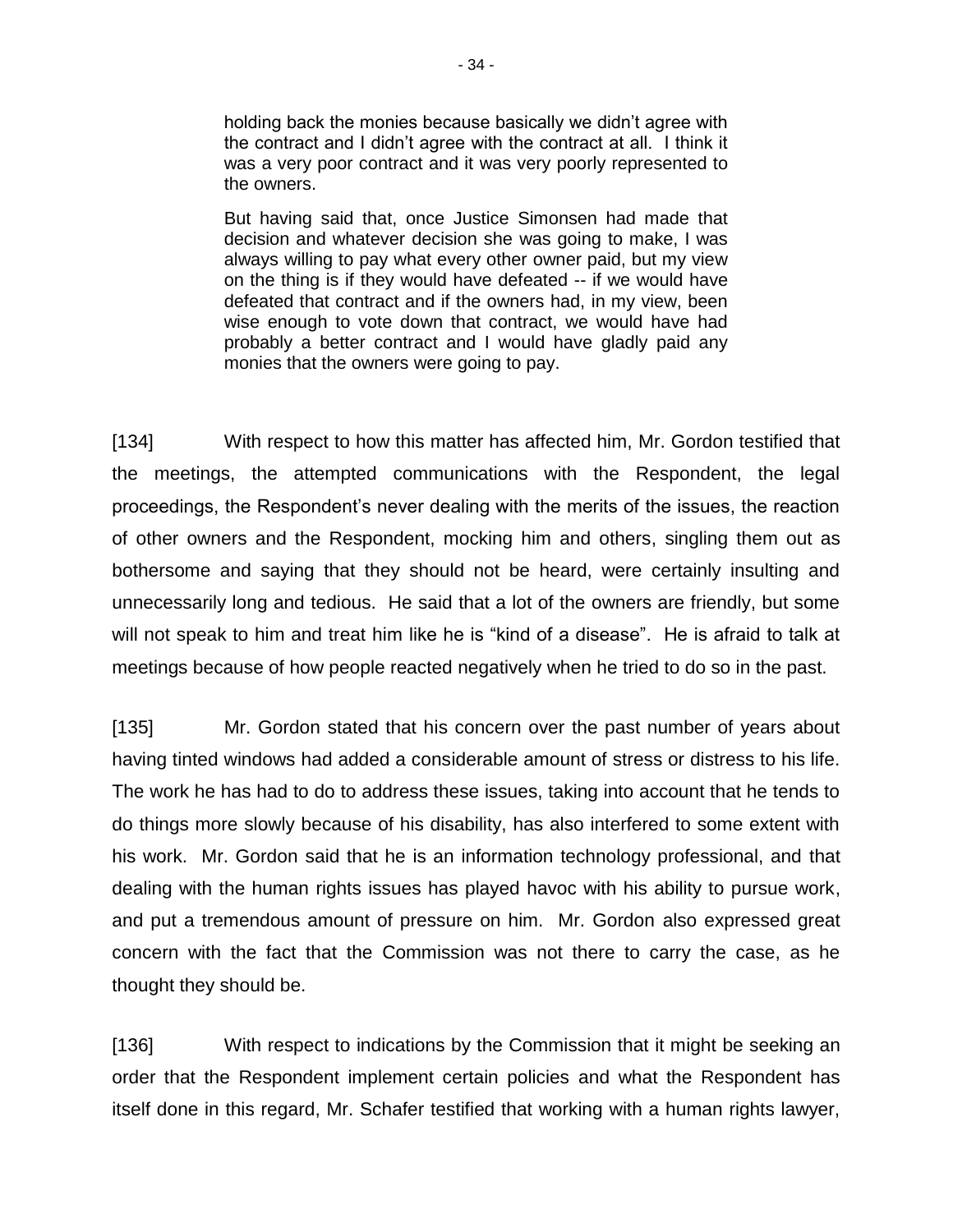> holding back the monies because basically we didn't agree with the contract and I didn't agree with the contract at all. I think it was a very poor contract and it was very poorly represented to the owners.
>
> But having said that, once Justice Simonsen had made that decision and whatever decision she was going to make, I was always willing to pay what every other owner paid, but my view on the thing is if they would have defeated -- if we would have defeated that contract and if the owners had, in my view, been wise enough to vote down that contract, we would have had probably a better contract and I would have gladly paid any monies that the owners were going to pay.

[134] With respect to how this matter has affected him, Mr. Gordon testified that the meetings, the attempted communications with the Respondent, the legal proceedings, the Respondent's never dealing with the merits of the issues, the reaction of other owners and the Respondent, mocking him and others, singling them out as bothersome and saying that they should not be heard, were certainly insulting and unnecessarily long and tedious. He said that a lot of the owners are friendly, but some will not speak to him and treat him like he is "kind of a disease". He is afraid to talk at meetings because of how people reacted negatively when he tried to do so in the past.

[135] Mr. Gordon stated that his concern over the past number of years about having tinted windows had added a considerable amount of stress or distress to his life. The work he has had to do to address these issues, taking into account that he tends to do things more slowly because of his disability, has also interfered to some extent with his work. Mr. Gordon said that he is an information technology professional, and that dealing with the human rights issues has played havoc with his ability to pursue work, and put a tremendous amount of pressure on him. Mr. Gordon also expressed great concern with the fact that the Commission was not there to carry the case, as he thought they should be.

[136] With respect to indications by the Commission that it might be seeking an order that the Respondent implement certain policies and what the Respondent has itself done in this regard, Mr. Schafer testified that working with a human rights lawyer,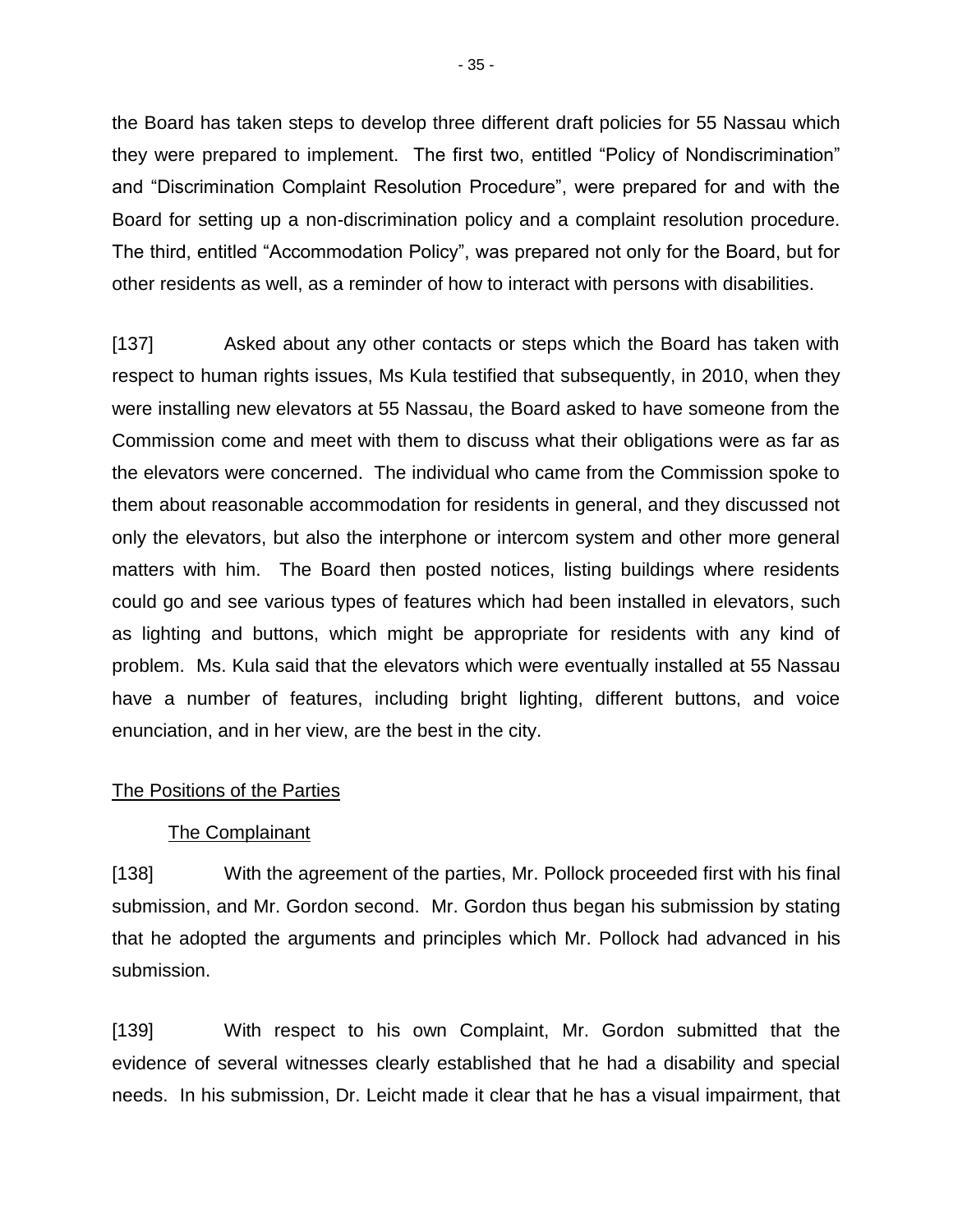the Board has taken steps to develop three different draft policies for 55 Nassau which they were prepared to implement. The first two, entitled "Policy of Nondiscrimination" and "Discrimination Complaint Resolution Procedure", were prepared for and with the Board for setting up a non-discrimination policy and a complaint resolution procedure. The third, entitled "Accommodation Policy", was prepared not only for the Board, but for other residents as well, as a reminder of how to interact with persons with disabilities.

[137] Asked about any other contacts or steps which the Board has taken with respect to human rights issues, Ms Kula testified that subsequently, in 2010, when they were installing new elevators at 55 Nassau, the Board asked to have someone from the Commission come and meet with them to discuss what their obligations were as far as the elevators were concerned. The individual who came from the Commission spoke to them about reasonable accommodation for residents in general, and they discussed not only the elevators, but also the interphone or intercom system and other more general matters with him. The Board then posted notices, listing buildings where residents could go and see various types of features which had been installed in elevators, such as lighting and buttons, which might be appropriate for residents with any kind of problem. Ms. Kula said that the elevators which were eventually installed at 55 Nassau have a number of features, including bright lighting, different buttons, and voice enunciation, and in her view, are the best in the city.

## The Positions of the Parties

### The Complainant

[138] With the agreement of the parties, Mr. Pollock proceeded first with his final submission, and Mr. Gordon second. Mr. Gordon thus began his submission by stating that he adopted the arguments and principles which Mr. Pollock had advanced in his submission.

[139] With respect to his own Complaint, Mr. Gordon submitted that the evidence of several witnesses clearly established that he had a disability and special needs. In his submission, Dr. Leicht made it clear that he has a visual impairment, that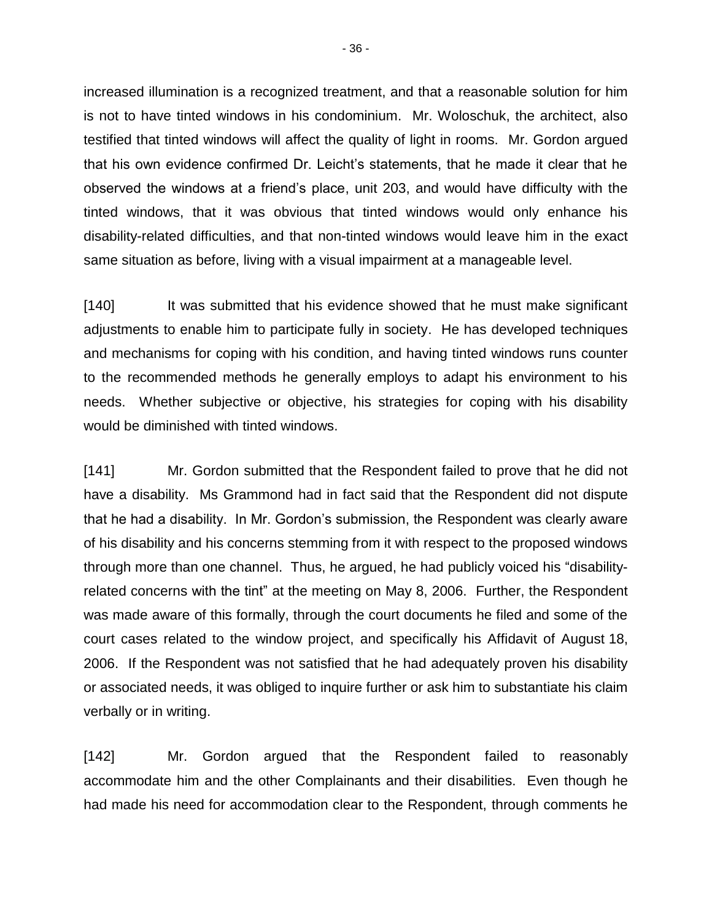increased illumination is a recognized treatment, and that a reasonable solution for him is not to have tinted windows in his condominium. Mr. Woloschuk, the architect, also testified that tinted windows will affect the quality of light in rooms. Mr. Gordon argued that his own evidence confirmed Dr. Leicht's statements, that he made it clear that he observed the windows at a friend's place, unit 203, and would have difficulty with the tinted windows, that it was obvious that tinted windows would only enhance his disability-related difficulties, and that non-tinted windows would leave him in the exact same situation as before, living with a visual impairment at a manageable level.

[140] It was submitted that his evidence showed that he must make significant adjustments to enable him to participate fully in society. He has developed techniques and mechanisms for coping with his condition, and having tinted windows runs counter to the recommended methods he generally employs to adapt his environment to his needs. Whether subjective or objective, his strategies for coping with his disability would be diminished with tinted windows.

[141] Mr. Gordon submitted that the Respondent failed to prove that he did not have a disability. Ms Grammond had in fact said that the Respondent did not dispute that he had a disability. In Mr. Gordon's submission, the Respondent was clearly aware of his disability and his concerns stemming from it with respect to the proposed windows through more than one channel. Thus, he argued, he had publicly voiced his "disability-related concerns with the tint" at the meeting on May 8, 2006. Further, the Respondent was made aware of this formally, through the court documents he filed and some of the court cases related to the window project, and specifically his Affidavit of August 18, 2006. If the Respondent was not satisfied that he had adequately proven his disability or associated needs, it was obliged to inquire further or ask him to substantiate his claim verbally or in writing.

[142] Mr. Gordon argued that the Respondent failed to reasonably accommodate him and the other Complainants and their disabilities. Even though he had made his need for accommodation clear to the Respondent, through comments he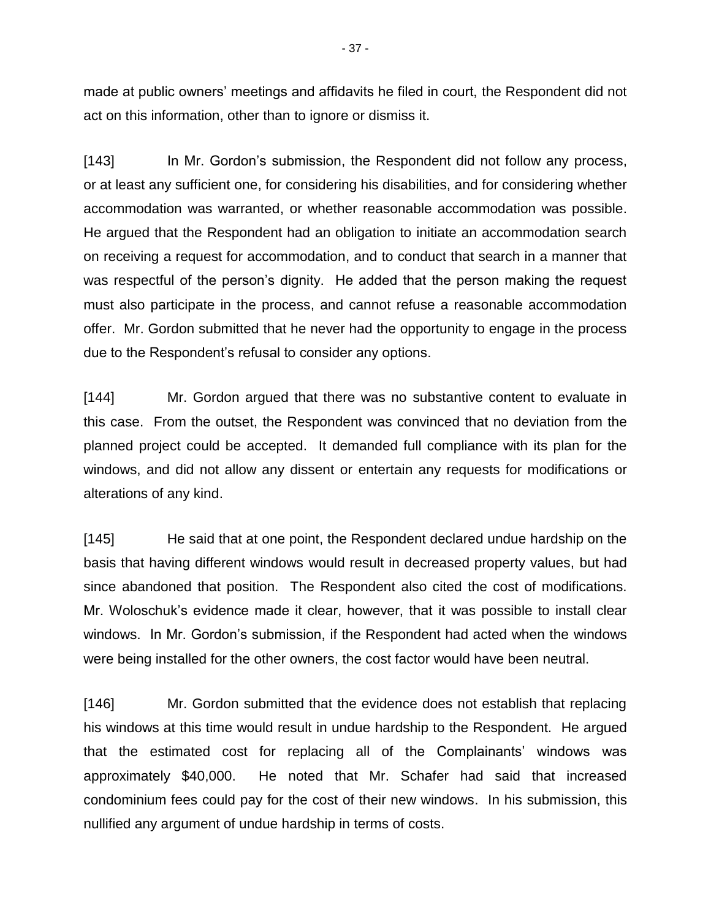made at public owners' meetings and affidavits he filed in court, the Respondent did not act on this information, other than to ignore or dismiss it.

[143] In Mr. Gordon's submission, the Respondent did not follow any process, or at least any sufficient one, for considering his disabilities, and for considering whether accommodation was warranted, or whether reasonable accommodation was possible. He argued that the Respondent had an obligation to initiate an accommodation search on receiving a request for accommodation, and to conduct that search in a manner that was respectful of the person's dignity. He added that the person making the request must also participate in the process, and cannot refuse a reasonable accommodation offer. Mr. Gordon submitted that he never had the opportunity to engage in the process due to the Respondent's refusal to consider any options.

[144] Mr. Gordon argued that there was no substantive content to evaluate in this case. From the outset, the Respondent was convinced that no deviation from the planned project could be accepted. It demanded full compliance with its plan for the windows, and did not allow any dissent or entertain any requests for modifications or alterations of any kind.

[145] He said that at one point, the Respondent declared undue hardship on the basis that having different windows would result in decreased property values, but had since abandoned that position. The Respondent also cited the cost of modifications. Mr. Woloschuk's evidence made it clear, however, that it was possible to install clear windows. In Mr. Gordon's submission, if the Respondent had acted when the windows were being installed for the other owners, the cost factor would have been neutral.

[146] Mr. Gordon submitted that the evidence does not establish that replacing his windows at this time would result in undue hardship to the Respondent. He argued that the estimated cost for replacing all of the Complainants' windows was approximately $40,000. He noted that Mr. Schafer had said that increased condominium fees could pay for the cost of their new windows. In his submission, this nullified any argument of undue hardship in terms of costs.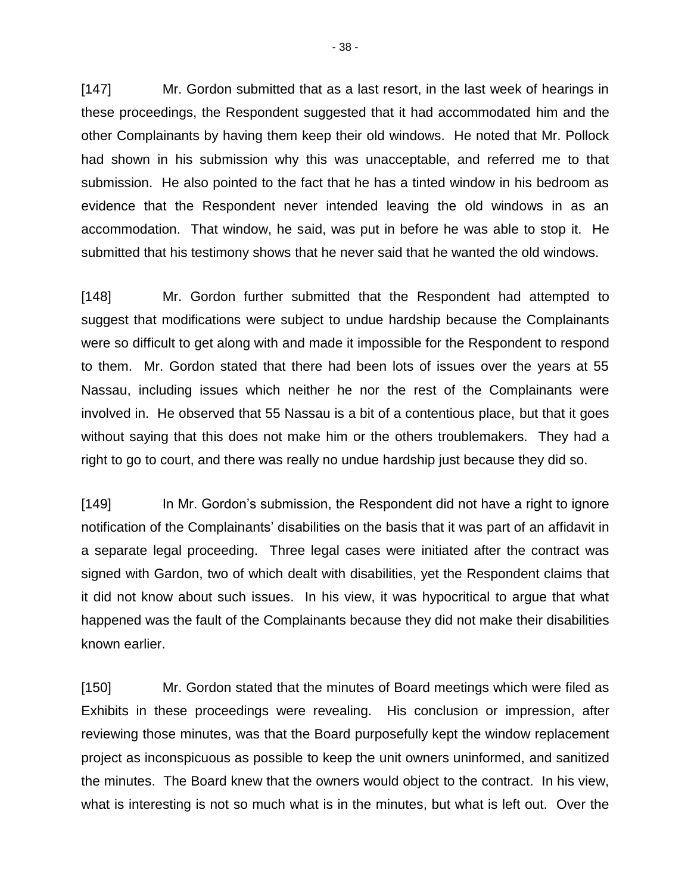[147] Mr. Gordon submitted that as a last resort, in the last week of hearings in these proceedings, the Respondent suggested that it had accommodated him and the other Complainants by having them keep their old windows. He noted that Mr. Pollock had shown in his submission why this was unacceptable, and referred me to that submission. He also pointed to the fact that he has a tinted window in his bedroom as evidence that the Respondent never intended leaving the old windows in as an accommodation. That window, he said, was put in before he was able to stop it. He submitted that his testimony shows that he never said that he wanted the old windows.

[148] Mr. Gordon further submitted that the Respondent had attempted to suggest that modifications were subject to undue hardship because the Complainants were so difficult to get along with and made it impossible for the Respondent to respond to them. Mr. Gordon stated that there had been lots of issues over the years at 55 Nassau, including issues which neither he nor the rest of the Complainants were involved in. He observed that 55 Nassau is a bit of a contentious place, but that it goes without saying that this does not make him or the others troublemakers. They had a right to go to court, and there was really no undue hardship just because they did so.

[149] In Mr. Gordon's submission, the Respondent did not have a right to ignore notification of the Complainants' disabilities on the basis that it was part of an affidavit in a separate legal proceeding. Three legal cases were initiated after the contract was signed with Gardon, two of which dealt with disabilities, yet the Respondent claims that it did not know about such issues. In his view, it was hypocritical to argue that what happened was the fault of the Complainants because they did not make their disabilities known earlier.

[150] Mr. Gordon stated that the minutes of Board meetings which were filed as Exhibits in these proceedings were revealing. His conclusion or impression, after reviewing those minutes, was that the Board purposefully kept the window replacement project as inconspicuous as possible to keep the unit owners uninformed, and sanitized the minutes. The Board knew that the owners would object to the contract. In his view, what is interesting is not so much what is in the minutes, but what is left out. Over the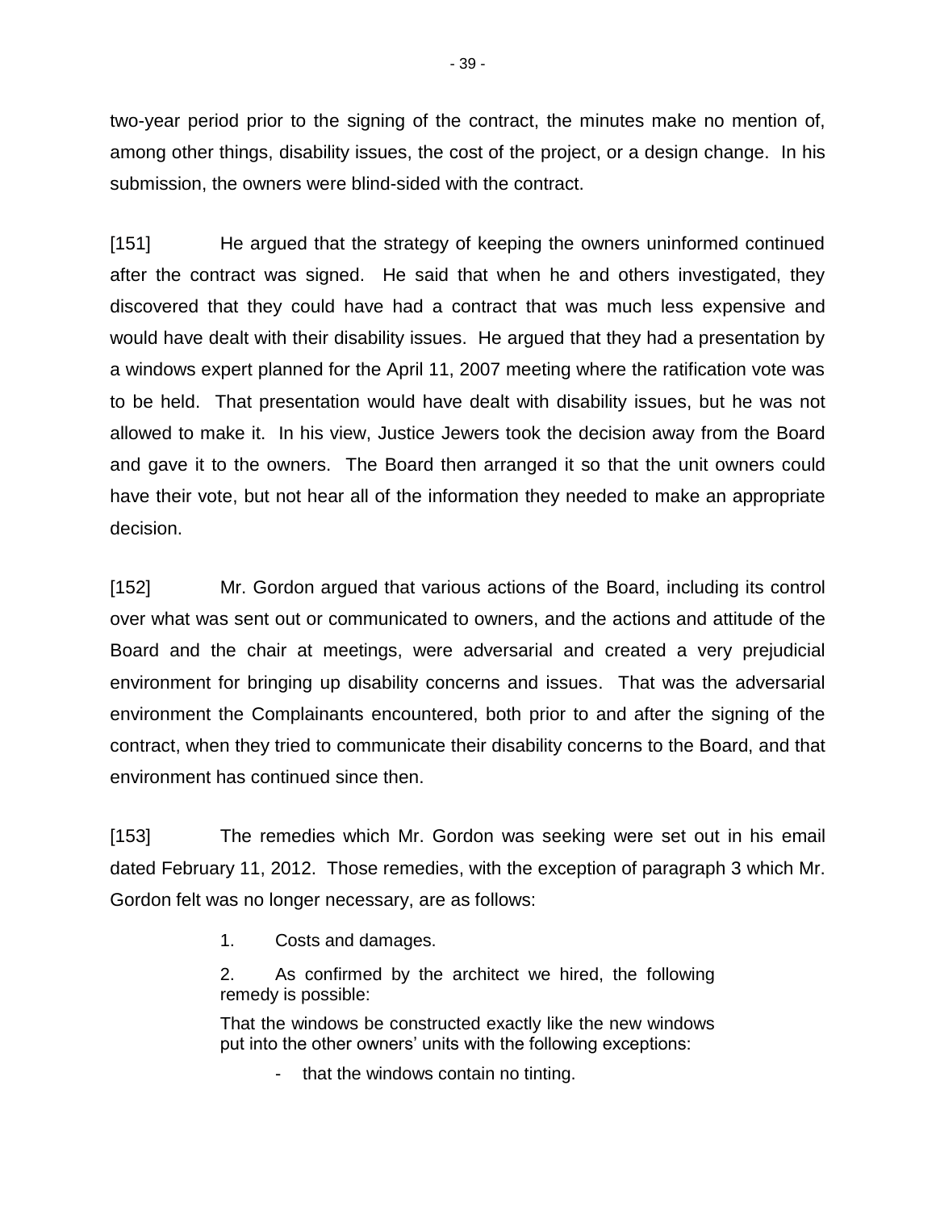two-year period prior to the signing of the contract, the minutes make no mention of, among other things, disability issues, the cost of the project, or a design change. In his submission, the owners were blind-sided with the contract.

[151] He argued that the strategy of keeping the owners uninformed continued after the contract was signed. He said that when he and others investigated, they discovered that they could have had a contract that was much less expensive and would have dealt with their disability issues. He argued that they had a presentation by a windows expert planned for the April 11, 2007 meeting where the ratification vote was to be held. That presentation would have dealt with disability issues, but he was not allowed to make it. In his view, Justice Jewers took the decision away from the Board and gave it to the owners. The Board then arranged it so that the unit owners could have their vote, but not hear all of the information they needed to make an appropriate decision.

[152] Mr. Gordon argued that various actions of the Board, including its control over what was sent out or communicated to owners, and the actions and attitude of the Board and the chair at meetings, were adversarial and created a very prejudicial environment for bringing up disability concerns and issues. That was the adversarial environment the Complainants encountered, both prior to and after the signing of the contract, when they tried to communicate their disability concerns to the Board, and that environment has continued since then.

[153] The remedies which Mr. Gordon was seeking were set out in his email dated February 11, 2012. Those remedies, with the exception of paragraph 3 which Mr. Gordon felt was no longer necessary, are as follows:

> 1. Costs and damages.
>
> 2. As confirmed by the architect we hired, the following remedy is possible:
>
> That the windows be constructed exactly like the new windows put into the other owners' units with the following exceptions:
>
> - that the windows contain no tinting.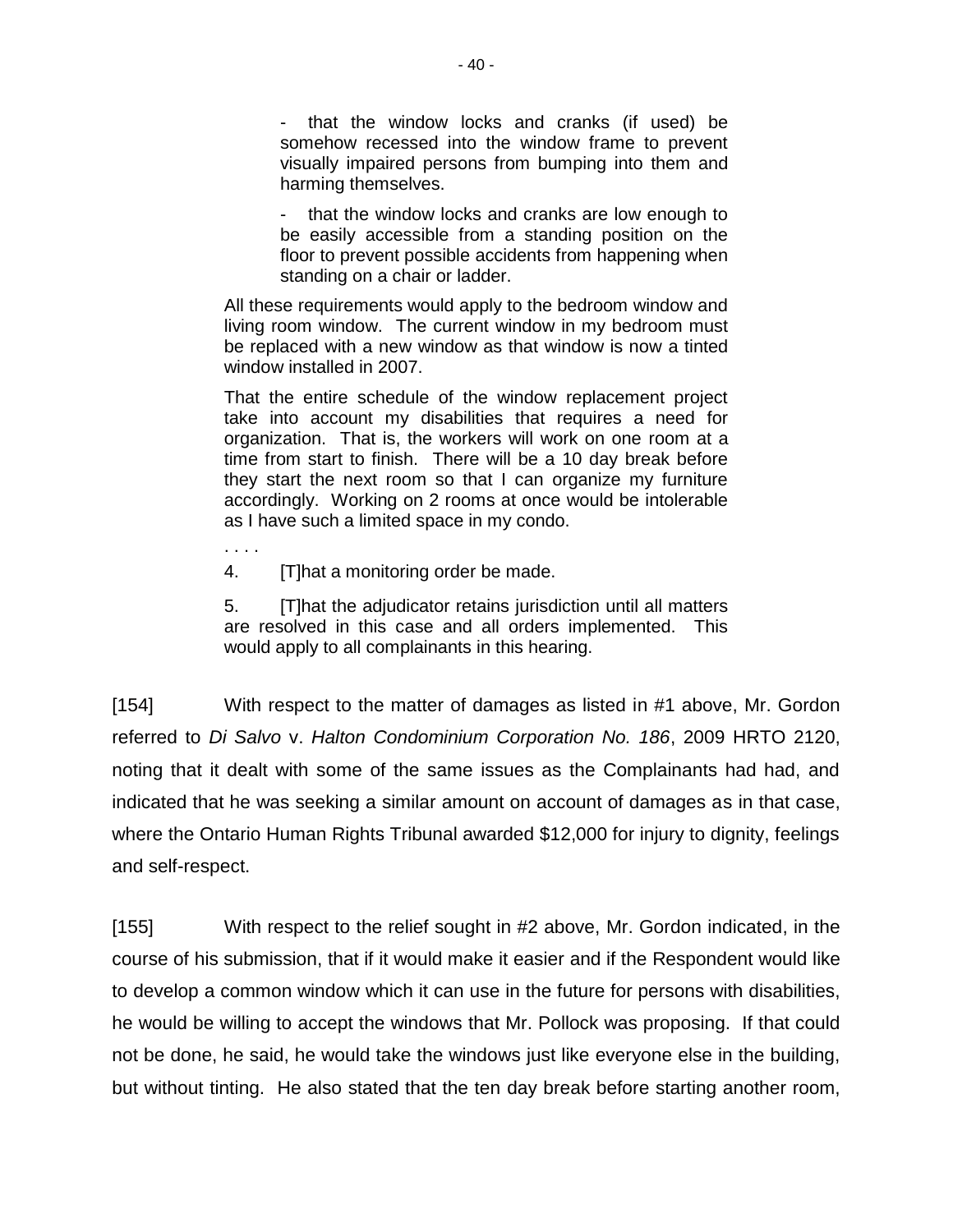> - that the window locks and cranks (if used) be somehow recessed into the window frame to prevent visually impaired persons from bumping into them and harming themselves.
>
> - that the window locks and cranks are low enough to be easily accessible from a standing position on the floor to prevent possible accidents from happening when standing on a chair or ladder.
>
> All these requirements would apply to the bedroom window and living room window. The current window in my bedroom must be replaced with a new window as that window is now a tinted window installed in 2007.
>
> That the entire schedule of the window replacement project take into account my disabilities that requires a need for organization. That is, the workers will work on one room at a time from start to finish. There will be a 10 day break before they start the next room so that I can organize my furniture accordingly. Working on 2 rooms at once would be intolerable as I have such a limited space in my condo.
>
> . . . .
>
> 4. [T]hat a monitoring order be made.
>
> 5. [T]hat the adjudicator retains jurisdiction until all matters are resolved in this case and all orders implemented. This would apply to all complainants in this hearing.

[154] With respect to the matter of damages as listed in #1 above, Mr. Gordon referred to *Di Salvo* v. *Halton Condominium Corporation No. 186*, 2009 HRTO 2120, noting that it dealt with some of the same issues as the Complainants had had, and indicated that he was seeking a similar amount on account of damages as in that case, where the Ontario Human Rights Tribunal awarded $12,000 for injury to dignity, feelings and self-respect.

[155] With respect to the relief sought in #2 above, Mr. Gordon indicated, in the course of his submission, that if it would make it easier and if the Respondent would like to develop a common window which it can use in the future for persons with disabilities, he would be willing to accept the windows that Mr. Pollock was proposing. If that could not be done, he said, he would take the windows just like everyone else in the building, but without tinting. He also stated that the ten day break before starting another room,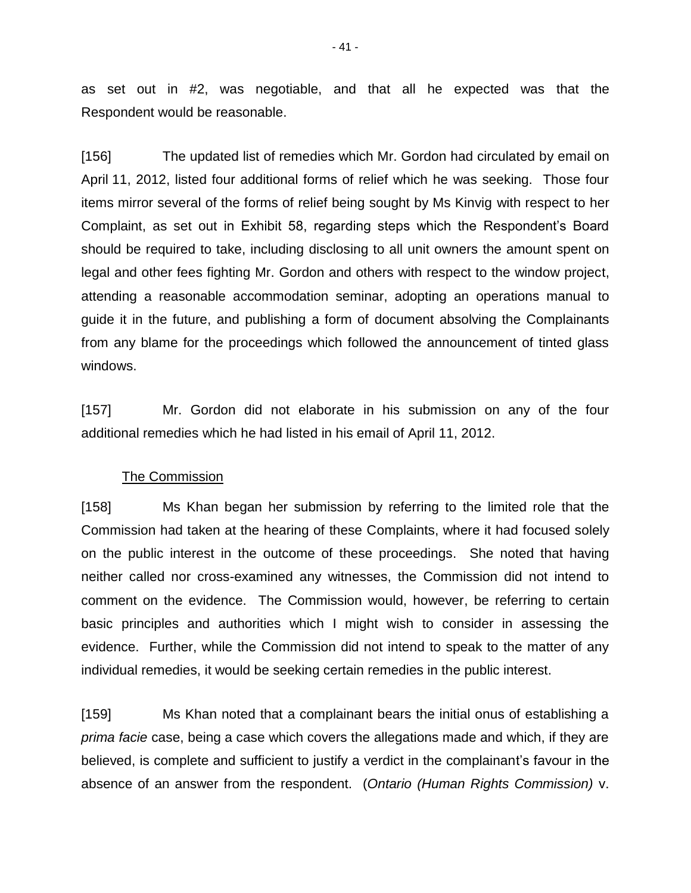as set out in #2, was negotiable, and that all he expected was that the Respondent would be reasonable.

[156] The updated list of remedies which Mr. Gordon had circulated by email on April 11, 2012, listed four additional forms of relief which he was seeking. Those four items mirror several of the forms of relief being sought by Ms Kinvig with respect to her Complaint, as set out in Exhibit 58, regarding steps which the Respondent's Board should be required to take, including disclosing to all unit owners the amount spent on legal and other fees fighting Mr. Gordon and others with respect to the window project, attending a reasonable accommodation seminar, adopting an operations manual to guide it in the future, and publishing a form of document absolving the Complainants from any blame for the proceedings which followed the announcement of tinted glass windows.

[157] Mr. Gordon did not elaborate in his submission on any of the four additional remedies which he had listed in his email of April 11, 2012.

<u>The Commission</u>

[158] Ms Khan began her submission by referring to the limited role that the Commission had taken at the hearing of these Complaints, where it had focused solely on the public interest in the outcome of these proceedings. She noted that having neither called nor cross-examined any witnesses, the Commission did not intend to comment on the evidence. The Commission would, however, be referring to certain basic principles and authorities which I might wish to consider in assessing the evidence. Further, while the Commission did not intend to speak to the matter of any individual remedies, it would be seeking certain remedies in the public interest.

[159] Ms Khan noted that a complainant bears the initial onus of establishing a *prima facie* case, being a case which covers the allegations made and which, if they are believed, is complete and sufficient to justify a verdict in the complainant's favour in the absence of an answer from the respondent. (*Ontario (Human Rights Commission)* v.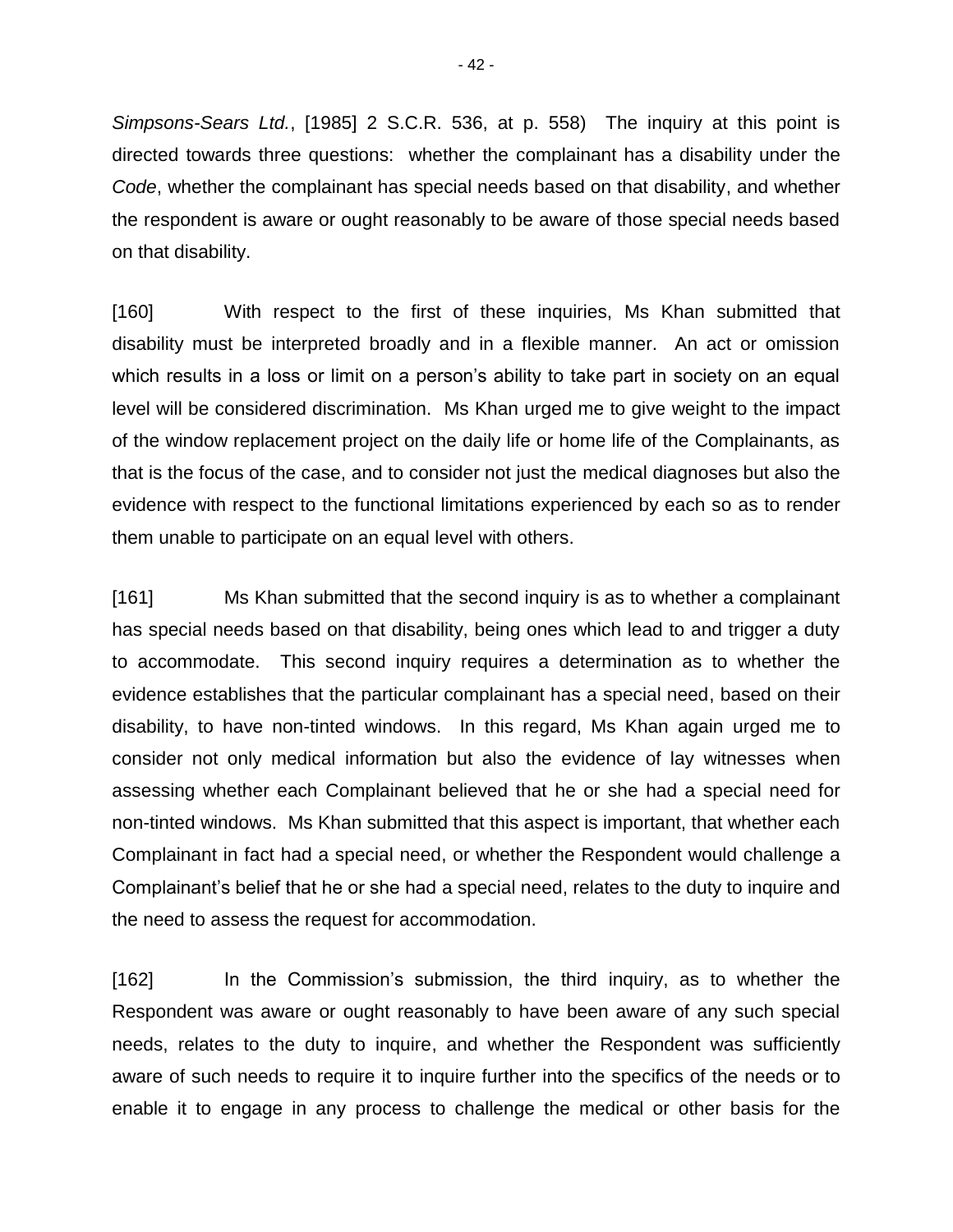*Simpsons-Sears Ltd.*, [1985] 2 S.C.R. 536, at p. 558) The inquiry at this point is directed towards three questions: whether the complainant has a disability under the *Code*, whether the complainant has special needs based on that disability, and whether the respondent is aware or ought reasonably to be aware of those special needs based on that disability.

[160] With respect to the first of these inquiries, Ms Khan submitted that disability must be interpreted broadly and in a flexible manner. An act or omission which results in a loss or limit on a person's ability to take part in society on an equal level will be considered discrimination. Ms Khan urged me to give weight to the impact of the window replacement project on the daily life or home life of the Complainants, as that is the focus of the case, and to consider not just the medical diagnoses but also the evidence with respect to the functional limitations experienced by each so as to render them unable to participate on an equal level with others.

[161] Ms Khan submitted that the second inquiry is as to whether a complainant has special needs based on that disability, being ones which lead to and trigger a duty to accommodate. This second inquiry requires a determination as to whether the evidence establishes that the particular complainant has a special need, based on their disability, to have non-tinted windows. In this regard, Ms Khan again urged me to consider not only medical information but also the evidence of lay witnesses when assessing whether each Complainant believed that he or she had a special need for non-tinted windows. Ms Khan submitted that this aspect is important, that whether each Complainant in fact had a special need, or whether the Respondent would challenge a Complainant's belief that he or she had a special need, relates to the duty to inquire and the need to assess the request for accommodation.

[162] In the Commission's submission, the third inquiry, as to whether the Respondent was aware or ought reasonably to have been aware of any such special needs, relates to the duty to inquire, and whether the Respondent was sufficiently aware of such needs to require it to inquire further into the specifics of the needs or to enable it to engage in any process to challenge the medical or other basis for the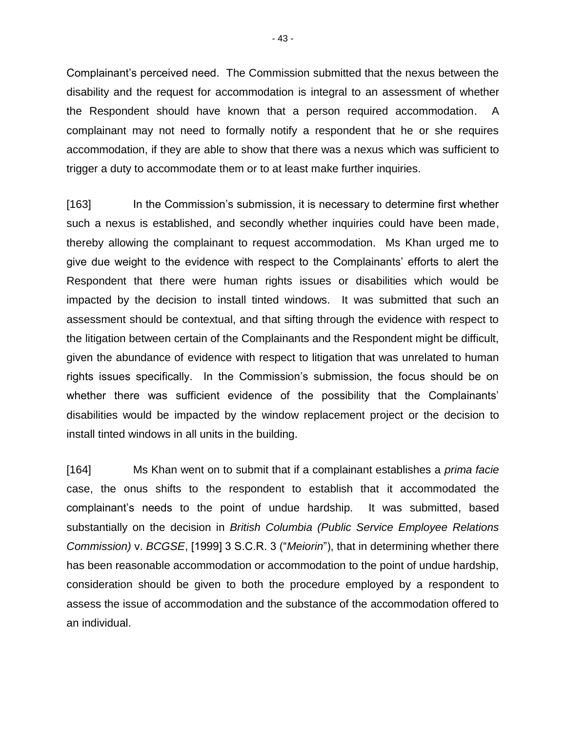Complainant's perceived need. The Commission submitted that the nexus between the disability and the request for accommodation is integral to an assessment of whether the Respondent should have known that a person required accommodation. A complainant may not need to formally notify a respondent that he or she requires accommodation, if they are able to show that there was a nexus which was sufficient to trigger a duty to accommodate them or to at least make further inquiries.

[163] In the Commission's submission, it is necessary to determine first whether such a nexus is established, and secondly whether inquiries could have been made, thereby allowing the complainant to request accommodation. Ms Khan urged me to give due weight to the evidence with respect to the Complainants' efforts to alert the Respondent that there were human rights issues or disabilities which would be impacted by the decision to install tinted windows. It was submitted that such an assessment should be contextual, and that sifting through the evidence with respect to the litigation between certain of the Complainants and the Respondent might be difficult, given the abundance of evidence with respect to litigation that was unrelated to human rights issues specifically. In the Commission's submission, the focus should be on whether there was sufficient evidence of the possibility that the Complainants' disabilities would be impacted by the window replacement project or the decision to install tinted windows in all units in the building.

[164] Ms Khan went on to submit that if a complainant establishes a *prima facie* case, the onus shifts to the respondent to establish that it accommodated the complainant's needs to the point of undue hardship. It was submitted, based substantially on the decision in *British Columbia (Public Service Employee Relations Commission)* v. *BCGSE*, [1999] 3 S.C.R. 3 ("*Meiorin*"), that in determining whether there has been reasonable accommodation or accommodation to the point of undue hardship, consideration should be given to both the procedure employed by a respondent to assess the issue of accommodation and the substance of the accommodation offered to an individual.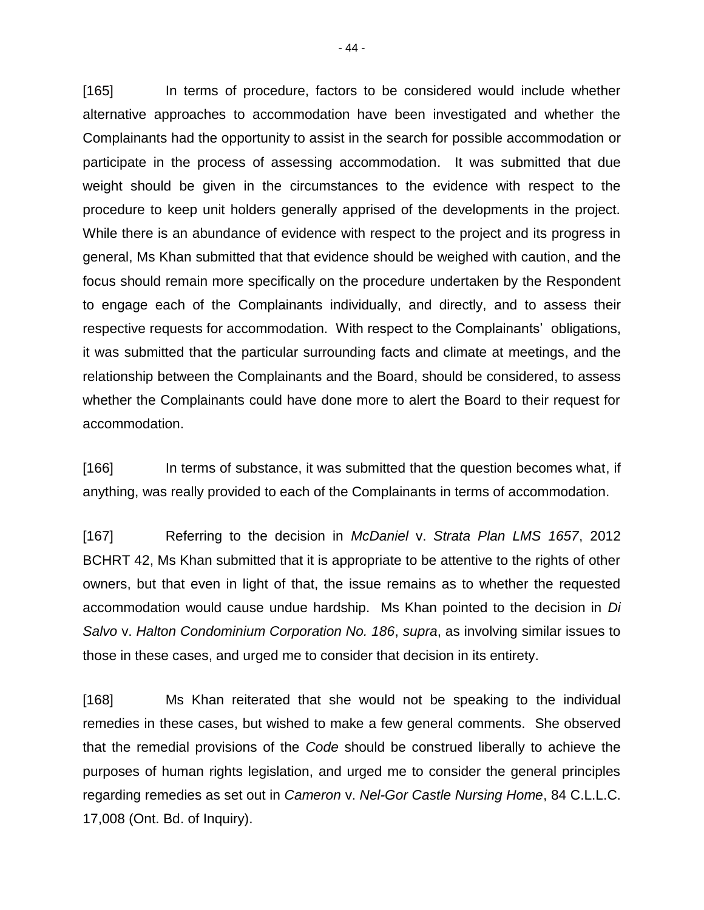[165] In terms of procedure, factors to be considered would include whether alternative approaches to accommodation have been investigated and whether the Complainants had the opportunity to assist in the search for possible accommodation or participate in the process of assessing accommodation. It was submitted that due weight should be given in the circumstances to the evidence with respect to the procedure to keep unit holders generally apprised of the developments in the project. While there is an abundance of evidence with respect to the project and its progress in general, Ms Khan submitted that that evidence should be weighed with caution, and the focus should remain more specifically on the procedure undertaken by the Respondent to engage each of the Complainants individually, and directly, and to assess their respective requests for accommodation. With respect to the Complainants' obligations, it was submitted that the particular surrounding facts and climate at meetings, and the relationship between the Complainants and the Board, should be considered, to assess whether the Complainants could have done more to alert the Board to their request for accommodation.

[166] In terms of substance, it was submitted that the question becomes what, if anything, was really provided to each of the Complainants in terms of accommodation.

[167] Referring to the decision in *McDaniel* v. *Strata Plan LMS 1657*, 2012 BCHRT 42, Ms Khan submitted that it is appropriate to be attentive to the rights of other owners, but that even in light of that, the issue remains as to whether the requested accommodation would cause undue hardship. Ms Khan pointed to the decision in *Di Salvo* v. *Halton Condominium Corporation No. 186*, *supra*, as involving similar issues to those in these cases, and urged me to consider that decision in its entirety.

[168] Ms Khan reiterated that she would not be speaking to the individual remedies in these cases, but wished to make a few general comments. She observed that the remedial provisions of the *Code* should be construed liberally to achieve the purposes of human rights legislation, and urged me to consider the general principles regarding remedies as set out in *Cameron* v. *Nel-Gor Castle Nursing Home*, 84 C.L.L.C. 17,008 (Ont. Bd. of Inquiry).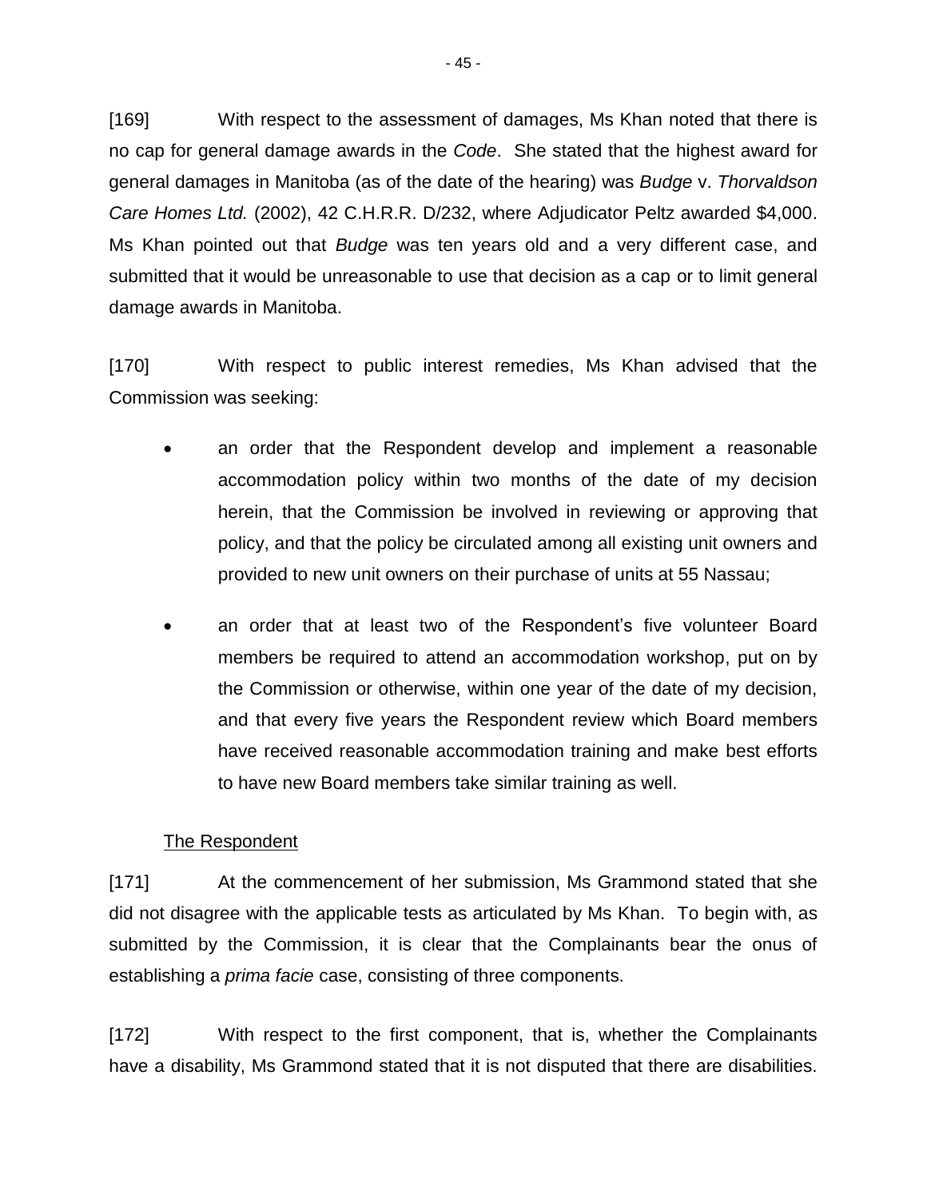[169] With respect to the assessment of damages, Ms Khan noted that there is no cap for general damage awards in the *Code*. She stated that the highest award for general damages in Manitoba (as of the date of the hearing) was *Budge* v. *Thorvaldson Care Homes Ltd.* (2002), 42 C.H.R.R. D/232, where Adjudicator Peltz awarded $4,000. Ms Khan pointed out that *Budge* was ten years old and a very different case, and submitted that it would be unreasonable to use that decision as a cap or to limit general damage awards in Manitoba.

[170] With respect to public interest remedies, Ms Khan advised that the Commission was seeking:

- an order that the Respondent develop and implement a reasonable accommodation policy within two months of the date of my decision herein, that the Commission be involved in reviewing or approving that policy, and that the policy be circulated among all existing unit owners and provided to new unit owners on their purchase of units at 55 Nassau;
- an order that at least two of the Respondent's five volunteer Board members be required to attend an accommodation workshop, put on by the Commission or otherwise, within one year of the date of my decision, and that every five years the Respondent review which Board members have received reasonable accommodation training and make best efforts to have new Board members take similar training as well.

<u>The Respondent</u>

[171] At the commencement of her submission, Ms Grammond stated that she did not disagree with the applicable tests as articulated by Ms Khan. To begin with, as submitted by the Commission, it is clear that the Complainants bear the onus of establishing a *prima facie* case, consisting of three components.

[172] With respect to the first component, that is, whether the Complainants have a disability, Ms Grammond stated that it is not disputed that there are disabilities.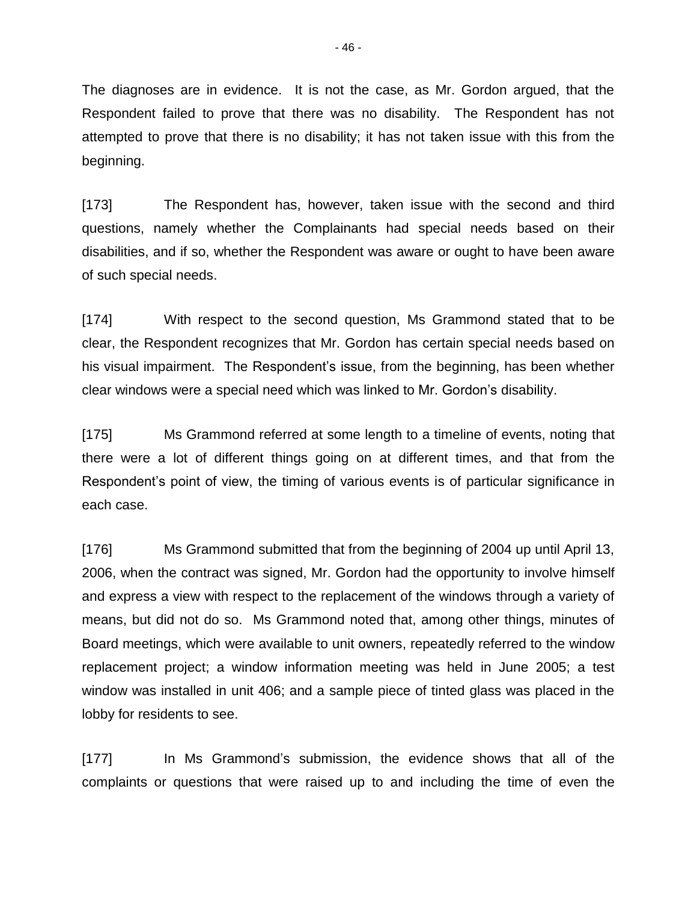The diagnoses are in evidence. It is not the case, as Mr. Gordon argued, that the Respondent failed to prove that there was no disability. The Respondent has not attempted to prove that there is no disability; it has not taken issue with this from the beginning.

[173] The Respondent has, however, taken issue with the second and third questions, namely whether the Complainants had special needs based on their disabilities, and if so, whether the Respondent was aware or ought to have been aware of such special needs.

[174] With respect to the second question, Ms Grammond stated that to be clear, the Respondent recognizes that Mr. Gordon has certain special needs based on his visual impairment. The Respondent's issue, from the beginning, has been whether clear windows were a special need which was linked to Mr. Gordon's disability.

[175] Ms Grammond referred at some length to a timeline of events, noting that there were a lot of different things going on at different times, and that from the Respondent's point of view, the timing of various events is of particular significance in each case.

[176] Ms Grammond submitted that from the beginning of 2004 up until April 13, 2006, when the contract was signed, Mr. Gordon had the opportunity to involve himself and express a view with respect to the replacement of the windows through a variety of means, but did not do so. Ms Grammond noted that, among other things, minutes of Board meetings, which were available to unit owners, repeatedly referred to the window replacement project; a window information meeting was held in June 2005; a test window was installed in unit 406; and a sample piece of tinted glass was placed in the lobby for residents to see.

[177] In Ms Grammond's submission, the evidence shows that all of the complaints or questions that were raised up to and including the time of even the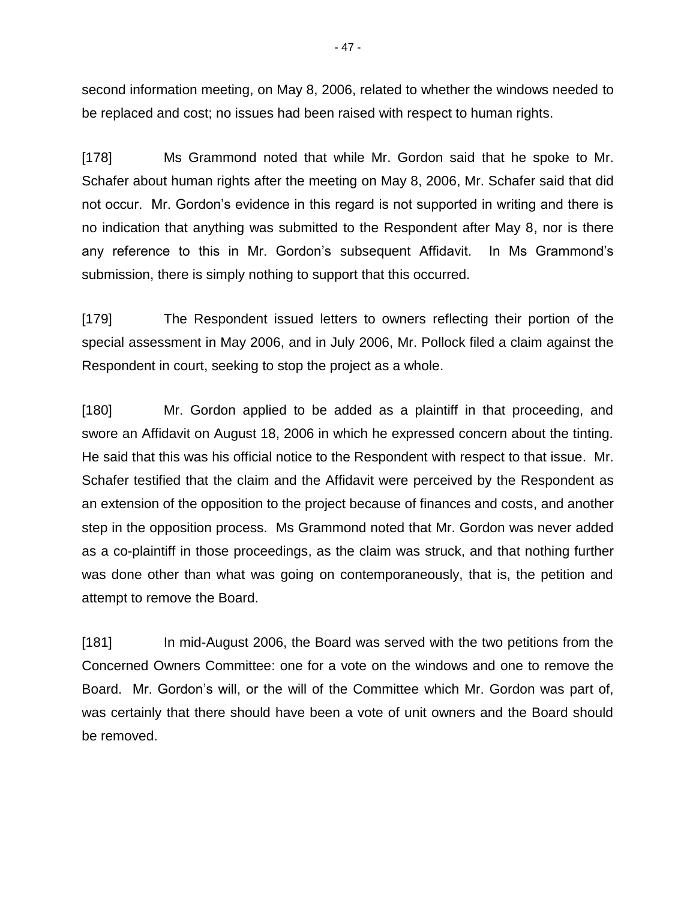second information meeting, on May 8, 2006, related to whether the windows needed to be replaced and cost; no issues had been raised with respect to human rights.

[178] Ms Grammond noted that while Mr. Gordon said that he spoke to Mr. Schafer about human rights after the meeting on May 8, 2006, Mr. Schafer said that did not occur. Mr. Gordon's evidence in this regard is not supported in writing and there is no indication that anything was submitted to the Respondent after May 8, nor is there any reference to this in Mr. Gordon's subsequent Affidavit. In Ms Grammond's submission, there is simply nothing to support that this occurred.

[179] The Respondent issued letters to owners reflecting their portion of the special assessment in May 2006, and in July 2006, Mr. Pollock filed a claim against the Respondent in court, seeking to stop the project as a whole.

[180] Mr. Gordon applied to be added as a plaintiff in that proceeding, and swore an Affidavit on August 18, 2006 in which he expressed concern about the tinting. He said that this was his official notice to the Respondent with respect to that issue. Mr. Schafer testified that the claim and the Affidavit were perceived by the Respondent as an extension of the opposition to the project because of finances and costs, and another step in the opposition process. Ms Grammond noted that Mr. Gordon was never added as a co-plaintiff in those proceedings, as the claim was struck, and that nothing further was done other than what was going on contemporaneously, that is, the petition and attempt to remove the Board.

[181] In mid-August 2006, the Board was served with the two petitions from the Concerned Owners Committee: one for a vote on the windows and one to remove the Board. Mr. Gordon's will, or the will of the Committee which Mr. Gordon was part of, was certainly that there should have been a vote of unit owners and the Board should be removed.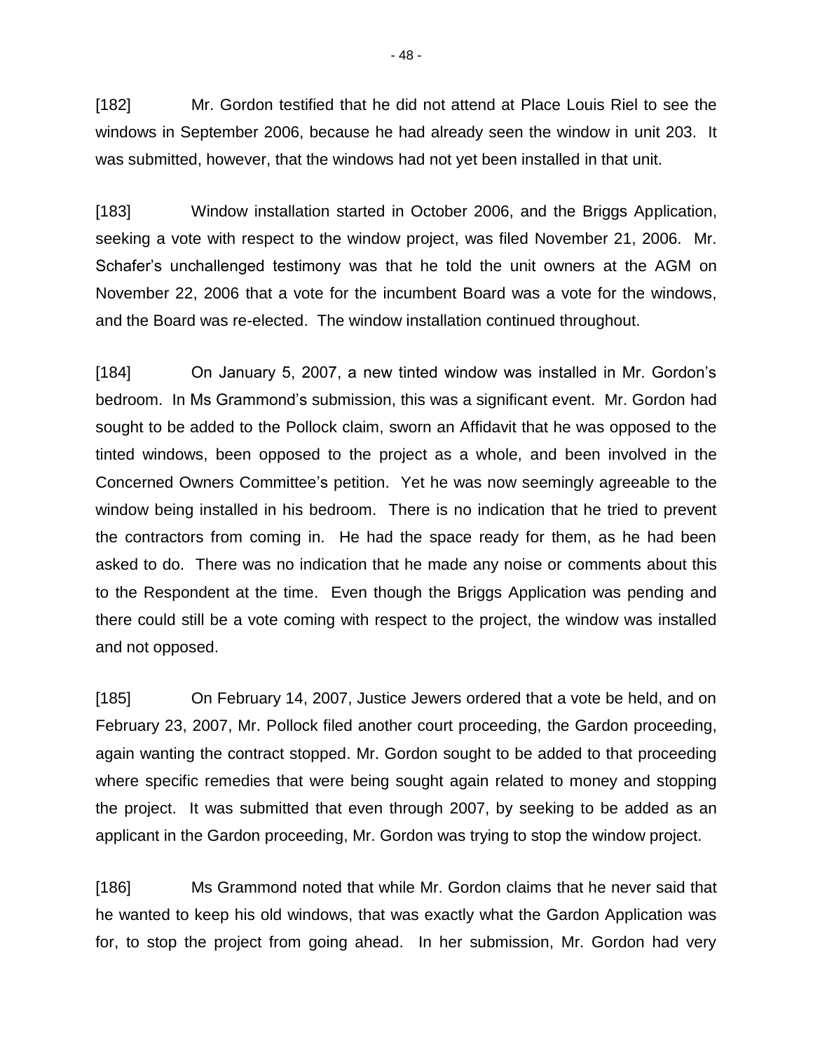[182] Mr. Gordon testified that he did not attend at Place Louis Riel to see the windows in September 2006, because he had already seen the window in unit 203. It was submitted, however, that the windows had not yet been installed in that unit.

[183] Window installation started in October 2006, and the Briggs Application, seeking a vote with respect to the window project, was filed November 21, 2006. Mr. Schafer's unchallenged testimony was that he told the unit owners at the AGM on November 22, 2006 that a vote for the incumbent Board was a vote for the windows, and the Board was re-elected. The window installation continued throughout.

[184] On January 5, 2007, a new tinted window was installed in Mr. Gordon's bedroom. In Ms Grammond's submission, this was a significant event. Mr. Gordon had sought to be added to the Pollock claim, sworn an Affidavit that he was opposed to the tinted windows, been opposed to the project as a whole, and been involved in the Concerned Owners Committee's petition. Yet he was now seemingly agreeable to the window being installed in his bedroom. There is no indication that he tried to prevent the contractors from coming in. He had the space ready for them, as he had been asked to do. There was no indication that he made any noise or comments about this to the Respondent at the time. Even though the Briggs Application was pending and there could still be a vote coming with respect to the project, the window was installed and not opposed.

[185] On February 14, 2007, Justice Jewers ordered that a vote be held, and on February 23, 2007, Mr. Pollock filed another court proceeding, the Gardon proceeding, again wanting the contract stopped. Mr. Gordon sought to be added to that proceeding where specific remedies that were being sought again related to money and stopping the project. It was submitted that even through 2007, by seeking to be added as an applicant in the Gardon proceeding, Mr. Gordon was trying to stop the window project.

[186] Ms Grammond noted that while Mr. Gordon claims that he never said that he wanted to keep his old windows, that was exactly what the Gardon Application was for, to stop the project from going ahead. In her submission, Mr. Gordon had very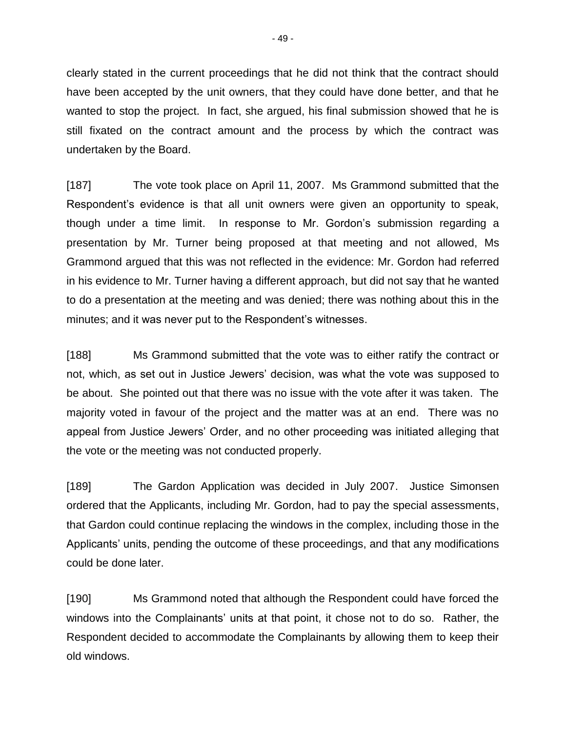clearly stated in the current proceedings that he did not think that the contract should have been accepted by the unit owners, that they could have done better, and that he wanted to stop the project. In fact, she argued, his final submission showed that he is still fixated on the contract amount and the process by which the contract was undertaken by the Board.

[187] The vote took place on April 11, 2007. Ms Grammond submitted that the Respondent's evidence is that all unit owners were given an opportunity to speak, though under a time limit. In response to Mr. Gordon's submission regarding a presentation by Mr. Turner being proposed at that meeting and not allowed, Ms Grammond argued that this was not reflected in the evidence: Mr. Gordon had referred in his evidence to Mr. Turner having a different approach, but did not say that he wanted to do a presentation at the meeting and was denied; there was nothing about this in the minutes; and it was never put to the Respondent's witnesses.

[188] Ms Grammond submitted that the vote was to either ratify the contract or not, which, as set out in Justice Jewers' decision, was what the vote was supposed to be about. She pointed out that there was no issue with the vote after it was taken. The majority voted in favour of the project and the matter was at an end. There was no appeal from Justice Jewers' Order, and no other proceeding was initiated alleging that the vote or the meeting was not conducted properly.

[189] The Gardon Application was decided in July 2007. Justice Simonsen ordered that the Applicants, including Mr. Gordon, had to pay the special assessments, that Gardon could continue replacing the windows in the complex, including those in the Applicants' units, pending the outcome of these proceedings, and that any modifications could be done later.

[190] Ms Grammond noted that although the Respondent could have forced the windows into the Complainants' units at that point, it chose not to do so. Rather, the Respondent decided to accommodate the Complainants by allowing them to keep their old windows.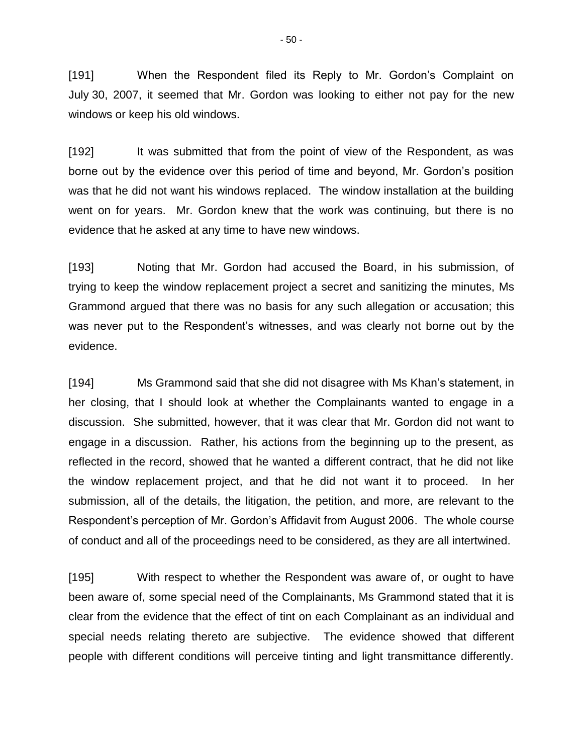[191] When the Respondent filed its Reply to Mr. Gordon's Complaint on July 30, 2007, it seemed that Mr. Gordon was looking to either not pay for the new windows or keep his old windows.

[192] It was submitted that from the point of view of the Respondent, as was borne out by the evidence over this period of time and beyond, Mr. Gordon's position was that he did not want his windows replaced. The window installation at the building went on for years. Mr. Gordon knew that the work was continuing, but there is no evidence that he asked at any time to have new windows.

[193] Noting that Mr. Gordon had accused the Board, in his submission, of trying to keep the window replacement project a secret and sanitizing the minutes, Ms Grammond argued that there was no basis for any such allegation or accusation; this was never put to the Respondent's witnesses, and was clearly not borne out by the evidence.

[194] Ms Grammond said that she did not disagree with Ms Khan's statement, in her closing, that I should look at whether the Complainants wanted to engage in a discussion. She submitted, however, that it was clear that Mr. Gordon did not want to engage in a discussion. Rather, his actions from the beginning up to the present, as reflected in the record, showed that he wanted a different contract, that he did not like the window replacement project, and that he did not want it to proceed. In her submission, all of the details, the litigation, the petition, and more, are relevant to the Respondent's perception of Mr. Gordon's Affidavit from August 2006. The whole course of conduct and all of the proceedings need to be considered, as they are all intertwined.

[195] With respect to whether the Respondent was aware of, or ought to have been aware of, some special need of the Complainants, Ms Grammond stated that it is clear from the evidence that the effect of tint on each Complainant as an individual and special needs relating thereto are subjective. The evidence showed that different people with different conditions will perceive tinting and light transmittance differently.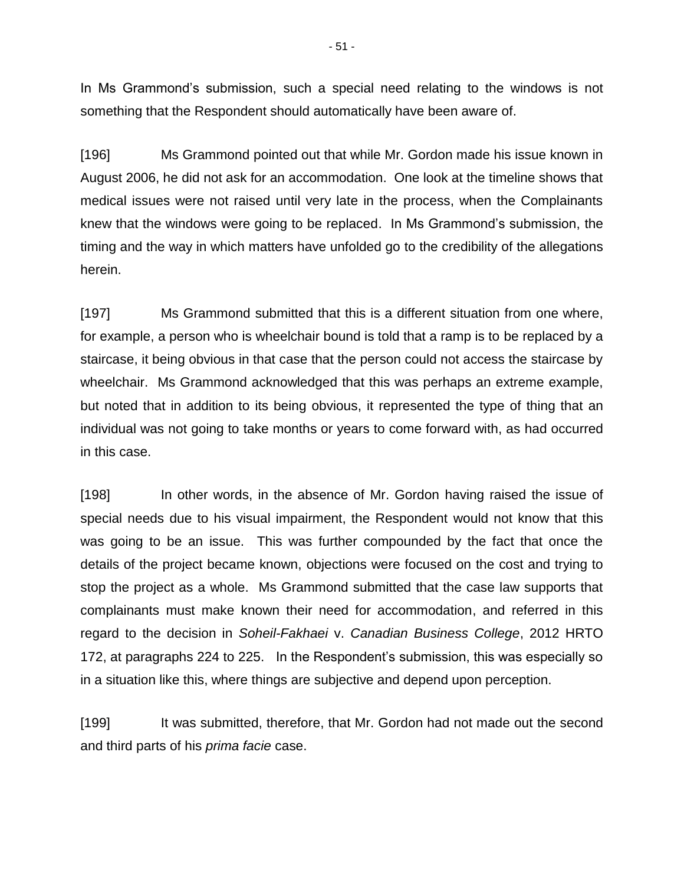In Ms Grammond's submission, such a special need relating to the windows is not something that the Respondent should automatically have been aware of.

[196] Ms Grammond pointed out that while Mr. Gordon made his issue known in August 2006, he did not ask for an accommodation. One look at the timeline shows that medical issues were not raised until very late in the process, when the Complainants knew that the windows were going to be replaced. In Ms Grammond's submission, the timing and the way in which matters have unfolded go to the credibility of the allegations herein.

[197] Ms Grammond submitted that this is a different situation from one where, for example, a person who is wheelchair bound is told that a ramp is to be replaced by a staircase, it being obvious in that case that the person could not access the staircase by wheelchair. Ms Grammond acknowledged that this was perhaps an extreme example, but noted that in addition to its being obvious, it represented the type of thing that an individual was not going to take months or years to come forward with, as had occurred in this case.

[198] In other words, in the absence of Mr. Gordon having raised the issue of special needs due to his visual impairment, the Respondent would not know that this was going to be an issue. This was further compounded by the fact that once the details of the project became known, objections were focused on the cost and trying to stop the project as a whole. Ms Grammond submitted that the case law supports that complainants must make known their need for accommodation, and referred in this regard to the decision in *Soheil-Fakhaei* v. *Canadian Business College*, 2012 HRTO 172, at paragraphs 224 to 225. In the Respondent's submission, this was especially so in a situation like this, where things are subjective and depend upon perception.

[199] It was submitted, therefore, that Mr. Gordon had not made out the second and third parts of his *prima facie* case.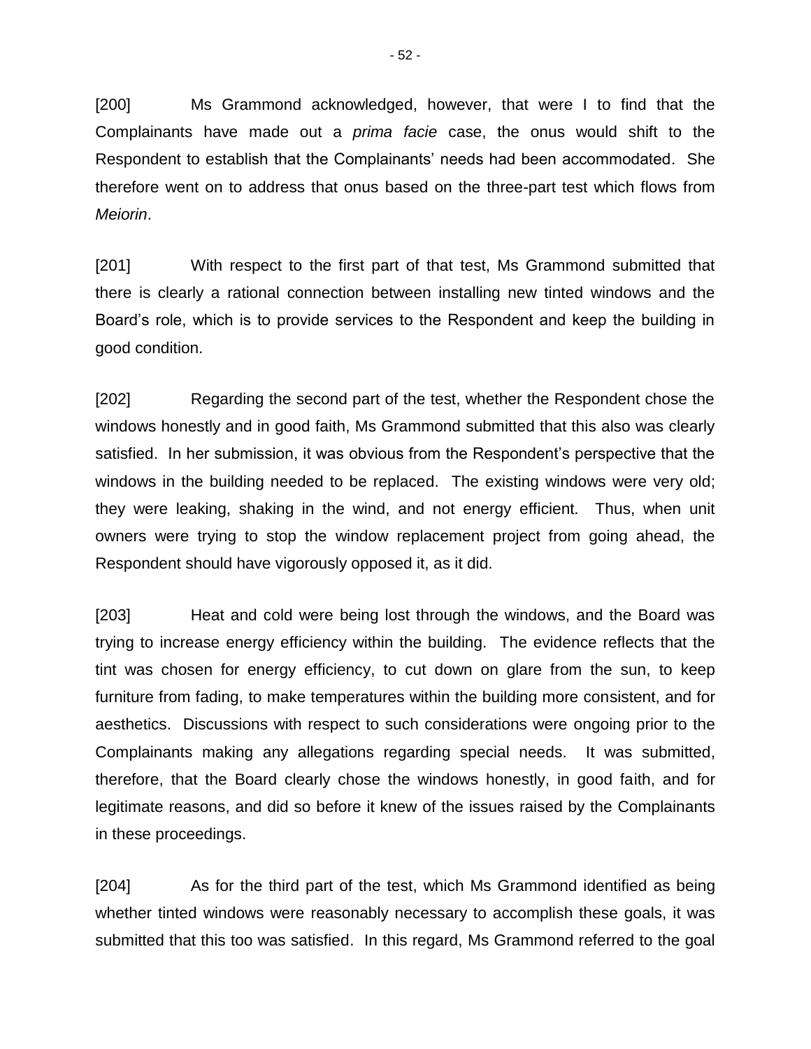[200] Ms Grammond acknowledged, however, that were I to find that the Complainants have made out a *prima facie* case, the onus would shift to the Respondent to establish that the Complainants' needs had been accommodated. She therefore went on to address that onus based on the three-part test which flows from *Meiorin*.

[201] With respect to the first part of that test, Ms Grammond submitted that there is clearly a rational connection between installing new tinted windows and the Board's role, which is to provide services to the Respondent and keep the building in good condition.

[202] Regarding the second part of the test, whether the Respondent chose the windows honestly and in good faith, Ms Grammond submitted that this also was clearly satisfied. In her submission, it was obvious from the Respondent's perspective that the windows in the building needed to be replaced. The existing windows were very old; they were leaking, shaking in the wind, and not energy efficient. Thus, when unit owners were trying to stop the window replacement project from going ahead, the Respondent should have vigorously opposed it, as it did.

[203] Heat and cold were being lost through the windows, and the Board was trying to increase energy efficiency within the building. The evidence reflects that the tint was chosen for energy efficiency, to cut down on glare from the sun, to keep furniture from fading, to make temperatures within the building more consistent, and for aesthetics. Discussions with respect to such considerations were ongoing prior to the Complainants making any allegations regarding special needs. It was submitted, therefore, that the Board clearly chose the windows honestly, in good faith, and for legitimate reasons, and did so before it knew of the issues raised by the Complainants in these proceedings.

[204] As for the third part of the test, which Ms Grammond identified as being whether tinted windows were reasonably necessary to accomplish these goals, it was submitted that this too was satisfied. In this regard, Ms Grammond referred to the goal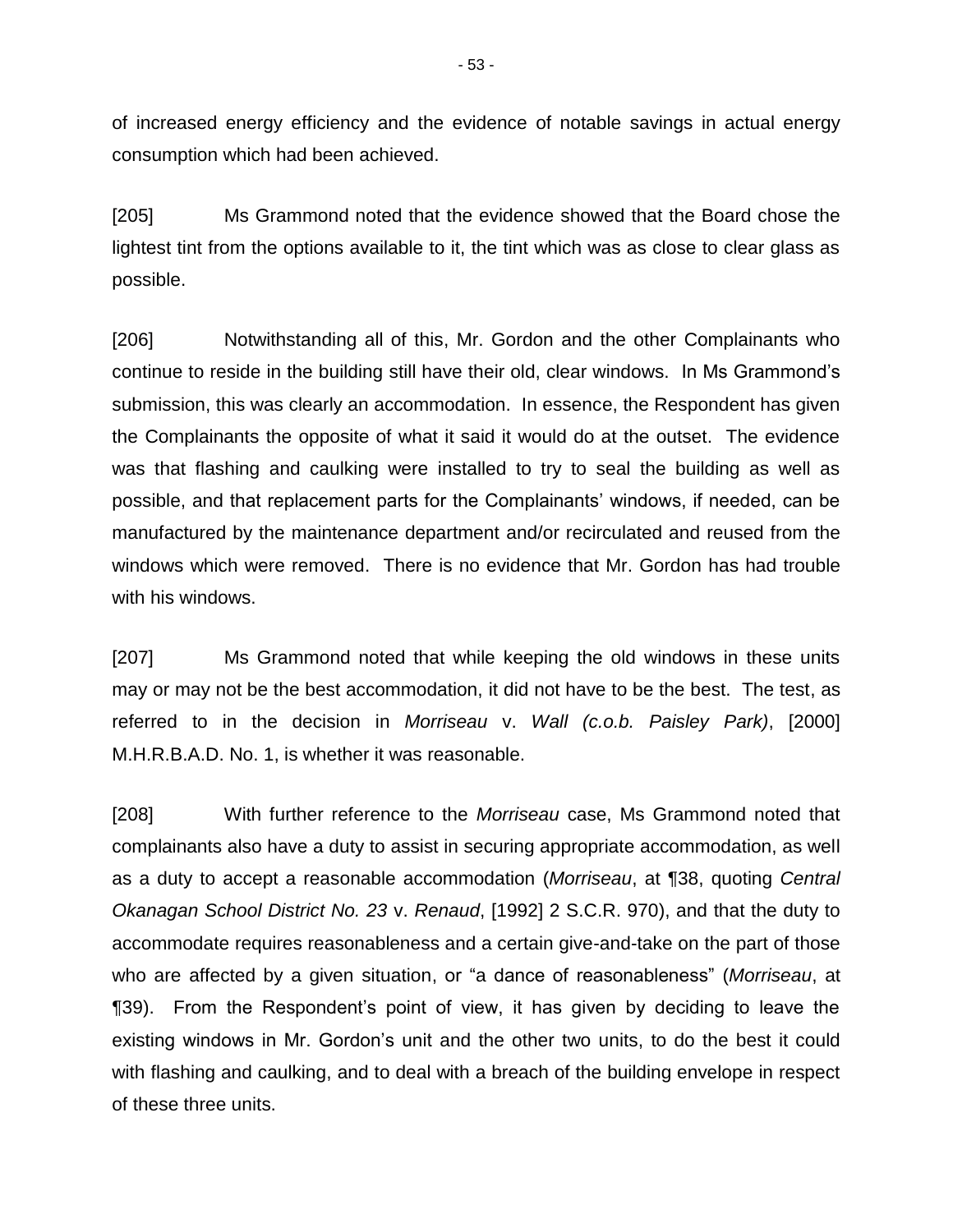of increased energy efficiency and the evidence of notable savings in actual energy consumption which had been achieved.

[205] Ms Grammond noted that the evidence showed that the Board chose the lightest tint from the options available to it, the tint which was as close to clear glass as possible.

[206] Notwithstanding all of this, Mr. Gordon and the other Complainants who continue to reside in the building still have their old, clear windows. In Ms Grammond's submission, this was clearly an accommodation. In essence, the Respondent has given the Complainants the opposite of what it said it would do at the outset. The evidence was that flashing and caulking were installed to try to seal the building as well as possible, and that replacement parts for the Complainants' windows, if needed, can be manufactured by the maintenance department and/or recirculated and reused from the windows which were removed. There is no evidence that Mr. Gordon has had trouble with his windows.

[207] Ms Grammond noted that while keeping the old windows in these units may or may not be the best accommodation, it did not have to be the best. The test, as referred to in the decision in *Morriseau* v. *Wall (c.o.b. Paisley Park)*, [2000] M.H.R.B.A.D. No. 1, is whether it was reasonable.

[208] With further reference to the *Morriseau* case, Ms Grammond noted that complainants also have a duty to assist in securing appropriate accommodation, as well as a duty to accept a reasonable accommodation (*Morriseau*, at ¶38, quoting *Central Okanagan School District No. 23* v. *Renaud*, [1992] 2 S.C.R. 970), and that the duty to accommodate requires reasonableness and a certain give-and-take on the part of those who are affected by a given situation, or "a dance of reasonableness" (*Morriseau*, at ¶39). From the Respondent's point of view, it has given by deciding to leave the existing windows in Mr. Gordon's unit and the other two units, to do the best it could with flashing and caulking, and to deal with a breach of the building envelope in respect of these three units.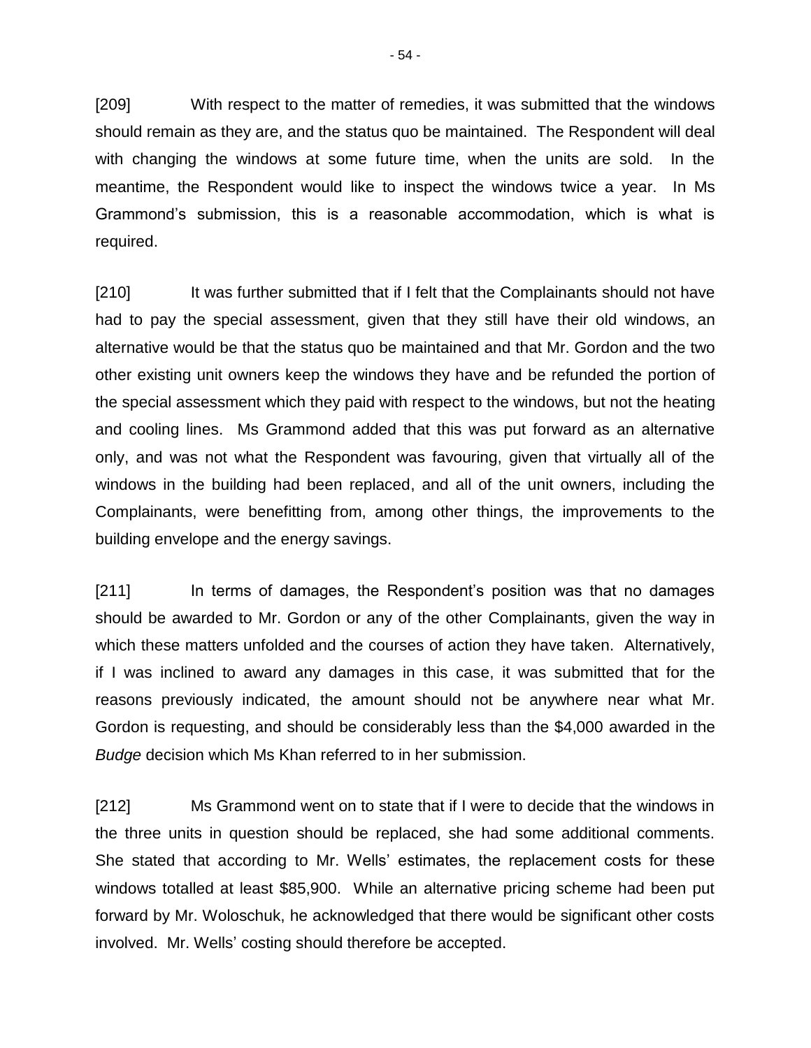[209] With respect to the matter of remedies, it was submitted that the windows should remain as they are, and the status quo be maintained. The Respondent will deal with changing the windows at some future time, when the units are sold. In the meantime, the Respondent would like to inspect the windows twice a year. In Ms Grammond's submission, this is a reasonable accommodation, which is what is required.

[210] It was further submitted that if I felt that the Complainants should not have had to pay the special assessment, given that they still have their old windows, an alternative would be that the status quo be maintained and that Mr. Gordon and the two other existing unit owners keep the windows they have and be refunded the portion of the special assessment which they paid with respect to the windows, but not the heating and cooling lines. Ms Grammond added that this was put forward as an alternative only, and was not what the Respondent was favouring, given that virtually all of the windows in the building had been replaced, and all of the unit owners, including the Complainants, were benefitting from, among other things, the improvements to the building envelope and the energy savings.

[211] In terms of damages, the Respondent's position was that no damages should be awarded to Mr. Gordon or any of the other Complainants, given the way in which these matters unfolded and the courses of action they have taken. Alternatively, if I was inclined to award any damages in this case, it was submitted that for the reasons previously indicated, the amount should not be anywhere near what Mr. Gordon is requesting, and should be considerably less than the $4,000 awarded in the *Budge* decision which Ms Khan referred to in her submission.

[212] Ms Grammond went on to state that if I were to decide that the windows in the three units in question should be replaced, she had some additional comments. She stated that according to Mr. Wells' estimates, the replacement costs for these windows totalled at least $85,900. While an alternative pricing scheme had been put forward by Mr. Woloschuk, he acknowledged that there would be significant other costs involved. Mr. Wells' costing should therefore be accepted.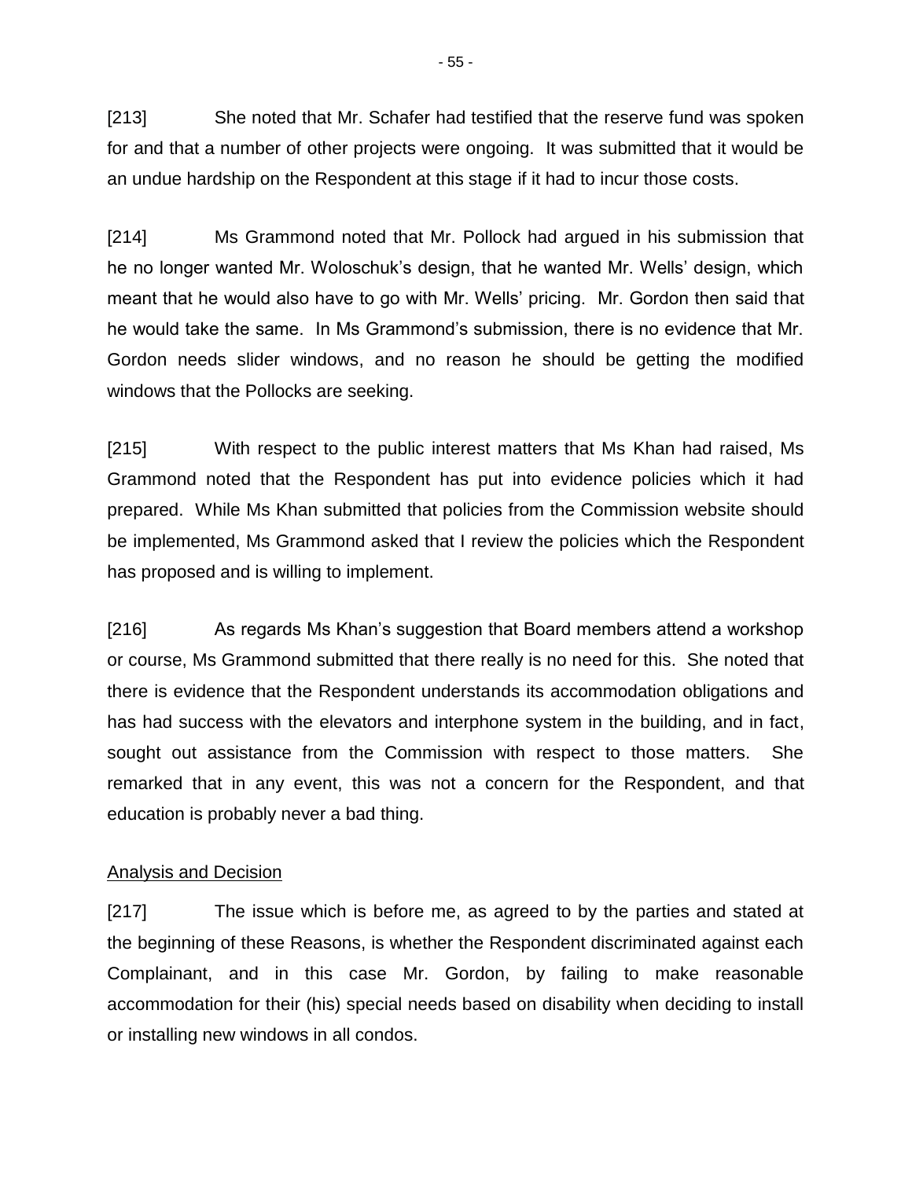[213] She noted that Mr. Schafer had testified that the reserve fund was spoken for and that a number of other projects were ongoing. It was submitted that it would be an undue hardship on the Respondent at this stage if it had to incur those costs.

[214] Ms Grammond noted that Mr. Pollock had argued in his submission that he no longer wanted Mr. Woloschuk's design, that he wanted Mr. Wells' design, which meant that he would also have to go with Mr. Wells' pricing. Mr. Gordon then said that he would take the same. In Ms Grammond's submission, there is no evidence that Mr. Gordon needs slider windows, and no reason he should be getting the modified windows that the Pollocks are seeking.

[215] With respect to the public interest matters that Ms Khan had raised, Ms Grammond noted that the Respondent has put into evidence policies which it had prepared. While Ms Khan submitted that policies from the Commission website should be implemented, Ms Grammond asked that I review the policies which the Respondent has proposed and is willing to implement.

[216] As regards Ms Khan's suggestion that Board members attend a workshop or course, Ms Grammond submitted that there really is no need for this. She noted that there is evidence that the Respondent understands its accommodation obligations and has had success with the elevators and interphone system in the building, and in fact, sought out assistance from the Commission with respect to those matters. She remarked that in any event, this was not a concern for the Respondent, and that education is probably never a bad thing.

## Analysis and Decision

[217] The issue which is before me, as agreed to by the parties and stated at the beginning of these Reasons, is whether the Respondent discriminated against each Complainant, and in this case Mr. Gordon, by failing to make reasonable accommodation for their (his) special needs based on disability when deciding to install or installing new windows in all condos.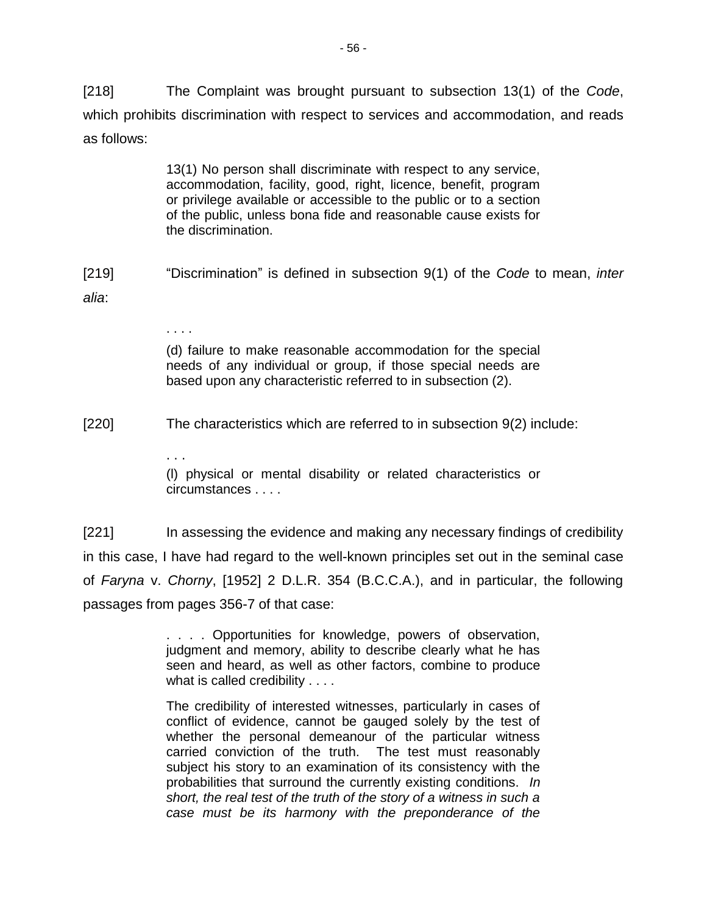[218] The Complaint was brought pursuant to subsection 13(1) of the *Code*, which prohibits discrimination with respect to services and accommodation, and reads as follows:

> 13(1) No person shall discriminate with respect to any service, accommodation, facility, good, right, licence, benefit, program or privilege available or accessible to the public or to a section of the public, unless bona fide and reasonable cause exists for the discrimination.

[219] "Discrimination" is defined in subsection 9(1) of the *Code* to mean, *inter alia*:

> . . . .
>
> (d) failure to make reasonable accommodation for the special needs of any individual or group, if those special needs are based upon any characteristic referred to in subsection (2).

[220] The characteristics which are referred to in subsection 9(2) include:

> . . .
>
> (l) physical or mental disability or related characteristics or circumstances . . . .

[221] In assessing the evidence and making any necessary findings of credibility in this case, I have had regard to the well-known principles set out in the seminal case of *Faryna* v. *Chorny*, [1952] 2 D.L.R. 354 (B.C.C.A.), and in particular, the following passages from pages 356-7 of that case:

> . . . . Opportunities for knowledge, powers of observation, judgment and memory, ability to describe clearly what he has seen and heard, as well as other factors, combine to produce what is called credibility . . . .
>
> The credibility of interested witnesses, particularly in cases of conflict of evidence, cannot be gauged solely by the test of whether the personal demeanour of the particular witness carried conviction of the truth. The test must reasonably subject his story to an examination of its consistency with the probabilities that surround the currently existing conditions. *In short, the real test of the truth of the story of a witness in such a case must be its harmony with the preponderance of the*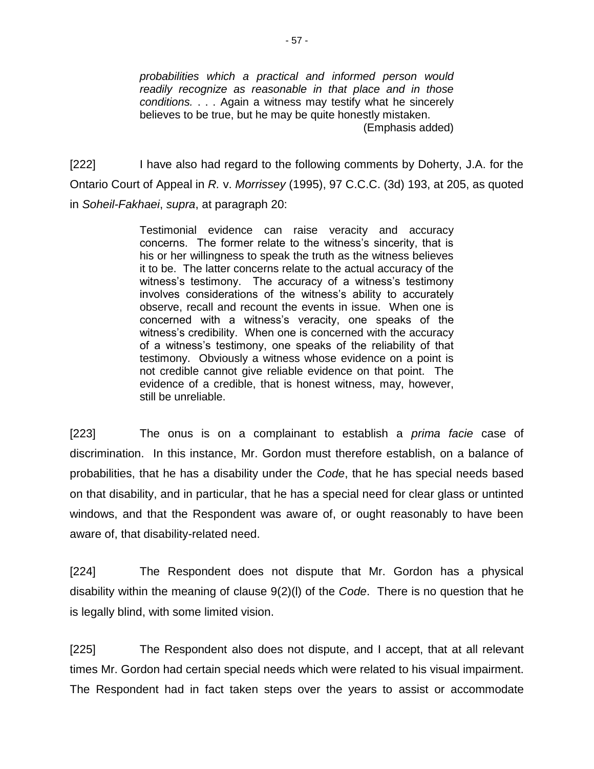> *probabilities which a practical and informed person would readily recognize as reasonable in that place and in those conditions.* . . . Again a witness may testify what he sincerely believes to be true, but he may be quite honestly mistaken.
> (Emphasis added)

[222] I have also had regard to the following comments by Doherty, J.A. for the Ontario Court of Appeal in *R.* v. *Morrissey* (1995), 97 C.C.C. (3d) 193, at 205, as quoted in *Soheil-Fakhaei*, *supra*, at paragraph 20:

> Testimonial evidence can raise veracity and accuracy concerns. The former relate to the witness's sincerity, that is his or her willingness to speak the truth as the witness believes it to be. The latter concerns relate to the actual accuracy of the witness's testimony. The accuracy of a witness's testimony involves considerations of the witness's ability to accurately observe, recall and recount the events in issue. When one is concerned with a witness's veracity, one speaks of the witness's credibility. When one is concerned with the accuracy of a witness's testimony, one speaks of the reliability of that testimony. Obviously a witness whose evidence on a point is not credible cannot give reliable evidence on that point. The evidence of a credible, that is honest witness, may, however, still be unreliable.

[223] The onus is on a complainant to establish a *prima facie* case of discrimination. In this instance, Mr. Gordon must therefore establish, on a balance of probabilities, that he has a disability under the *Code*, that he has special needs based on that disability, and in particular, that he has a special need for clear glass or untinted windows, and that the Respondent was aware of, or ought reasonably to have been aware of, that disability-related need.

[224] The Respondent does not dispute that Mr. Gordon has a physical disability within the meaning of clause 9(2)(l) of the *Code*. There is no question that he is legally blind, with some limited vision.

[225] The Respondent also does not dispute, and I accept, that at all relevant times Mr. Gordon had certain special needs which were related to his visual impairment. The Respondent had in fact taken steps over the years to assist or accommodate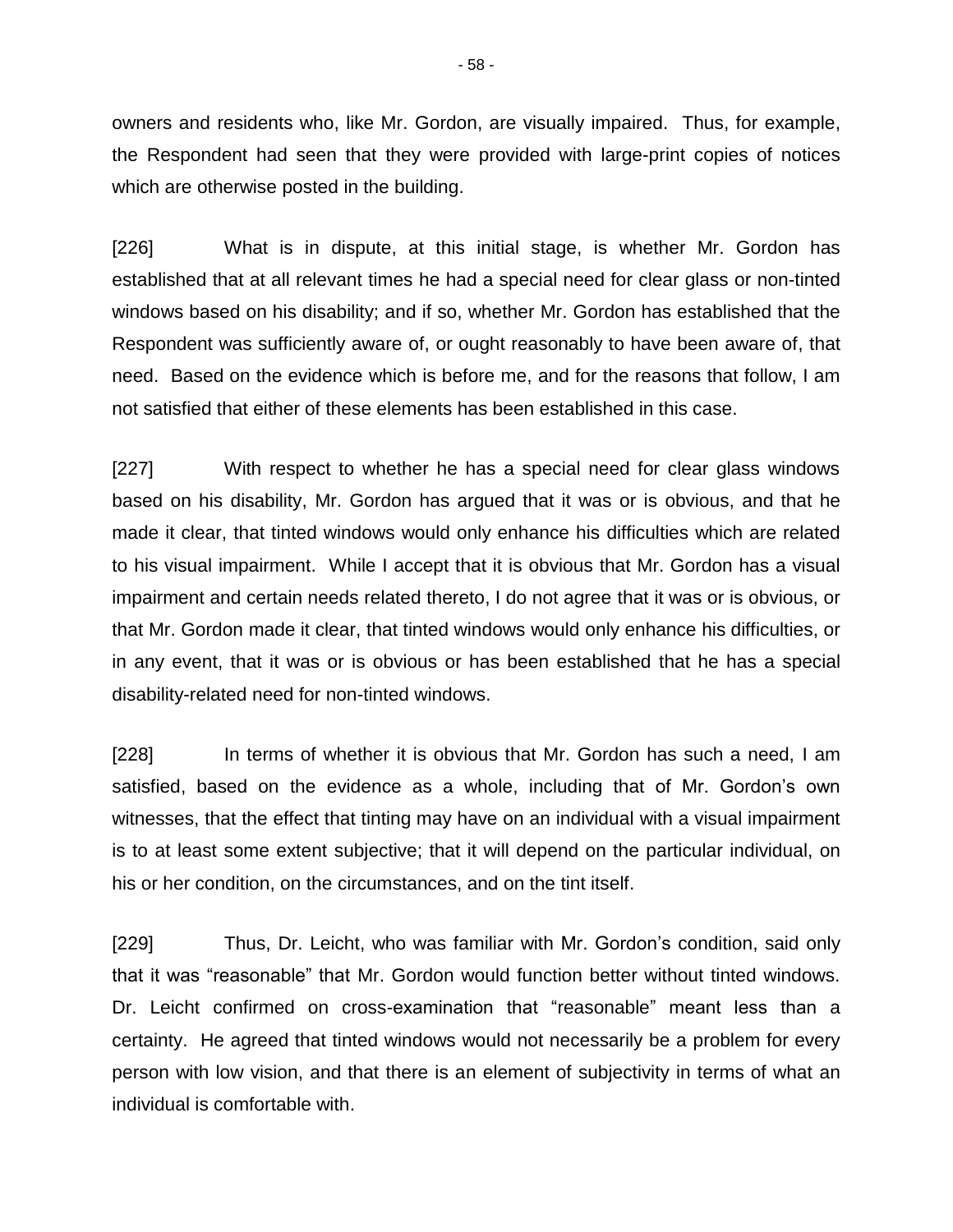owners and residents who, like Mr. Gordon, are visually impaired. Thus, for example, the Respondent had seen that they were provided with large-print copies of notices which are otherwise posted in the building.

[226] What is in dispute, at this initial stage, is whether Mr. Gordon has established that at all relevant times he had a special need for clear glass or non-tinted windows based on his disability; and if so, whether Mr. Gordon has established that the Respondent was sufficiently aware of, or ought reasonably to have been aware of, that need. Based on the evidence which is before me, and for the reasons that follow, I am not satisfied that either of these elements has been established in this case.

[227] With respect to whether he has a special need for clear glass windows based on his disability, Mr. Gordon has argued that it was or is obvious, and that he made it clear, that tinted windows would only enhance his difficulties which are related to his visual impairment. While I accept that it is obvious that Mr. Gordon has a visual impairment and certain needs related thereto, I do not agree that it was or is obvious, or that Mr. Gordon made it clear, that tinted windows would only enhance his difficulties, or in any event, that it was or is obvious or has been established that he has a special disability-related need for non-tinted windows.

[228] In terms of whether it is obvious that Mr. Gordon has such a need, I am satisfied, based on the evidence as a whole, including that of Mr. Gordon's own witnesses, that the effect that tinting may have on an individual with a visual impairment is to at least some extent subjective; that it will depend on the particular individual, on his or her condition, on the circumstances, and on the tint itself.

[229] Thus, Dr. Leicht, who was familiar with Mr. Gordon's condition, said only that it was "reasonable" that Mr. Gordon would function better without tinted windows. Dr. Leicht confirmed on cross-examination that "reasonable" meant less than a certainty. He agreed that tinted windows would not necessarily be a problem for every person with low vision, and that there is an element of subjectivity in terms of what an individual is comfortable with.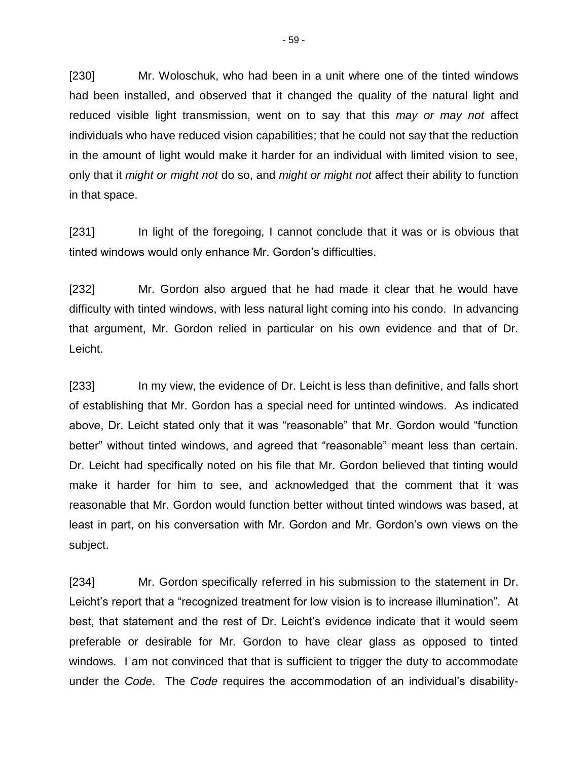[230] Mr. Woloschuk, who had been in a unit where one of the tinted windows had been installed, and observed that it changed the quality of the natural light and reduced visible light transmission, went on to say that this *may or may not* affect individuals who have reduced vision capabilities; that he could not say that the reduction in the amount of light would make it harder for an individual with limited vision to see, only that it *might or might not* do so, and *might or might not* affect their ability to function in that space.

[231] In light of the foregoing, I cannot conclude that it was or is obvious that tinted windows would only enhance Mr. Gordon's difficulties.

[232] Mr. Gordon also argued that he had made it clear that he would have difficulty with tinted windows, with less natural light coming into his condo. In advancing that argument, Mr. Gordon relied in particular on his own evidence and that of Dr. Leicht.

[233] In my view, the evidence of Dr. Leicht is less than definitive, and falls short of establishing that Mr. Gordon has a special need for untinted windows. As indicated above, Dr. Leicht stated only that it was "reasonable" that Mr. Gordon would "function better" without tinted windows, and agreed that "reasonable" meant less than certain. Dr. Leicht had specifically noted on his file that Mr. Gordon believed that tinting would make it harder for him to see, and acknowledged that the comment that it was reasonable that Mr. Gordon would function better without tinted windows was based, at least in part, on his conversation with Mr. Gordon and Mr. Gordon's own views on the subject.

[234] Mr. Gordon specifically referred in his submission to the statement in Dr. Leicht's report that a "recognized treatment for low vision is to increase illumination". At best, that statement and the rest of Dr. Leicht's evidence indicate that it would seem preferable or desirable for Mr. Gordon to have clear glass as opposed to tinted windows. I am not convinced that that is sufficient to trigger the duty to accommodate under the *Code*. The *Code* requires the accommodation of an individual's disability-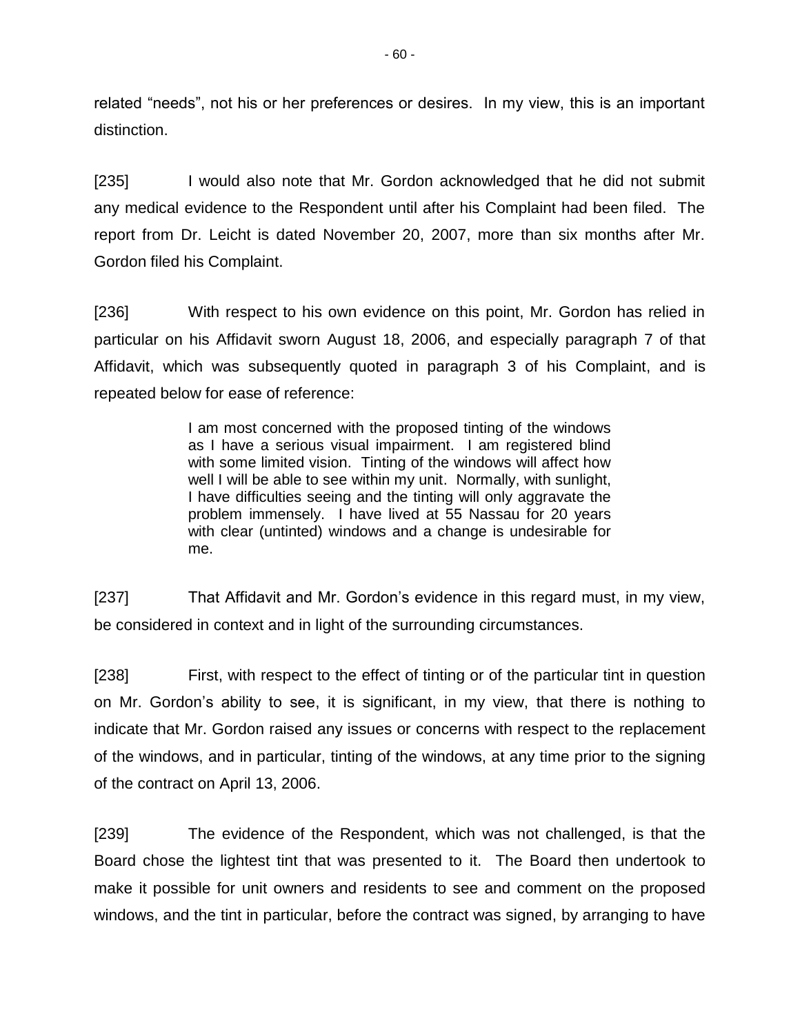related "needs", not his or her preferences or desires. In my view, this is an important distinction.

[235] I would also note that Mr. Gordon acknowledged that he did not submit any medical evidence to the Respondent until after his Complaint had been filed. The report from Dr. Leicht is dated November 20, 2007, more than six months after Mr. Gordon filed his Complaint.

[236] With respect to his own evidence on this point, Mr. Gordon has relied in particular on his Affidavit sworn August 18, 2006, and especially paragraph 7 of that Affidavit, which was subsequently quoted in paragraph 3 of his Complaint, and is repeated below for ease of reference:

> I am most concerned with the proposed tinting of the windows as I have a serious visual impairment. I am registered blind with some limited vision. Tinting of the windows will affect how well I will be able to see within my unit. Normally, with sunlight, I have difficulties seeing and the tinting will only aggravate the problem immensely. I have lived at 55 Nassau for 20 years with clear (untinted) windows and a change is undesirable for me.

[237] That Affidavit and Mr. Gordon's evidence in this regard must, in my view, be considered in context and in light of the surrounding circumstances.

[238] First, with respect to the effect of tinting or of the particular tint in question on Mr. Gordon's ability to see, it is significant, in my view, that there is nothing to indicate that Mr. Gordon raised any issues or concerns with respect to the replacement of the windows, and in particular, tinting of the windows, at any time prior to the signing of the contract on April 13, 2006.

[239] The evidence of the Respondent, which was not challenged, is that the Board chose the lightest tint that was presented to it. The Board then undertook to make it possible for unit owners and residents to see and comment on the proposed windows, and the tint in particular, before the contract was signed, by arranging to have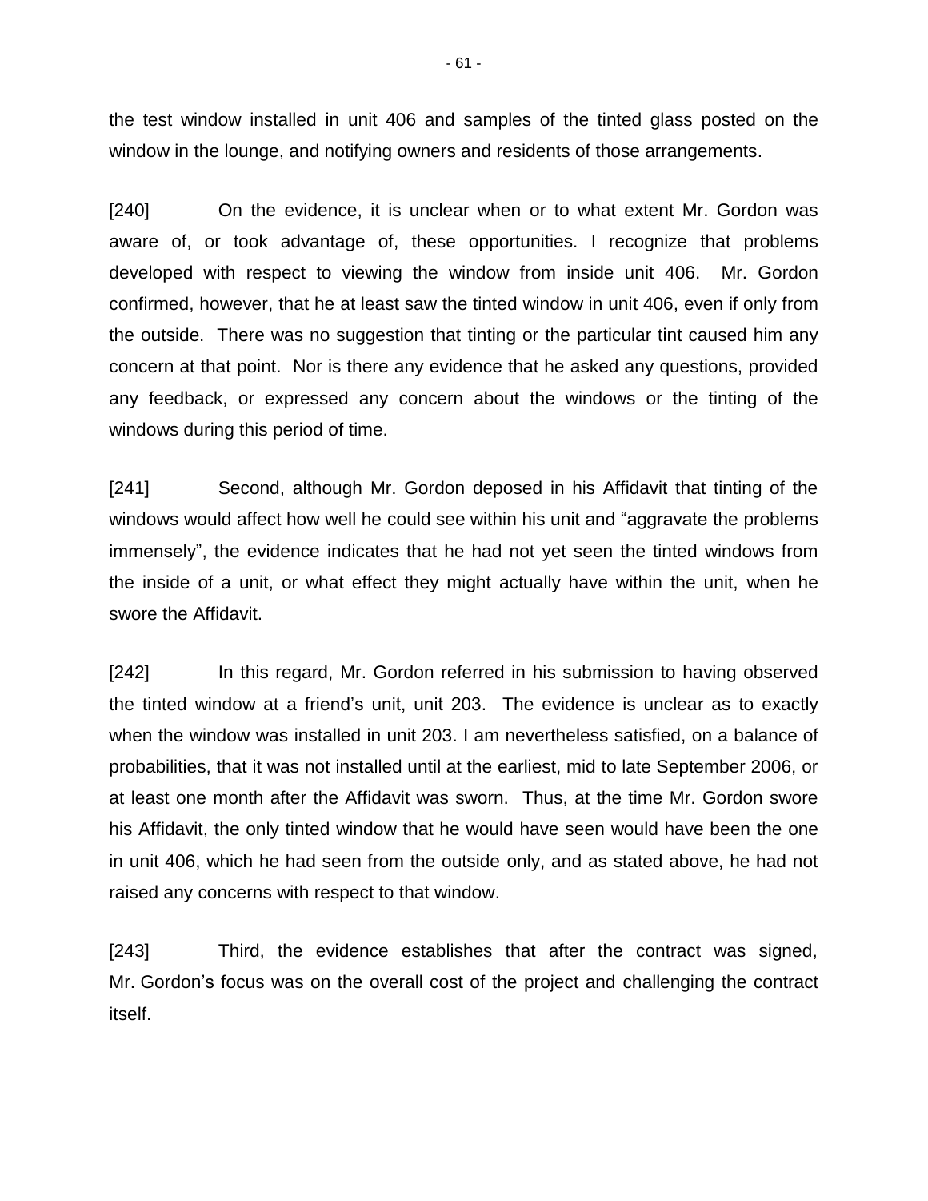the test window installed in unit 406 and samples of the tinted glass posted on the window in the lounge, and notifying owners and residents of those arrangements.

[240] On the evidence, it is unclear when or to what extent Mr. Gordon was aware of, or took advantage of, these opportunities. I recognize that problems developed with respect to viewing the window from inside unit 406. Mr. Gordon confirmed, however, that he at least saw the tinted window in unit 406, even if only from the outside. There was no suggestion that tinting or the particular tint caused him any concern at that point. Nor is there any evidence that he asked any questions, provided any feedback, or expressed any concern about the windows or the tinting of the windows during this period of time.

[241] Second, although Mr. Gordon deposed in his Affidavit that tinting of the windows would affect how well he could see within his unit and "aggravate the problems immensely", the evidence indicates that he had not yet seen the tinted windows from the inside of a unit, or what effect they might actually have within the unit, when he swore the Affidavit.

[242] In this regard, Mr. Gordon referred in his submission to having observed the tinted window at a friend's unit, unit 203. The evidence is unclear as to exactly when the window was installed in unit 203. I am nevertheless satisfied, on a balance of probabilities, that it was not installed until at the earliest, mid to late September 2006, or at least one month after the Affidavit was sworn. Thus, at the time Mr. Gordon swore his Affidavit, the only tinted window that he would have seen would have been the one in unit 406, which he had seen from the outside only, and as stated above, he had not raised any concerns with respect to that window.

[243] Third, the evidence establishes that after the contract was signed, Mr. Gordon's focus was on the overall cost of the project and challenging the contract itself.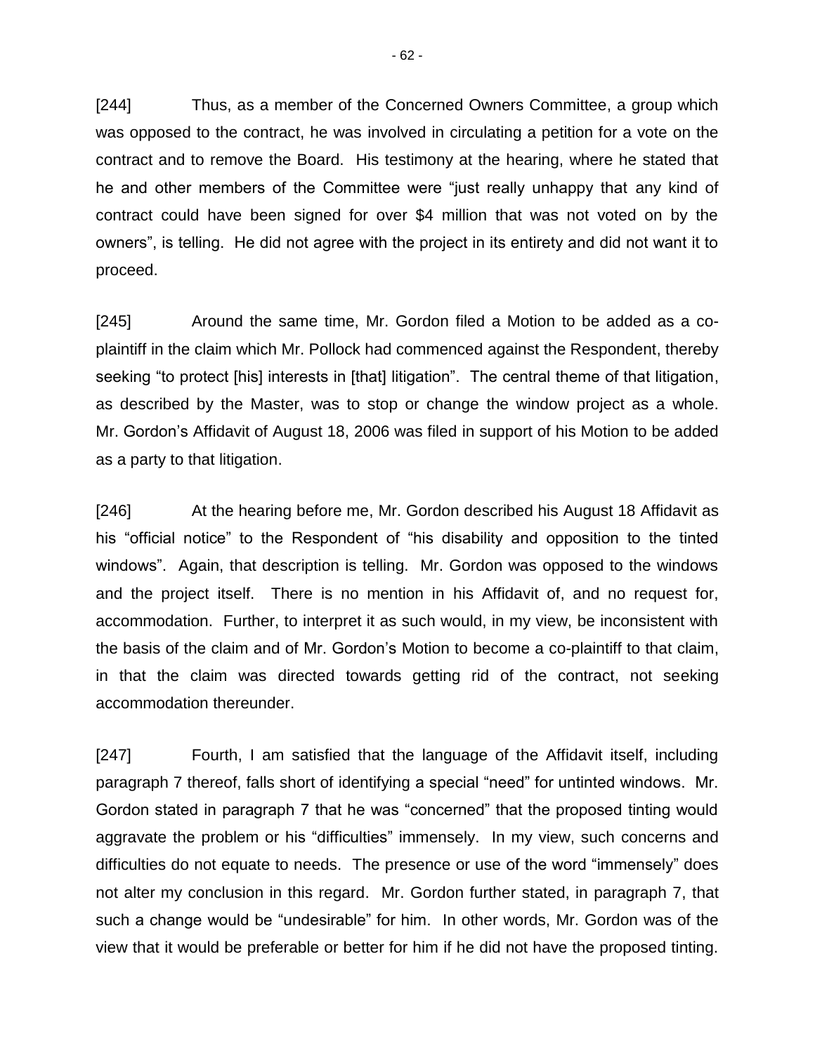[244] Thus, as a member of the Concerned Owners Committee, a group which was opposed to the contract, he was involved in circulating a petition for a vote on the contract and to remove the Board. His testimony at the hearing, where he stated that he and other members of the Committee were "just really unhappy that any kind of contract could have been signed for over $4 million that was not voted on by the owners", is telling. He did not agree with the project in its entirety and did not want it to proceed.

[245] Around the same time, Mr. Gordon filed a Motion to be added as a co-plaintiff in the claim which Mr. Pollock had commenced against the Respondent, thereby seeking "to protect [his] interests in [that] litigation". The central theme of that litigation, as described by the Master, was to stop or change the window project as a whole. Mr. Gordon's Affidavit of August 18, 2006 was filed in support of his Motion to be added as a party to that litigation.

[246] At the hearing before me, Mr. Gordon described his August 18 Affidavit as his "official notice" to the Respondent of "his disability and opposition to the tinted windows". Again, that description is telling. Mr. Gordon was opposed to the windows and the project itself. There is no mention in his Affidavit of, and no request for, accommodation. Further, to interpret it as such would, in my view, be inconsistent with the basis of the claim and of Mr. Gordon's Motion to become a co-plaintiff to that claim, in that the claim was directed towards getting rid of the contract, not seeking accommodation thereunder.

[247] Fourth, I am satisfied that the language of the Affidavit itself, including paragraph 7 thereof, falls short of identifying a special "need" for untinted windows. Mr. Gordon stated in paragraph 7 that he was "concerned" that the proposed tinting would aggravate the problem or his "difficulties" immensely. In my view, such concerns and difficulties do not equate to needs. The presence or use of the word "immensely" does not alter my conclusion in this regard. Mr. Gordon further stated, in paragraph 7, that such a change would be "undesirable" for him. In other words, Mr. Gordon was of the view that it would be preferable or better for him if he did not have the proposed tinting.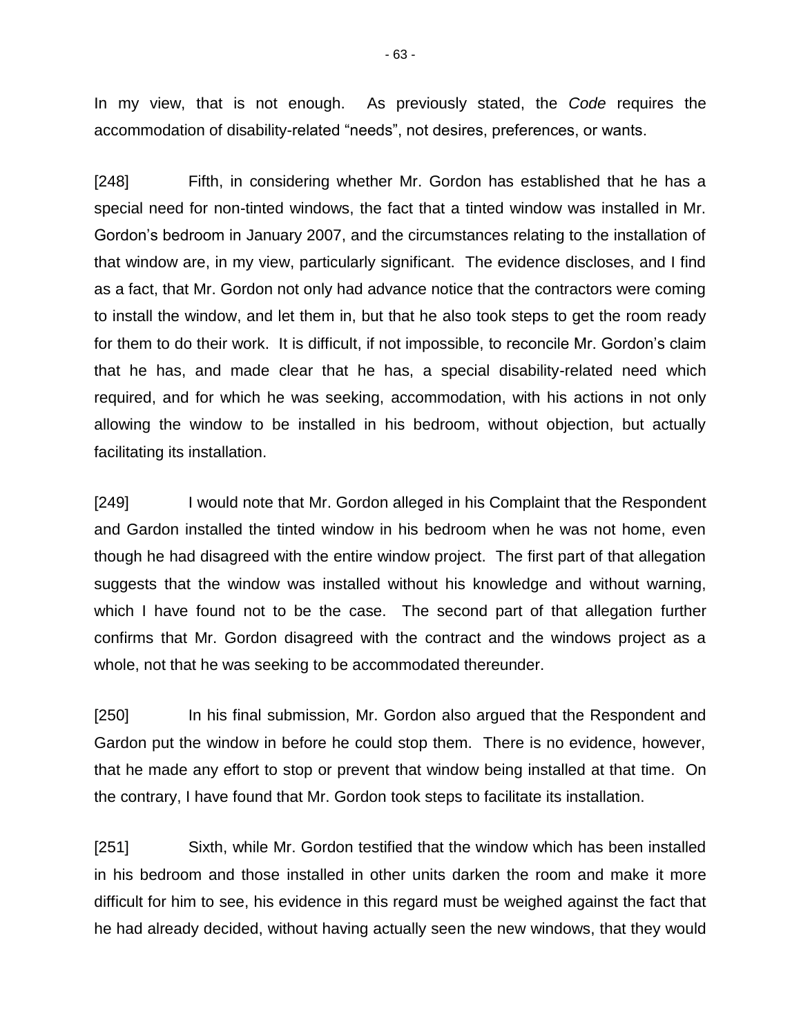In my view, that is not enough. As previously stated, the *Code* requires the accommodation of disability-related "needs", not desires, preferences, or wants.

[248] Fifth, in considering whether Mr. Gordon has established that he has a special need for non-tinted windows, the fact that a tinted window was installed in Mr. Gordon's bedroom in January 2007, and the circumstances relating to the installation of that window are, in my view, particularly significant. The evidence discloses, and I find as a fact, that Mr. Gordon not only had advance notice that the contractors were coming to install the window, and let them in, but that he also took steps to get the room ready for them to do their work. It is difficult, if not impossible, to reconcile Mr. Gordon's claim that he has, and made clear that he has, a special disability-related need which required, and for which he was seeking, accommodation, with his actions in not only allowing the window to be installed in his bedroom, without objection, but actually facilitating its installation.

[249] I would note that Mr. Gordon alleged in his Complaint that the Respondent and Gardon installed the tinted window in his bedroom when he was not home, even though he had disagreed with the entire window project. The first part of that allegation suggests that the window was installed without his knowledge and without warning, which I have found not to be the case. The second part of that allegation further confirms that Mr. Gordon disagreed with the contract and the windows project as a whole, not that he was seeking to be accommodated thereunder.

[250] In his final submission, Mr. Gordon also argued that the Respondent and Gardon put the window in before he could stop them. There is no evidence, however, that he made any effort to stop or prevent that window being installed at that time. On the contrary, I have found that Mr. Gordon took steps to facilitate its installation.

[251] Sixth, while Mr. Gordon testified that the window which has been installed in his bedroom and those installed in other units darken the room and make it more difficult for him to see, his evidence in this regard must be weighed against the fact that he had already decided, without having actually seen the new windows, that they would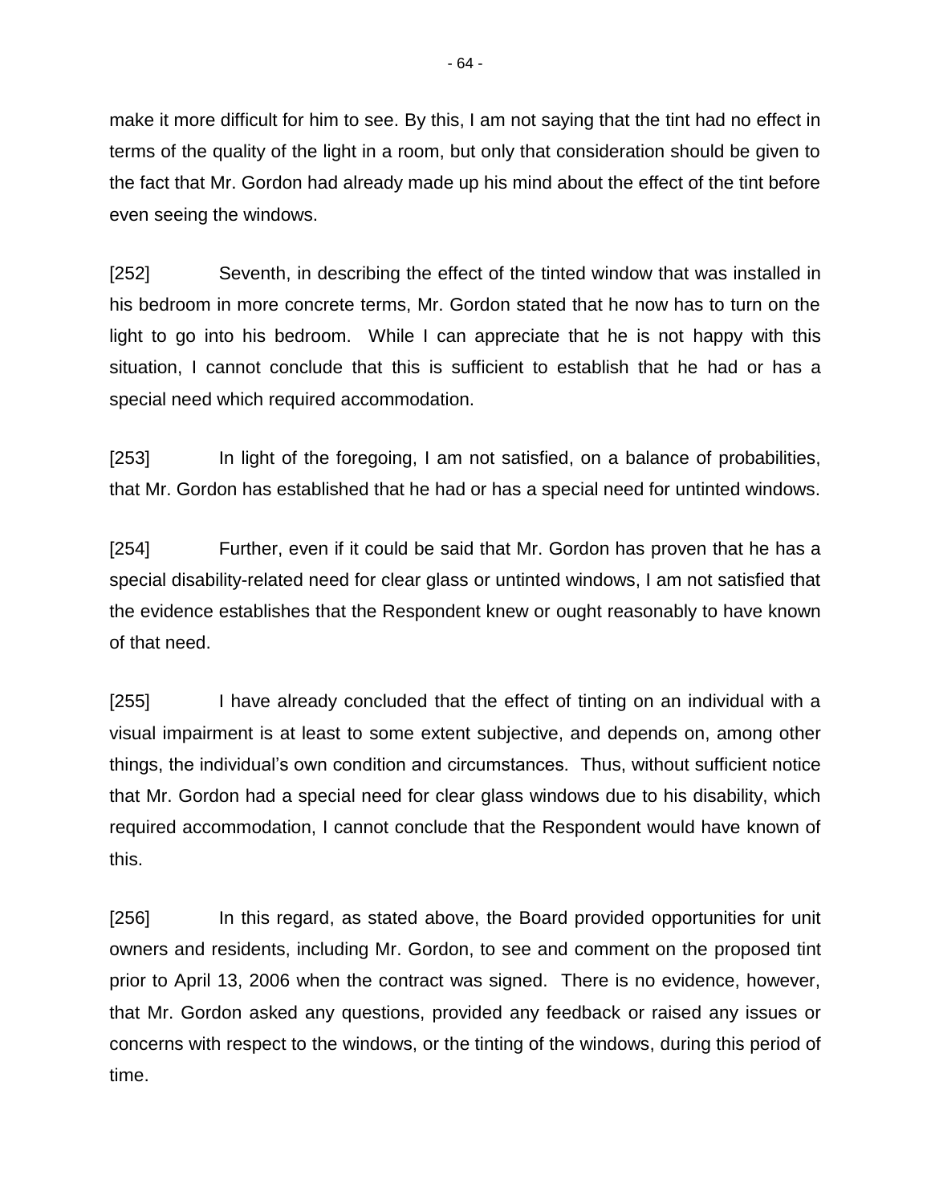make it more difficult for him to see. By this, I am not saying that the tint had no effect in terms of the quality of the light in a room, but only that consideration should be given to the fact that Mr. Gordon had already made up his mind about the effect of the tint before even seeing the windows.

[252] Seventh, in describing the effect of the tinted window that was installed in his bedroom in more concrete terms, Mr. Gordon stated that he now has to turn on the light to go into his bedroom. While I can appreciate that he is not happy with this situation, I cannot conclude that this is sufficient to establish that he had or has a special need which required accommodation.

[253] In light of the foregoing, I am not satisfied, on a balance of probabilities, that Mr. Gordon has established that he had or has a special need for untinted windows.

[254] Further, even if it could be said that Mr. Gordon has proven that he has a special disability-related need for clear glass or untinted windows, I am not satisfied that the evidence establishes that the Respondent knew or ought reasonably to have known of that need.

[255] I have already concluded that the effect of tinting on an individual with a visual impairment is at least to some extent subjective, and depends on, among other things, the individual's own condition and circumstances. Thus, without sufficient notice that Mr. Gordon had a special need for clear glass windows due to his disability, which required accommodation, I cannot conclude that the Respondent would have known of this.

[256] In this regard, as stated above, the Board provided opportunities for unit owners and residents, including Mr. Gordon, to see and comment on the proposed tint prior to April 13, 2006 when the contract was signed. There is no evidence, however, that Mr. Gordon asked any questions, provided any feedback or raised any issues or concerns with respect to the windows, or the tinting of the windows, during this period of time.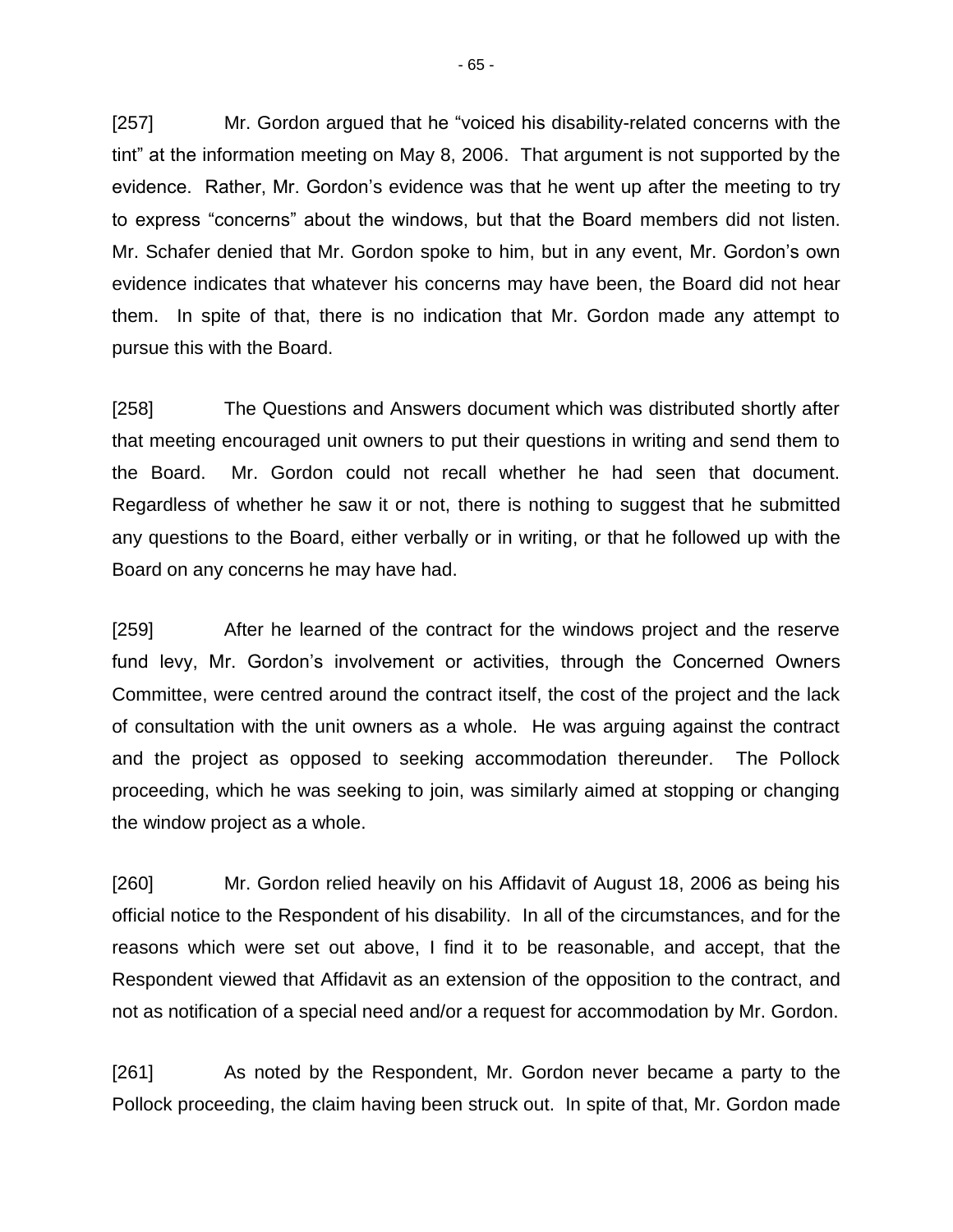[257] Mr. Gordon argued that he "voiced his disability-related concerns with the tint" at the information meeting on May 8, 2006. That argument is not supported by the evidence. Rather, Mr. Gordon's evidence was that he went up after the meeting to try to express "concerns" about the windows, but that the Board members did not listen. Mr. Schafer denied that Mr. Gordon spoke to him, but in any event, Mr. Gordon's own evidence indicates that whatever his concerns may have been, the Board did not hear them. In spite of that, there is no indication that Mr. Gordon made any attempt to pursue this with the Board.

[258] The Questions and Answers document which was distributed shortly after that meeting encouraged unit owners to put their questions in writing and send them to the Board. Mr. Gordon could not recall whether he had seen that document. Regardless of whether he saw it or not, there is nothing to suggest that he submitted any questions to the Board, either verbally or in writing, or that he followed up with the Board on any concerns he may have had.

[259] After he learned of the contract for the windows project and the reserve fund levy, Mr. Gordon's involvement or activities, through the Concerned Owners Committee, were centred around the contract itself, the cost of the project and the lack of consultation with the unit owners as a whole. He was arguing against the contract and the project as opposed to seeking accommodation thereunder. The Pollock proceeding, which he was seeking to join, was similarly aimed at stopping or changing the window project as a whole.

[260] Mr. Gordon relied heavily on his Affidavit of August 18, 2006 as being his official notice to the Respondent of his disability. In all of the circumstances, and for the reasons which were set out above, I find it to be reasonable, and accept, that the Respondent viewed that Affidavit as an extension of the opposition to the contract, and not as notification of a special need and/or a request for accommodation by Mr. Gordon.

[261] As noted by the Respondent, Mr. Gordon never became a party to the Pollock proceeding, the claim having been struck out. In spite of that, Mr. Gordon made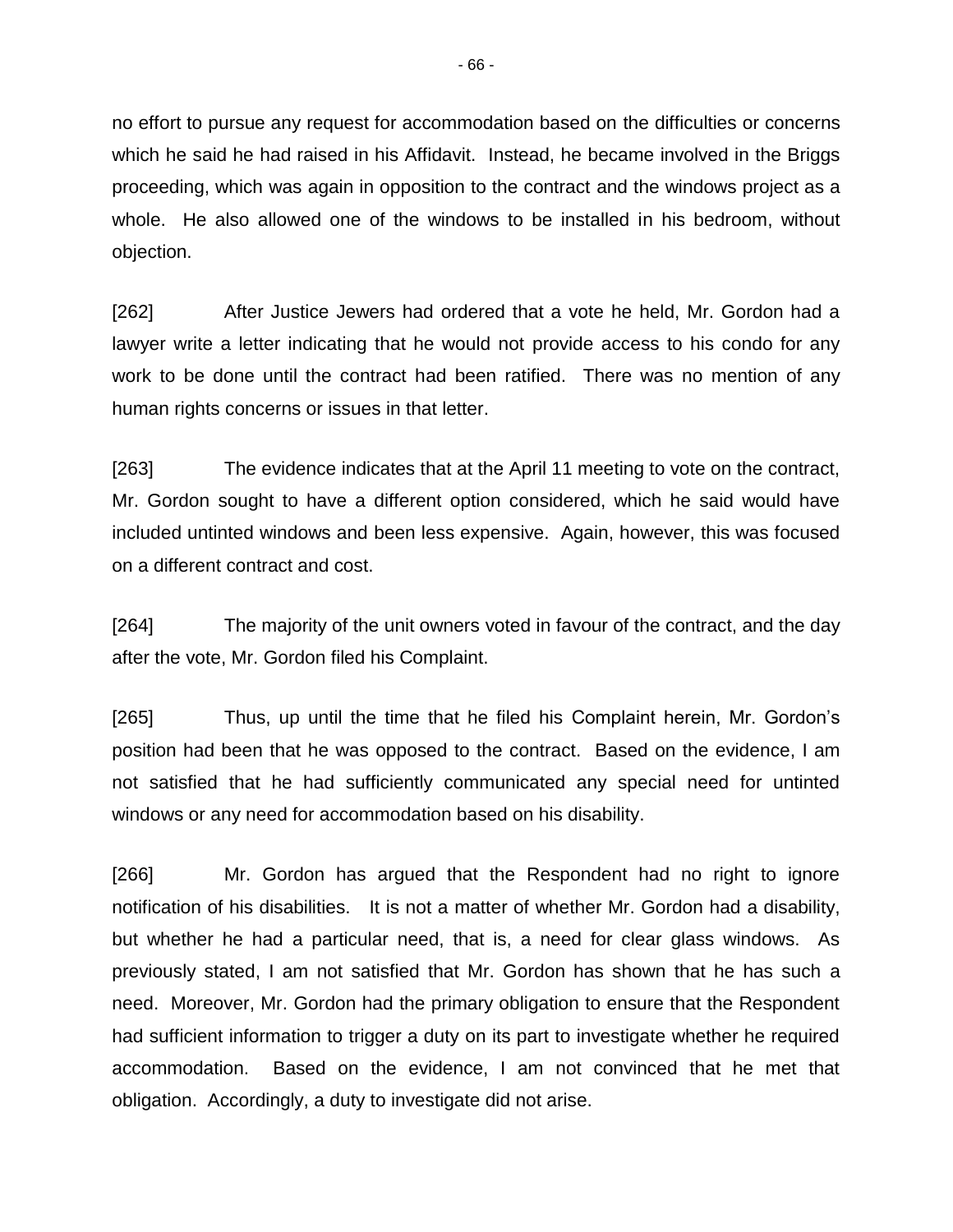no effort to pursue any request for accommodation based on the difficulties or concerns which he said he had raised in his Affidavit. Instead, he became involved in the Briggs proceeding, which was again in opposition to the contract and the windows project as a whole. He also allowed one of the windows to be installed in his bedroom, without objection.

[262] After Justice Jewers had ordered that a vote he held, Mr. Gordon had a lawyer write a letter indicating that he would not provide access to his condo for any work to be done until the contract had been ratified. There was no mention of any human rights concerns or issues in that letter.

[263] The evidence indicates that at the April 11 meeting to vote on the contract, Mr. Gordon sought to have a different option considered, which he said would have included untinted windows and been less expensive. Again, however, this was focused on a different contract and cost.

[264] The majority of the unit owners voted in favour of the contract, and the day after the vote, Mr. Gordon filed his Complaint.

[265] Thus, up until the time that he filed his Complaint herein, Mr. Gordon's position had been that he was opposed to the contract. Based on the evidence, I am not satisfied that he had sufficiently communicated any special need for untinted windows or any need for accommodation based on his disability.

[266] Mr. Gordon has argued that the Respondent had no right to ignore notification of his disabilities. It is not a matter of whether Mr. Gordon had a disability, but whether he had a particular need, that is, a need for clear glass windows. As previously stated, I am not satisfied that Mr. Gordon has shown that he has such a need. Moreover, Mr. Gordon had the primary obligation to ensure that the Respondent had sufficient information to trigger a duty on its part to investigate whether he required accommodation. Based on the evidence, I am not convinced that he met that obligation. Accordingly, a duty to investigate did not arise.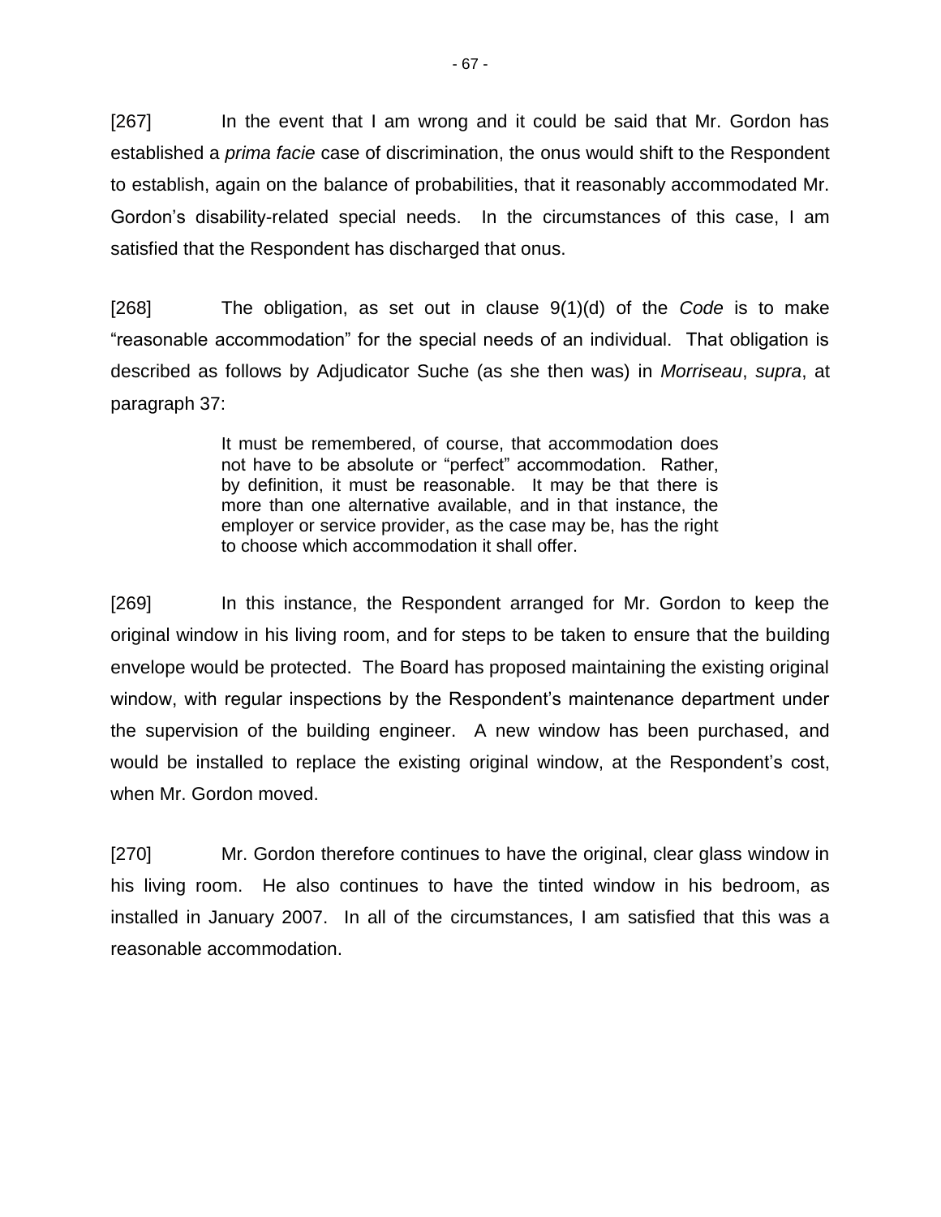[267] In the event that I am wrong and it could be said that Mr. Gordon has established a *prima facie* case of discrimination, the onus would shift to the Respondent to establish, again on the balance of probabilities, that it reasonably accommodated Mr. Gordon's disability-related special needs. In the circumstances of this case, I am satisfied that the Respondent has discharged that onus.

[268] The obligation, as set out in clause 9(1)(d) of the *Code* is to make "reasonable accommodation" for the special needs of an individual. That obligation is described as follows by Adjudicator Suche (as she then was) in *Morriseau*, *supra*, at paragraph 37:

> It must be remembered, of course, that accommodation does not have to be absolute or "perfect" accommodation. Rather, by definition, it must be reasonable. It may be that there is more than one alternative available, and in that instance, the employer or service provider, as the case may be, has the right to choose which accommodation it shall offer.

[269] In this instance, the Respondent arranged for Mr. Gordon to keep the original window in his living room, and for steps to be taken to ensure that the building envelope would be protected. The Board has proposed maintaining the existing original window, with regular inspections by the Respondent's maintenance department under the supervision of the building engineer. A new window has been purchased, and would be installed to replace the existing original window, at the Respondent's cost, when Mr. Gordon moved.

[270] Mr. Gordon therefore continues to have the original, clear glass window in his living room. He also continues to have the tinted window in his bedroom, as installed in January 2007. In all of the circumstances, I am satisfied that this was a reasonable accommodation.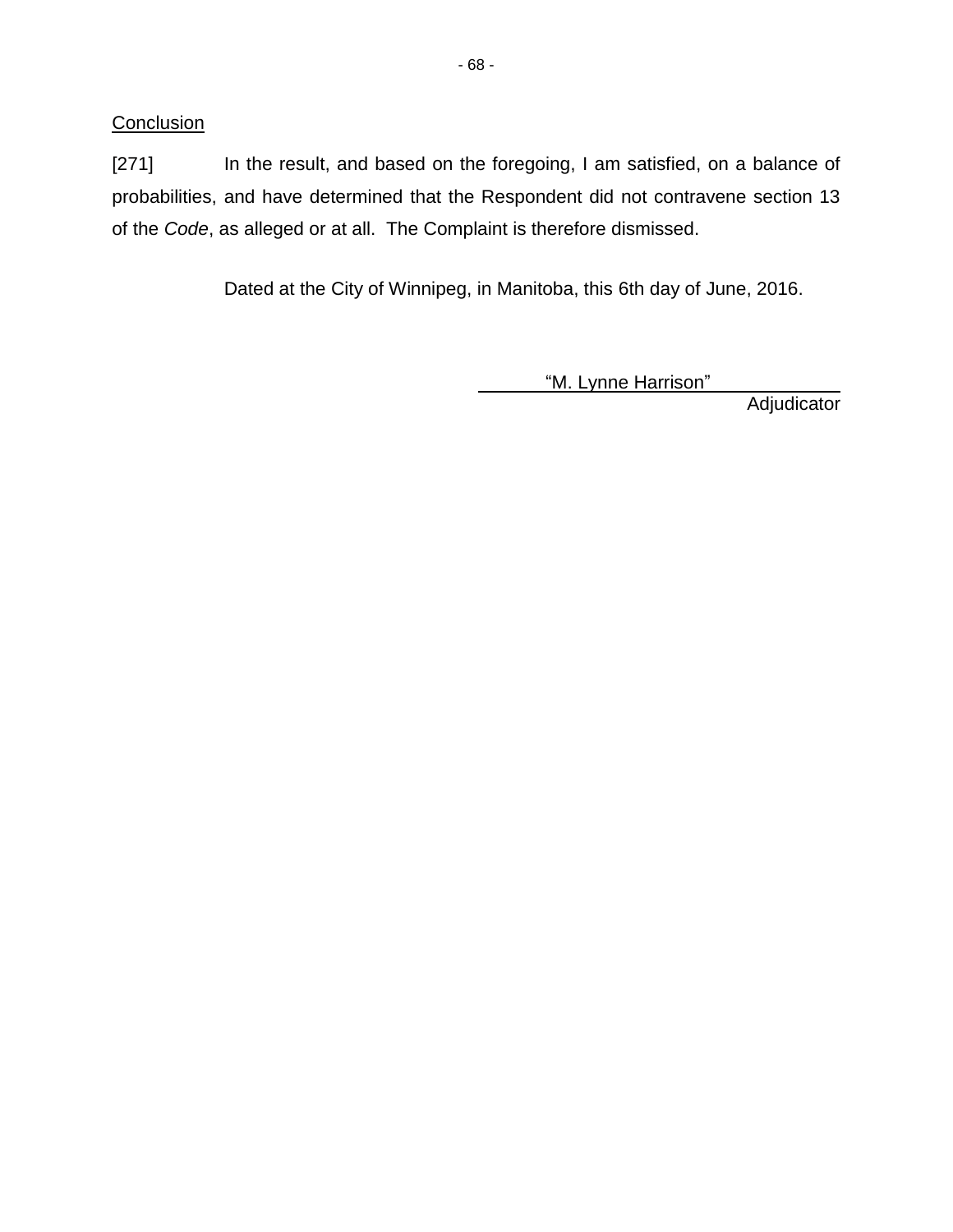Conclusion

[271] In the result, and based on the foregoing, I am satisfied, on a balance of probabilities, and have determined that the Respondent did not contravene section 13 of the *Code*, as alleged or at all. The Complaint is therefore dismissed.

Dated at the City of Winnipeg, in Manitoba, this 6th day of June, 2016.

"M. Lynne Harrison"

Adjudicator